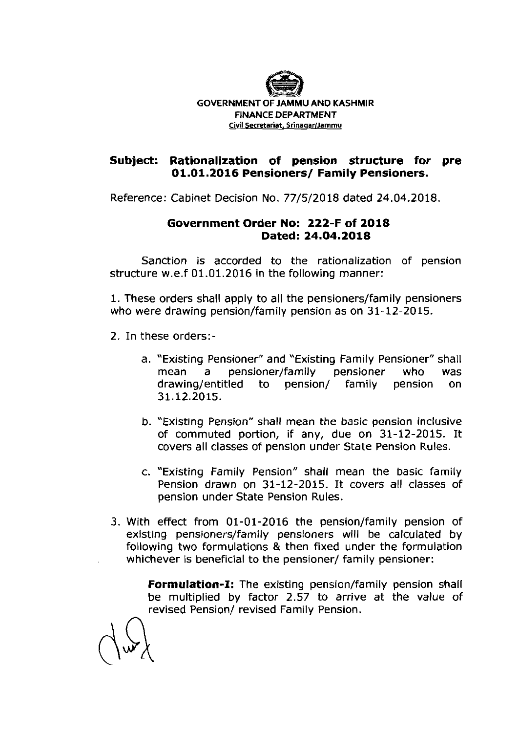**GOVERNMENT OF JAMMU AND KASHMIR**
**FINANCE DEPARTMENT**
Civil Secretariat, Srinagar/Jammu

**Subject: Rationalization of pension structure for pre 01.01.2016 Pensioners/ Family Pensioners.**

Reference: Cabinet Decision No. 77/5/2018 dated 24.04.2018.

**Government Order No: 222-F of 2018**
**Dated: 24.04.2018**

Sanction is accorded to the rationalization of pension structure w.e.f 01.01.2016 in the following manner:

1. These orders shall apply to all the pensioners/family pensioners who were drawing pension/family pension as on 31-12-2015.

2. In these orders:-

   a. "Existing Pensioner" and "Existing Family Pensioner" shall mean a pensioner/family pensioner who was drawing/entitled to pension/ family pension on 31.12.2015.

   b. "Existing Pension" shall mean the basic pension inclusive of commuted portion, if any, due on 31-12-2015. It covers all classes of pension under State Pension Rules.

   c. "Existing Family Pension" shall mean the basic family Pension drawn on 31-12-2015. It covers all classes of pension under State Pension Rules.

3. With effect from 01-01-2016 the pension/family pension of existing pensioners/family pensioners will be calculated by following two formulations & then fixed under the formulation whichever is beneficial to the pensioner/ family pensioner:

   **Formulation-I:** The existing pension/family pension shall be multiplied by factor 2.57 to arrive at the value of revised Pension/ revised Family Pension.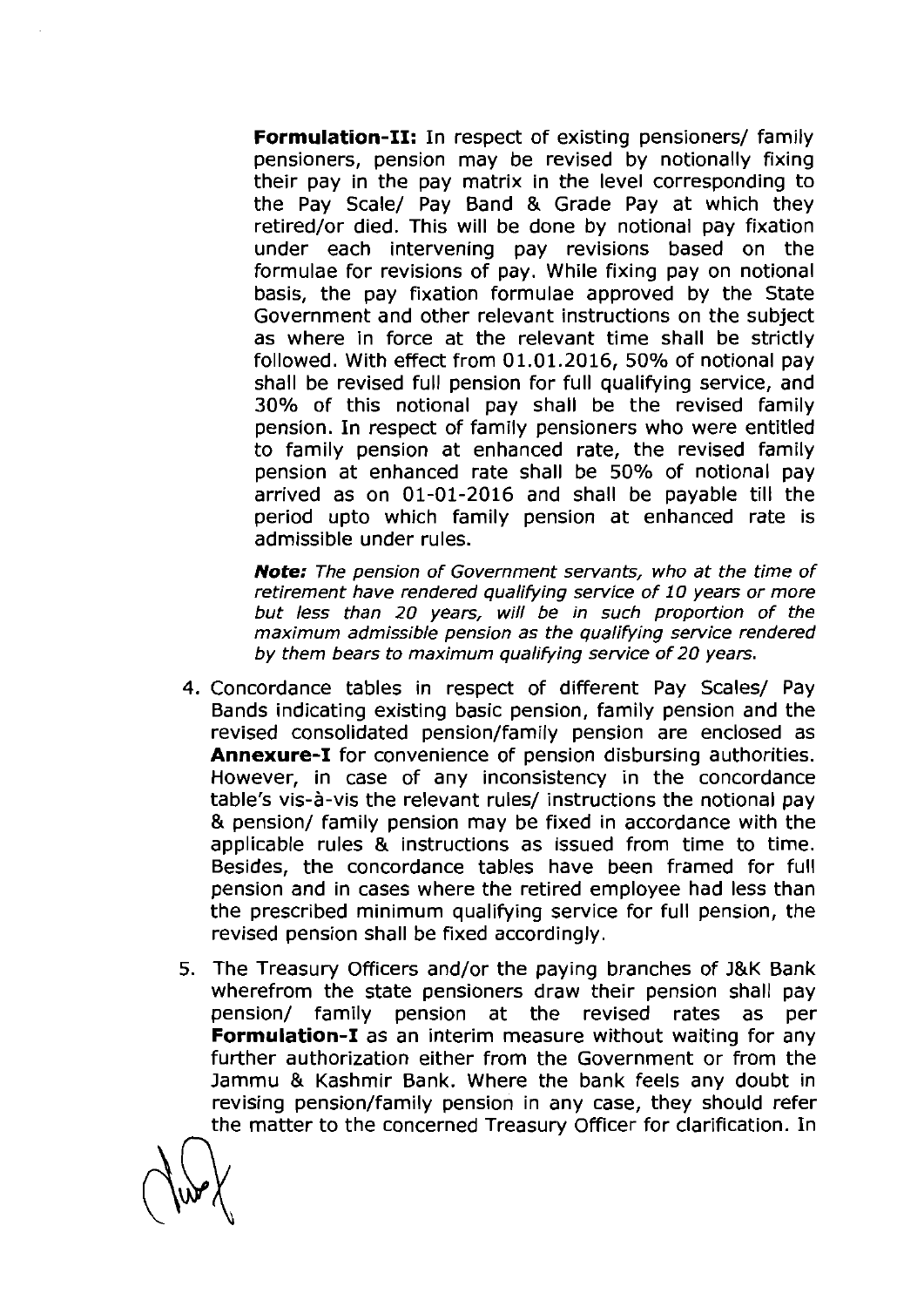**Formulation-II:** In respect of existing pensioners/ family pensioners, pension may be revised by notionally fixing their pay in the pay matrix in the level corresponding to the Pay Scale/ Pay Band & Grade Pay at which they retired/or died. This will be done by notional pay fixation under each intervening pay revisions based on the formulae for revisions of pay. While fixing pay on notional basis, the pay fixation formulae approved by the State Government and other relevant instructions on the subject as where in force at the relevant time shall be strictly followed. With effect from 01.01.2016, 50% of notional pay shall be revised full pension for full qualifying service, and 30% of this notional pay shall be the revised family pension. In respect of family pensioners who were entitled to family pension at enhanced rate, the revised family pension at enhanced rate shall be 50% of notional pay arrived as on 01-01-2016 and shall be payable till the period upto which family pension at enhanced rate is admissible under rules.

***Note:*** *The pension of Government servants, who at the time of retirement have rendered qualifying service of 10 years or more but less than 20 years, will be in such proportion of the maximum admissible pension as the qualifying service rendered by them bears to maximum qualifying service of 20 years.*

4. Concordance tables in respect of different Pay Scales/ Pay Bands indicating existing basic pension, family pension and the revised consolidated pension/family pension are enclosed as **Annexure-I** for convenience of pension disbursing authorities. However, in case of any inconsistency in the concordance table's vis-à-vis the relevant rules/ instructions the notional pay & pension/ family pension may be fixed in accordance with the applicable rules & instructions as issued from time to time. Besides, the concordance tables have been framed for full pension and in cases where the retired employee had less than the prescribed minimum qualifying service for full pension, the revised pension shall be fixed accordingly.

5. The Treasury Officers and/or the paying branches of J&K Bank wherefrom the state pensioners draw their pension shall pay pension/ family pension at the revised rates as per **Formulation-I** as an interim measure without waiting for any further authorization either from the Government or from the Jammu & Kashmir Bank. Where the bank feels any doubt in revising pension/family pension in any case, they should refer the matter to the concerned Treasury Officer for clarification. In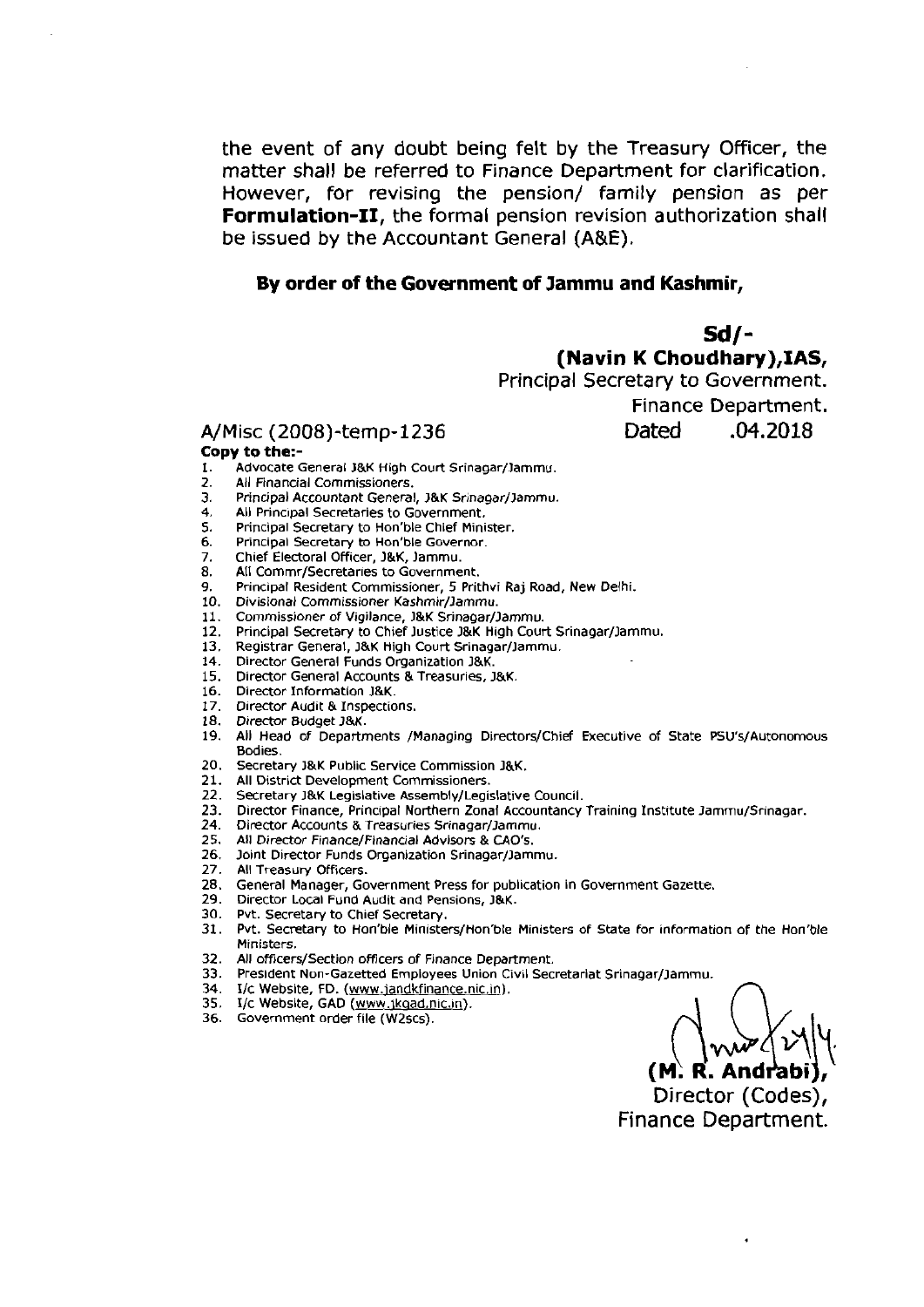the event of any doubt being felt by the Treasury Officer, the matter shall be referred to Finance Department for clarification. However, for revising the pension/ family pension as per **Formulation-II**, the formal pension revision authorization shall be issued by the Accountant General (A&E).

**By order of the Government of Jammu and Kashmir,**

**Sd/-**
**(Navin K Choudhary),IAS,**
Principal Secretary to Government.
Finance Department.

A/Misc (2008)-temp-1236 Dated .04.2018

**Copy to the:-**

1. Advocate General J&K High Court Srinagar/Jammu.
2. All Financial Commissioners.
3. Principal Accountant General, J&K Srinagar/Jammu.
4. All Principal Secretaries to Government.
5. Principal Secretary to Hon'ble Chief Minister.
6. Principal Secretary to Hon'ble Governor.
7. Chief Electoral Officer, J&K, Jammu.
8. All Commr/Secretaries to Government.
9. Principal Resident Commissioner, 5 Prithvi Raj Road, New Delhi.
10. Divisional Commissioner Kashmir/Jammu.
11. Commissioner of Vigilance, J&K Srinagar/Jammu.
12. Principal Secretary to Chief Justice J&K High Court Srinagar/Jammu.
13. Registrar General, J&K High Court Srinagar/Jammu.
14. Director General Funds Organization J&K.
15. Director General Accounts & Treasuries, J&K.
16. Director Information J&K.
17. Director Audit & Inspections.
18. Director Budget J&K.
19. All Head of Departments /Managing Directors/Chief Executive of State PSU's/Autonomous Bodies.
20. Secretary J&K Public Service Commission J&K.
21. All District Development Commissioners.
22. Secretary J&K Legislative Assembly/Legislative Council.
23. Director Finance, Principal Northern Zonal Accountancy Training Institute Jammu/Srinagar.
24. Director Accounts & Treasuries Srinagar/Jammu.
25. All Director Finance/Financial Advisors & CAO's.
26. Joint Director Funds Organization Srinagar/Jammu.
27. All Treasury Officers.
28. General Manager, Government Press for publication in Government Gazette.
29. Director Local Fund Audit and Pensions, J&K.
30. Pvt. Secretary to Chief Secretary.
31. Pvt. Secretary to Hon'ble Ministers/Hon'ble Ministers of State for information of the Hon'ble Ministers.
32. All officers/Section officers of Finance Department.
33. President Non-Gazetted Employees Union Civil Secretariat Srinagar/Jammu.
34. I/c Website, FD. (www.jandkfinance.nic.in).
35. I/c Website, GAD (www.jkgad.nic.in).
36. Government order file (W2scs).

**(M. R. Andrabi),**
Director (Codes),
Finance Department.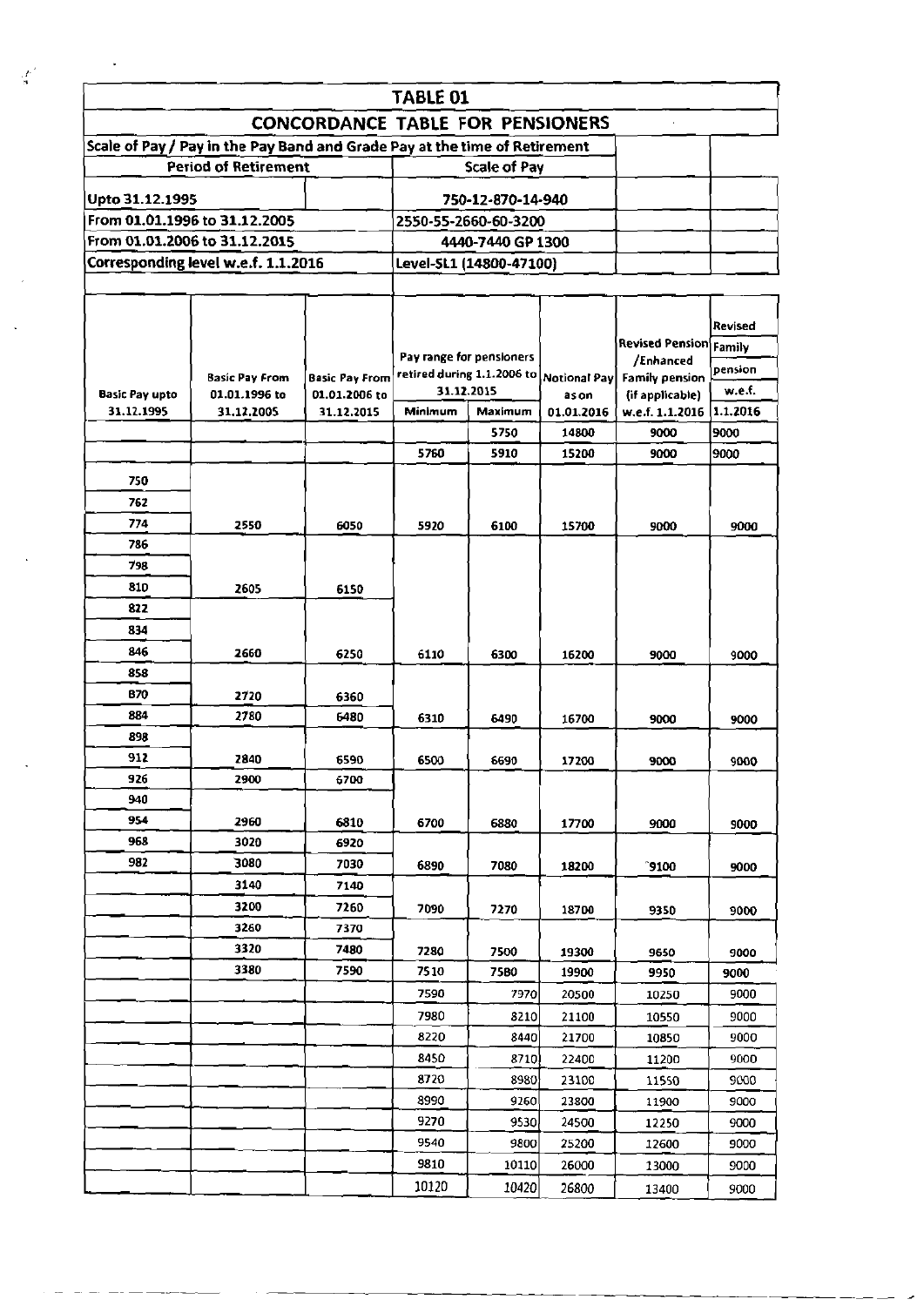# TABLE 01

## CONCORDANCE TABLE FOR PENSIONERS

| Scale of Pay / Pay in the Pay Band and Grade Pay at the time of Retirement | |
|---|---|
| **Period of Retirement** | **Scale of Pay** |
| Upto 31.12.1995 | 750-12-870-14-940 |
| From 01.01.1996 to 31.12.2005 | 2550-55-2660-60-3200 |
| From 01.01.2006 to 31.12.2015 | 4440-7440 GP 1300 |
| Corresponding level w.e.f. 1.1.2016 | Level-SL1 (14800-47100) |

| Basic Pay upto 31.12.1995 | Basic Pay From 01.01.1996 to 31.12.2005 | Basic Pay From 01.01.2006 to 31.12.2015 | Pay range for pensioners retired during 1.1.2006 to 31.12.2015 Minimum | Maximum | Notional Pay as on 01.01.2016 | Revised Pension /Enhanced Family pension (if applicable) w.e.f. 1.1.2016 | Revised Family pension w.e.f. 1.1.2016 |
|---|---|---|---|---|---|---|---|
| | | | | 5750 | 14800 | 9000 | 9000 |
| | | | 5760 | 5910 | 15200 | 9000 | 9000 |
| 750 | | | | | | | |
| 762 | | | | | | | |
| 774 | 2550 | 6050 | 5920 | 6100 | 15700 | 9000 | 9000 |
| 786 | | | | | | | |
| 798 | | | | | | | |
| 810 | 2605 | 6150 | | | | | |
| 822 | | | | | | | |
| 834 | | | | | | | |
| 846 | 2660 | 6250 | 6110 | 6300 | 16200 | 9000 | 9000 |
| 858 | | | | | | | |
| 870 | 2720 | 6360 | | | | | |
| 884 | 2780 | 6480 | 6310 | 6490 | 16700 | 9000 | 9000 |
| 898 | | | | | | | |
| 912 | 2840 | 6590 | 6500 | 6690 | 17200 | 9000 | 9000 |
| 926 | 2900 | 6700 | | | | | |
| 940 | | | | | | | |
| 954 | 2960 | 6810 | 6700 | 6880 | 17700 | 9000 | 9000 |
| 968 | 3020 | 6920 | | | | | |
| 982 | 3080 | 7030 | 6890 | 7080 | 18200 | 9100 | 9000 |
| | 3140 | 7140 | | | | | |
| | 3200 | 7260 | 7090 | 7270 | 18700 | 9350 | 9000 |
| | 3260 | 7370 | | | | | |
| | 3320 | 7480 | 7280 | 7500 | 19300 | 9650 | 9000 |
| | 3380 | 7590 | 7510 | 7580 | 19900 | 9950 | 9000 |
| | | | 7590 | 7970 | 20500 | 10250 | 9000 |
| | | | 7980 | 8210 | 21100 | 10550 | 9000 |
| | | | 8220 | 8440 | 21700 | 10850 | 9000 |
| | | | 8450 | 8710 | 22400 | 11200 | 9000 |
| | | | 8720 | 8980 | 23100 | 11550 | 9000 |
| | | | 8990 | 9260 | 23800 | 11900 | 9000 |
| | | | 9270 | 9530 | 24500 | 12250 | 9000 |
| | | | 9540 | 9800 | 25200 | 12600 | 9000 |
| | | | 9810 | 10110 | 26000 | 13000 | 9000 |
| | | | 10120 | 10420 | 26800 | 13400 | 9000 |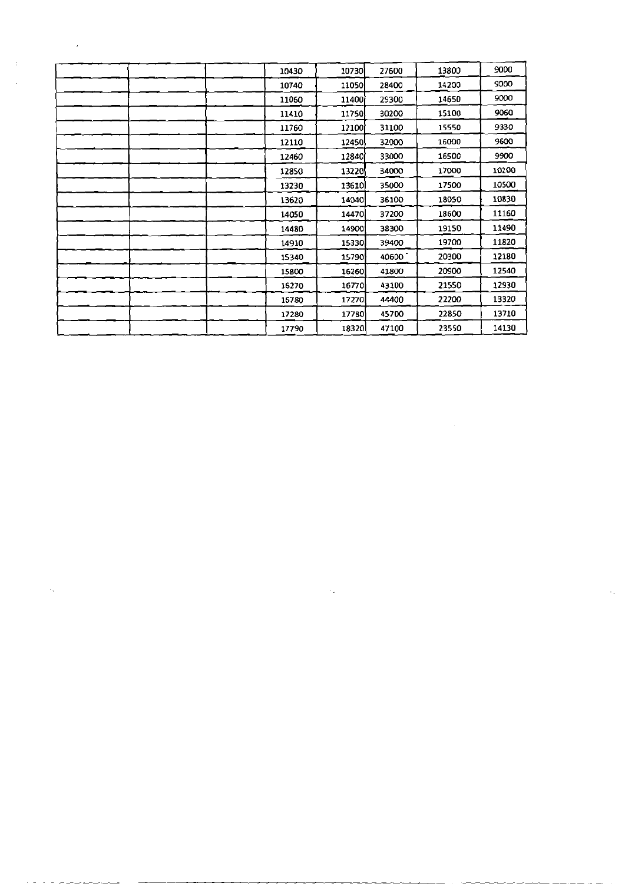| | | | | | | | |
|---|---|---|---|---|---|---|---|
| | | | 10430 | 10730 | 27600 | 13800 | 9000 |
| | | | 10740 | 11050 | 28400 | 14200 | 9000 |
| | | | 11060 | 11400 | 29300 | 14650 | 9000 |
| | | | 11410 | 11750 | 30200 | 15100 | 9060 |
| | | | 11760 | 12100 | 31100 | 15550 | 9330 |
| | | | 12110 | 12450 | 32000 | 16000 | 9600 |
| | | | 12460 | 12840 | 33000 | 16500 | 9900 |
| | | | 12850 | 13220 | 34000 | 17000 | 10200 |
| | | | 13230 | 13610 | 35000 | 17500 | 10500 |
| | | | 13620 | 14040 | 36100 | 18050 | 10830 |
| | | | 14050 | 14470 | 37200 | 18600 | 11160 |
| | | | 14480 | 14900 | 38300 | 19150 | 11490 |
| | | | 14910 | 15330 | 39400 | 19700 | 11820 |
| | | | 15340 | 15790 | 40600 | 20300 | 12180 |
| | | | 15800 | 16260 | 41800 | 20900 | 12540 |
| | | | 16270 | 16770 | 43100 | 21550 | 12930 |
| | | | 16780 | 17270 | 44400 | 22200 | 13320 |
| | | | 17280 | 17780 | 45700 | 22850 | 13710 |
| | | | 17790 | 18320 | 47100 | 23550 | 14130 |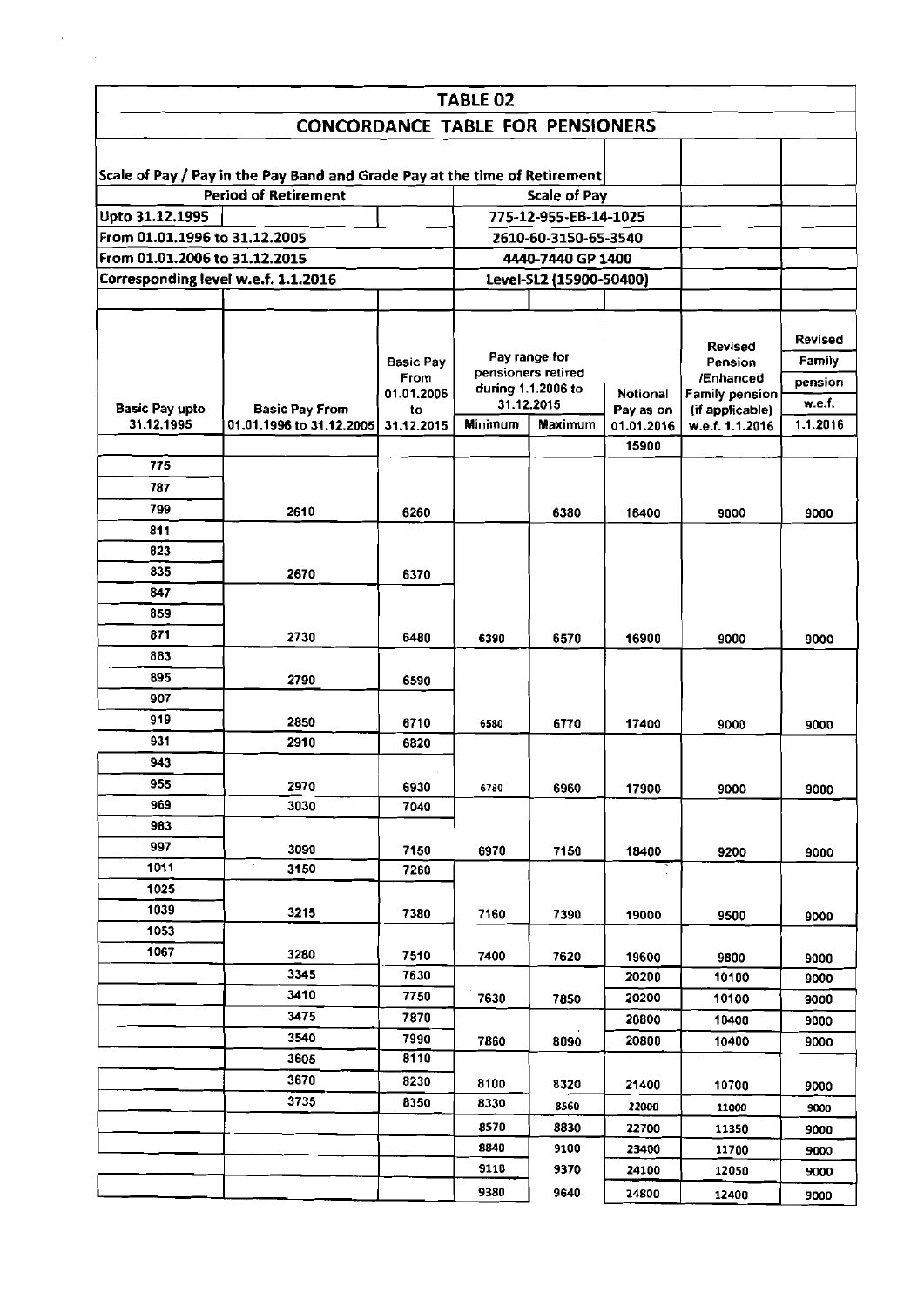# TABLE 02

## CONCORDANCE TABLE FOR PENSIONERS

Scale of Pay / Pay in the Pay Band and Grade Pay at the time of Retirement

| Period of Retirement | Scale of Pay |
|---|---|
| Upto 31.12.1995 | 775-12-955-EB-14-1025 |
| From 01.01.1996 to 31.12.2005 | 2610-60-3150-65-3540 |
| From 01.01.2006 to 31.12.2015 | 4440-7440 GP 1400 |
| Corresponding level w.e.f. 1.1.2016 | Level-SL2 (15900-50400) |

| Basic Pay upto 31.12.1995 | Basic Pay From 01.01.1996 to 31.12.2005 | Basic Pay From 01.01.2006 to 31.12.2015 | Pay range for pensioners retired during 1.1.2006 to 31.12.2015 | | Notional Pay as on 01.01.2016 | Revised Pension /Enhanced Family pension (if applicable) w.e.f. 1.1.2016 | Revised Family pension w.e.f. 1.1.2016 |
|---|---|---|---|---|---|---|---|
| | | | Minimum | Maximum | | | |
| | | | | | 15900 | | |
| 775 | | | | | | | |
| 787 | | | | | | | |
| 799 | 2610 | 6260 | | 6380 | 16400 | 9000 | 9000 |
| 811 | | | | | | | |
| 823 | | | | | | | |
| 835 | 2670 | 6370 | | | | | |
| 847 | | | | | | | |
| 859 | | | | | | | |
| 871 | 2730 | 6480 | 6390 | 6570 | 16900 | 9000 | 9000 |
| 883 | | | | | | | |
| 895 | 2790 | 6590 | | | | | |
| 907 | | | | | | | |
| 919 | 2850 | 6710 | 6580 | 6770 | 17400 | 9000 | 9000 |
| 931 | 2910 | 6820 | | | | | |
| 943 | | | | | | | |
| 955 | 2970 | 6930 | 6780 | 6960 | 17900 | 9000 | 9000 |
| 969 | 3030 | 7040 | | | | | |
| 983 | | | | | | | |
| 997 | 3090 | 7150 | 6970 | 7150 | 18400 | 9200 | 9000 |
| 1011 | 3150 | 7260 | | | | | |
| 1025 | | | | | | | |
| 1039 | 3215 | 7380 | 7160 | 7390 | 19000 | 9500 | 9000 |
| 1053 | | | | | | | |
| 1067 | 3280 | 7510 | 7400 | 7620 | 19600 | 9800 | 9000 |
| | 3345 | 7630 | | | 20200 | 10100 | 9000 |
| | 3410 | 7750 | 7630 | 7850 | 20200 | 10100 | 9000 |
| | 3475 | 7870 | | | 20800 | 10400 | 9000 |
| | 3540 | 7990 | 7860 | 8090 | 20800 | 10400 | 9000 |
| | 3605 | 8110 | | | | | |
| | 3670 | 8230 | 8100 | 8320 | 21400 | 10700 | 9000 |
| | 3735 | 8350 | 8330 | 8560 | 22000 | 11000 | 9000 |
| | | | 8570 | 8830 | 22700 | 11350 | 9000 |
| | | | 8840 | 9100 | 23400 | 11700 | 9000 |
| | | | 9110 | 9370 | 24100 | 12050 | 9000 |
| | | | 9380 | 9640 | 24800 | 12400 | 9000 |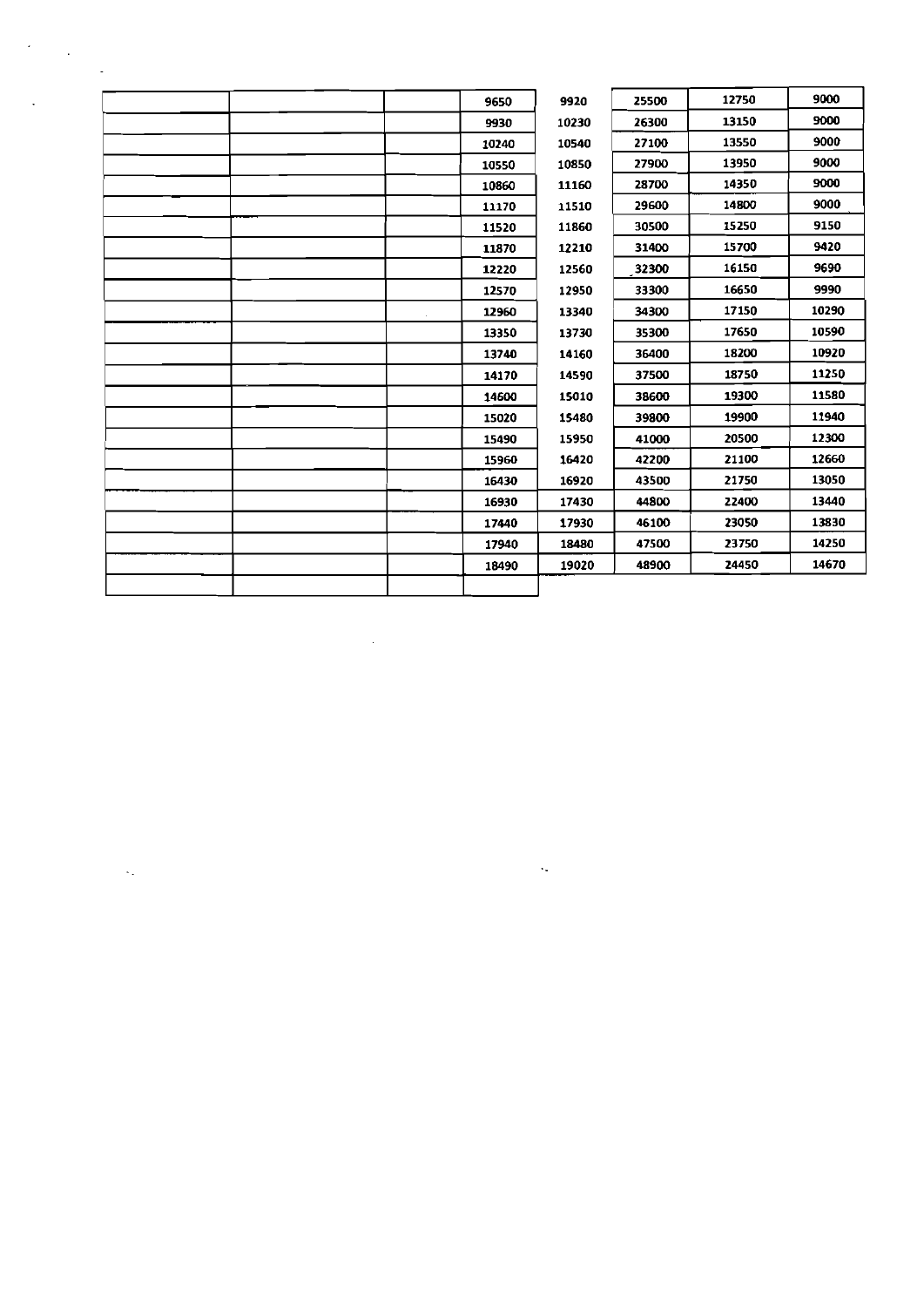| | | | | | | | |
|---|---|---|---|---|---|---|---|
| | | | 9650 | 9920 | 25500 | 12750 | 9000 |
| | | | 9930 | 10230 | 26300 | 13150 | 9000 |
| | | | 10240 | 10540 | 27100 | 13550 | 9000 |
| | | | 10550 | 10850 | 27900 | 13950 | 9000 |
| | | | 10860 | 11160 | 28700 | 14350 | 9000 |
| | | | 11170 | 11510 | 29600 | 14800 | 9000 |
| | | | 11520 | 11860 | 30500 | 15250 | 9150 |
| | | | 11870 | 12210 | 31400 | 15700 | 9420 |
| | | | 12220 | 12560 | 32300 | 16150 | 9690 |
| | | | 12570 | 12950 | 33300 | 16650 | 9990 |
| | | | 12960 | 13340 | 34300 | 17150 | 10290 |
| | | | 13350 | 13730 | 35300 | 17650 | 10590 |
| | | | 13740 | 14160 | 36400 | 18200 | 10920 |
| | | | 14170 | 14590 | 37500 | 18750 | 11250 |
| | | | 14600 | 15010 | 38600 | 19300 | 11580 |
| | | | 15020 | 15480 | 39800 | 19900 | 11940 |
| | | | 15490 | 15950 | 41000 | 20500 | 12300 |
| | | | 15960 | 16420 | 42200 | 21100 | 12660 |
| | | | 16430 | 16920 | 43500 | 21750 | 13050 |
| | | | 16930 | 17430 | 44800 | 22400 | 13440 |
| | | | 17440 | 17930 | 46100 | 23050 | 13830 |
| | | | 17940 | 18480 | 47500 | 23750 | 14250 |
| | | | 18490 | 19020 | 48900 | 24450 | 14670 |
| | | | | | | | |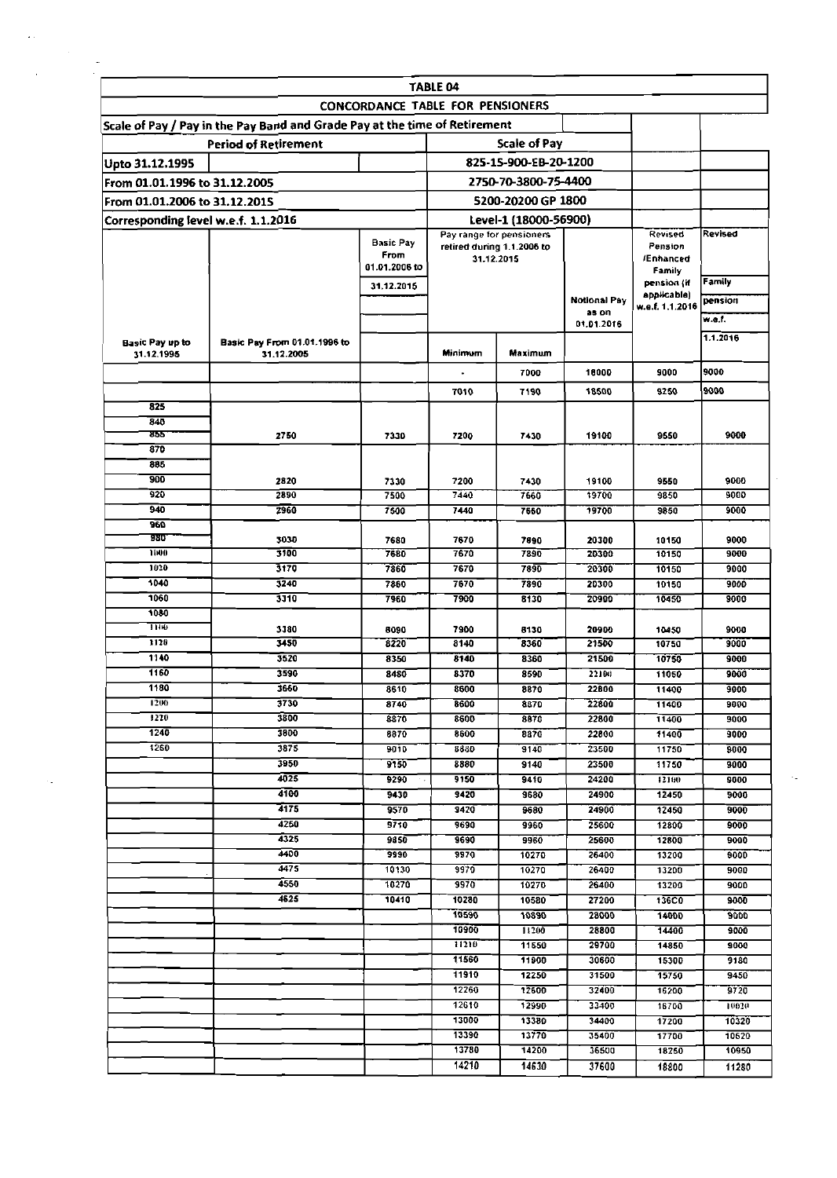| TABLE 04 | | | | | | | |
|---|---|---|---|---|---|---|---|
| CONCORDANCE TABLE FOR PENSIONERS | | | | | | | |
| Scale of Pay / Pay in the Pay Band and Grade Pay at the time of Retirement | | | | | | | |
| Period of Retirement | | | Scale of Pay | | | | |
| Upto 31.12.1995 | | | 825-15-900-EB-20-1200 | | | | |
| From 01.01.1996 to 31.12.2005 | | | 2750-70-3800-75-4400 | | | | |
| From 01.01.2006 to 31.12.2015 | | | 5200-20200 GP 1800 | | | | |
| Corresponding level w.e.f. 1.1.2016 | | | Level-1 (18000-56900) | | | | |
| Basic Pay up to 31.12.1995 | Basic Pay From 01.01.1996 to 31.12.2005 | Basic Pay From 01.01.2006 to 31.12.2015 | Pay range for pensioners retired during 1.1.2006 to 31.12.2015 Minimum | Maximum | Notional Pay as on 01.01.2016 | Revised Pension /Enhanced Family pension (if applicable) w.e.f. 1.1.2016 | Revised Family pension w.e.f. 1.1.2016 |
| | | | - | 7000 | 18000 | 9000 | 9000 |
| | | | 7010 | 7190 | 18500 | 9250 | 9000 |
| 825 | | | | | | | |
| 840 | | | | | | | |
| 855 | 2750 | 7330 | 7200 | 7430 | 19100 | 9550 | 9000 |
| 870 | | | | | | | |
| 885 | | | | | | | |
| 900 | 2820 | 7330 | 7200 | 7430 | 19100 | 9550 | 9000 |
| 920 | 2890 | 7500 | 7440 | 7660 | 19700 | 9850 | 9000 |
| 940 | 2960 | 7500 | 7440 | 7660 | 19700 | 9850 | 9000 |
| 960 | | | | | | | |
| 980 | 3030 | 7680 | 7670 | 7890 | 20300 | 10150 | 9000 |
| 1000 | 3100 | 7680 | 7670 | 7890 | 20300 | 10150 | 9000 |
| 1020 | 3170 | 7860 | 7670 | 7890 | 20300 | 10150 | 9000 |
| 1040 | 3240 | 7860 | 7670 | 7890 | 20300 | 10150 | 9000 |
| 1060 | 3310 | 7960 | 7900 | 8130 | 20900 | 10450 | 9000 |
| 1080 | | | | | | | |
| 1100 | 3380 | 8090 | 7900 | 8130 | 20900 | 10450 | 9000 |
| 1120 | 3450 | 8220 | 8140 | 8360 | 21500 | 10750 | 9000 |
| 1140 | 3520 | 8350 | 8140 | 8360 | 21500 | 10750 | 9000 |
| 1160 | 3590 | 8480 | 8370 | 8590 | 22100 | 11050 | 9000 |
| 1180 | 3660 | 8610 | 8600 | 8870 | 22800 | 11400 | 9000 |
| 1200 | 3730 | 8740 | 8600 | 8870 | 22800 | 11400 | 9000 |
| 1220 | 3800 | 8870 | 8600 | 8870 | 22800 | 11400 | 9000 |
| 1240 | 3800 | 8870 | 8600 | 8870 | 22800 | 11400 | 9000 |
| 1260 | 3875 | 9010 | 8880 | 9140 | 23500 | 11750 | 9000 |
| | 3950 | 9150 | 8880 | 9140 | 23500 | 11750 | 9000 |
| | 4025 | 9290 | 9150 | 9410 | 24200 | 12100 | 9000 |
| | 4100 | 9430 | 9420 | 9680 | 24900 | 12450 | 9000 |
| | 4175 | 9570 | 9420 | 9680 | 24900 | 12450 | 9000 |
| | 4250 | 9710 | 9690 | 9960 | 25600 | 12800 | 9000 |
| | 4325 | 9850 | 9690 | 9960 | 25600 | 12800 | 9000 |
| | 4400 | 9990 | 9970 | 10270 | 26400 | 13200 | 9000 |
| | 4475 | 10130 | 9970 | 10270 | 26400 | 13200 | 9000 |
| | 4550 | 10270 | 9970 | 10270 | 26400 | 13200 | 9000 |
| | 4625 | 10410 | 10280 | 10580 | 27200 | 13600 | 9000 |
| | | | 10590 | 10890 | 28000 | 14000 | 9000 |
| | | | 10900 | 11200 | 28800 | 14400 | 9000 |
| | | | 11210 | 11550 | 29700 | 14850 | 9000 |
| | | | 11560 | 11900 | 30600 | 15300 | 9180 |
| | | | 11910 | 12250 | 31500 | 15750 | 9450 |
| | | | 12260 | 12600 | 32400 | 16200 | 9720 |
| | | | 12610 | 12990 | 33400 | 16700 | 10020 |
| | | | 13000 | 13380 | 34400 | 17200 | 10320 |
| | | | 13390 | 13770 | 35400 | 17700 | 10620 |
| | | | 13780 | 14200 | 36500 | 18250 | 10950 |
| | | | 14210 | 14630 | 37600 | 18800 | 11280 |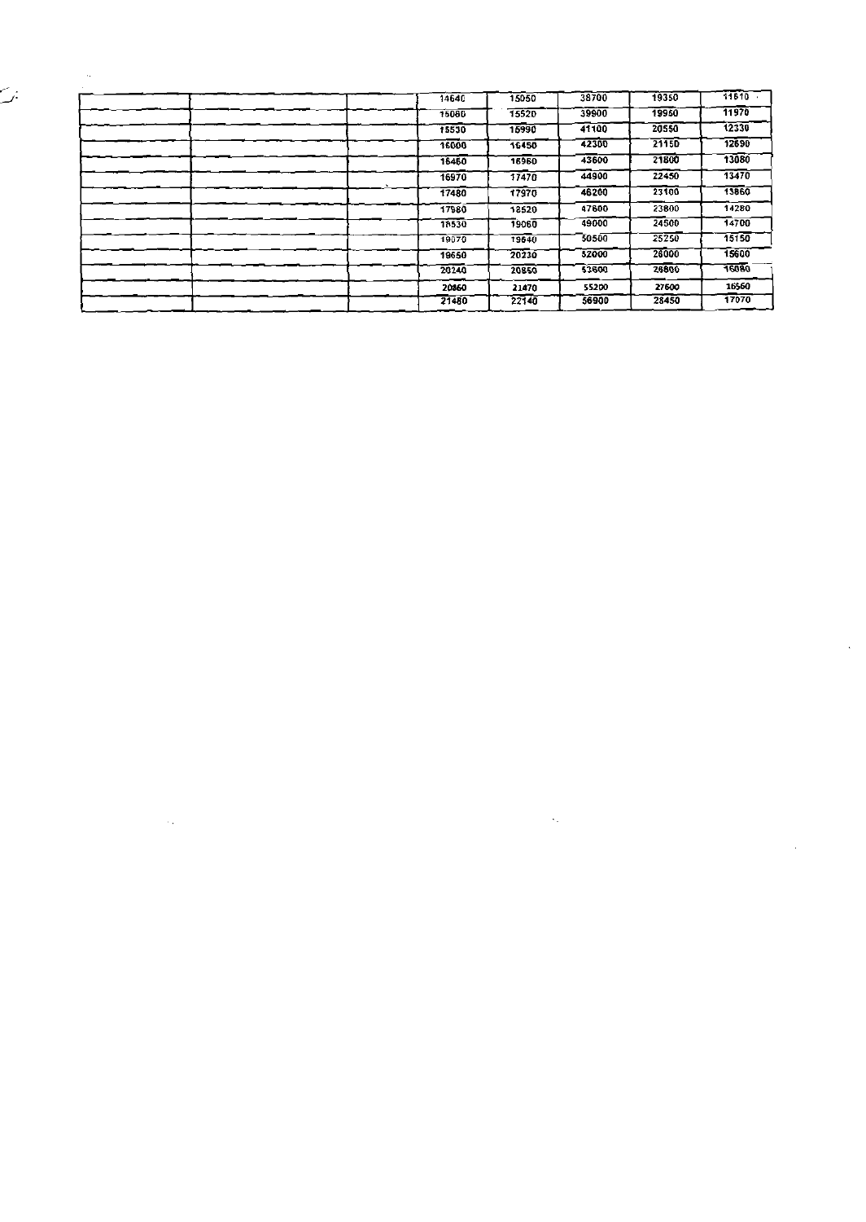| | | | | | | | |
|---|---|---|---|---|---|---|---|
| | | | 14640 | 15050 | 38700 | 19350 | 11610 |
| | | | 15080 | 15520 | 39900 | 19950 | 11970 |
| | | | 15530 | 15990 | 41100 | 20550 | 12330 |
| | | | 16000 | 16450 | 42300 | 21150 | 12690 |
| | | | 16460 | 16960 | 43600 | 21800 | 13080 |
| | | | 16970 | 17470 | 44900 | 22450 | 13470 |
| | | | 17480 | 17970 | 46200 | 23100 | 13860 |
| | | | 17980 | 18520 | 47600 | 23800 | 14280 |
| | | | 18530 | 19060 | 49000 | 24500 | 14700 |
| | | | 19070 | 19640 | 50500 | 25250 | 15150 |
| | | | 19650 | 20230 | 52000 | 26000 | 15600 |
| | | | 20240 | 20850 | 53600 | 26800 | 16080 |
| | | | 20860 | 21470 | 55200 | 27600 | 16560 |
| | | | 21480 | 22140 | 56900 | 28450 | 17070 |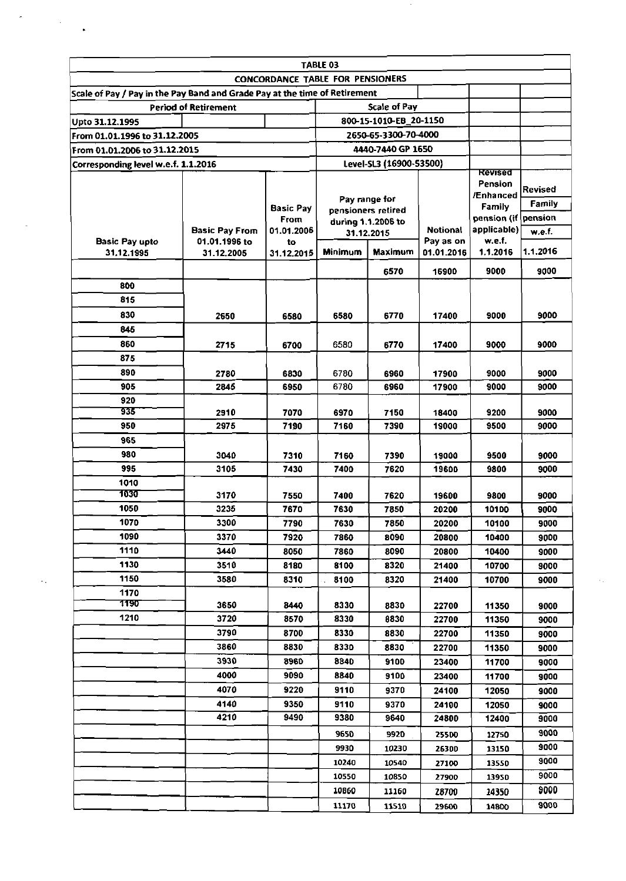**TABLE 03**

**CONCORDANCE TABLE FOR PENSIONERS**

Scale of Pay / Pay in the Pay Band and Grade Pay at the time of Retirement

| Period of Retirement | Scale of Pay |
|---|---|
| Upto 31.12.1995 | 800-15-1010-EB_20-1150 |
| From 01.01.1996 to 31.12.2005 | 2650-65-3300-70-4000 |
| From 01.01.2006 to 31.12.2015 | 4440-7440 GP 1650 |
| Corresponding level w.e.f. 1.1.2016 | Level-SL3 (16900-53500) |

| Basic Pay upto 31.12.1995 | Basic Pay From 01.01.1996 to 31.12.2005 | Basic Pay From 01.01.2006 to 31.12.2015 | Pay range for pensioners retired during 1.1.2006 to 31.12.2015 | | Notional Pay as on 01.01.2016 | Revised Pension /Enhanced Family pension (if applicable) w.e.f. 1.1.2016 | Revised Family pension w.e.f. 1.1.2016 |
|---|---|---|---|---|---|---|---|
| | | | Minimum | Maximum | | | |
| | | | | 6570 | 16900 | 9000 | 9000 |
| 800 | | | | | | | |
| 815 | | | | | | | |
| 830 | 2650 | 6580 | 6580 | 6770 | 17400 | 9000 | 9000 |
| 845 | | | | | | | |
| 860 | 2715 | 6700 | 6580 | 6770 | 17400 | 9000 | 9000 |
| 875 | | | | | | | |
| 890 | 2780 | 6830 | 6780 | 6960 | 17900 | 9000 | 9000 |
| 905 | 2845 | 6950 | 6780 | 6960 | 17900 | 9000 | 9000 |
| 920 | | | | | | | |
| 935 | 2910 | 7070 | 6970 | 7150 | 18400 | 9200 | 9000 |
| 950 | 2975 | 7190 | 7160 | 7390 | 19000 | 9500 | 9000 |
| 965 | | | | | | | |
| 980 | 3040 | 7310 | 7160 | 7390 | 19000 | 9500 | 9000 |
| 995 | 3105 | 7430 | 7400 | 7620 | 19600 | 9800 | 9000 |
| 1010 | | | | | | | |
| 1030 | 3170 | 7550 | 7400 | 7620 | 19600 | 9800 | 9000 |
| 1050 | 3235 | 7670 | 7630 | 7850 | 20200 | 10100 | 9000 |
| 1070 | 3300 | 7790 | 7630 | 7850 | 20200 | 10100 | 9000 |
| 1090 | 3370 | 7920 | 7860 | 8090 | 20800 | 10400 | 9000 |
| 1110 | 3440 | 8050 | 7860 | 8090 | 20800 | 10400 | 9000 |
| 1130 | 3510 | 8180 | 8100 | 8320 | 21400 | 10700 | 9000 |
| 1150 | 3580 | 8310 | 8100 | 8320 | 21400 | 10700 | 9000 |
| 1170 | | | | | | | |
| 1190 | 3650 | 8440 | 8330 | 8830 | 22700 | 11350 | 9000 |
| 1210 | 3720 | 8570 | 8330 | 8830 | 22700 | 11350 | 9000 |
| | 3790 | 8700 | 8330 | 8830 | 22700 | 11350 | 9000 |
| | 3860 | 8830 | 8330 | 8830 | 22700 | 11350 | 9000 |
| | 3930 | 8960 | 8840 | 9100 | 23400 | 11700 | 9000 |
| | 4000 | 9090 | 8840 | 9100 | 23400 | 11700 | 9000 |
| | 4070 | 9220 | 9110 | 9370 | 24100 | 12050 | 9000 |
| | 4140 | 9350 | 9110 | 9370 | 24100 | 12050 | 9000 |
| | 4210 | 9490 | 9380 | 9640 | 24800 | 12400 | 9000 |
| | | | 9650 | 9920 | 25500 | 12750 | 9000 |
| | | | 9930 | 10230 | 26300 | 13150 | 9000 |
| | | | 10240 | 10540 | 27100 | 13550 | 9000 |
| | | | 10550 | 10850 | 27900 | 13950 | 9000 |
| | | | 10860 | 11160 | 28700 | 14350 | 9000 |
| | | | 11170 | 11510 | 29600 | 14800 | 9000 |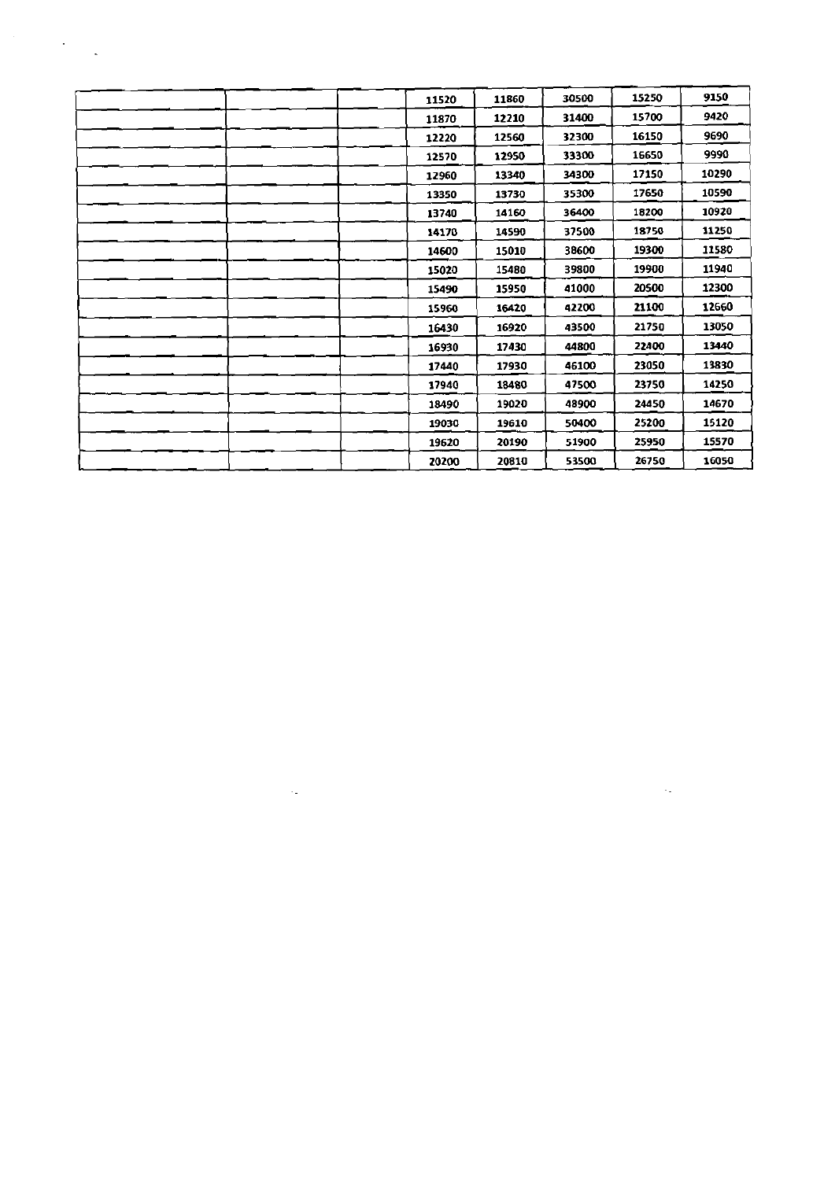| | | | | | | | |
|---|---|---|---|---|---|---|---|
| | | | 11520 | 11860 | 30500 | 15250 | 9150 |
| | | | 11870 | 12210 | 31400 | 15700 | 9420 |
| | | | 12220 | 12560 | 32300 | 16150 | 9690 |
| | | | 12570 | 12950 | 33300 | 16650 | 9990 |
| | | | 12960 | 13340 | 34300 | 17150 | 10290 |
| | | | 13350 | 13730 | 35300 | 17650 | 10590 |
| | | | 13740 | 14160 | 36400 | 18200 | 10920 |
| | | | 14170 | 14590 | 37500 | 18750 | 11250 |
| | | | 14600 | 15010 | 38600 | 19300 | 11580 |
| | | | 15020 | 15480 | 39800 | 19900 | 11940 |
| | | | 15490 | 15950 | 41000 | 20500 | 12300 |
| | | | 15960 | 16420 | 42200 | 21100 | 12660 |
| | | | 16430 | 16920 | 43500 | 21750 | 13050 |
| | | | 16930 | 17430 | 44800 | 22400 | 13440 |
| | | | 17440 | 17930 | 46100 | 23050 | 13830 |
| | | | 17940 | 18480 | 47500 | 23750 | 14250 |
| | | | 18490 | 19020 | 48900 | 24450 | 14670 |
| | | | 19030 | 19610 | 50400 | 25200 | 15120 |
| | | | 19620 | 20190 | 51900 | 25950 | 15570 |
| | | | 20200 | 20810 | 53500 | 26750 | 16050 |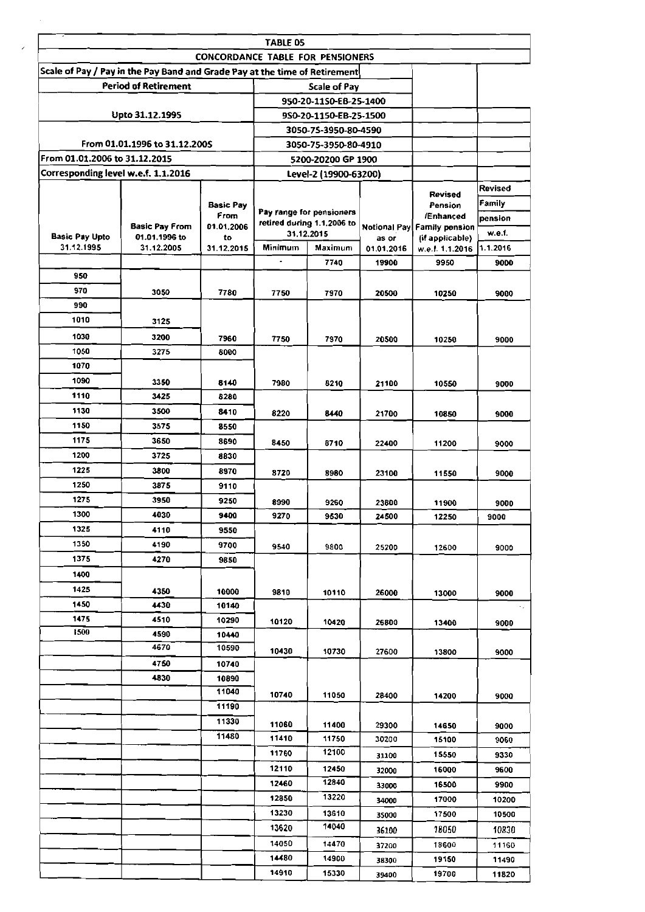**TABLE 05**

**CONCORDANCE TABLE FOR PENSIONERS**

| Scale of Pay / Pay in the Pay Band and Grade Pay at the time of Retirement | | | | | | | |
|---|---|---|---|---|---|---|---|
| **Period of Retirement** | | | **Scale of Pay** | | | | |
| Upto 31.12.1995 | | | 950-20-1150-EB-25-1400 | | | | |
| | | | 950-20-1150-EB-25-1500 | | | | |
| From 01.01.1996 to 31.12.2005 | | | 3050-75-3950-80-4590 | | | | |
| | | | 3050-75-3950-80-4910 | | | | |
| From 01.01.2006 to 31.12.2015 | | | 5200-20200 GP 1900 | | | | |
| Corresponding level w.e.f. 1.1.2016 | | | Level-2 (19900-63200) | | | | |
| **Basic Pay Upto 31.12.1995** | **Basic Pay From 01.01.1996 to 31.12.2005** | **Basic Pay From 01.01.2006 to 31.12.2015** | **Pay range for pensioners retired during 1.1.2006 to 31.12.2015 Minimum** | **Maximum** | **Notional Pay as on 01.01.2016** | **Revised Pension /Enhanced Family pension (if applicable) w.e.f. 1.1.2016** | **Revised Family pension w.e.f. 1.1.2016** |
| | | | - | 7740 | 19900 | 9950 | 9000 |
| 950 | | | | | | | |
| 970 | 3050 | 7780 | 7750 | 7970 | 20500 | 10250 | 9000 |
| 990 | | | | | | | |
| 1010 | 3125 | | | | | | |
| 1030 | 3200 | 7960 | 7750 | 7970 | 20500 | 10250 | 9000 |
| 1050 | 3275 | 8000 | | | | | |
| 1070 | | | | | | | |
| 1090 | 3350 | 8140 | 7980 | 8210 | 21100 | 10550 | 9000 |
| 1110 | 3425 | 8280 | | | | | |
| 1130 | 3500 | 8410 | 8220 | 8440 | 21700 | 10850 | 9000 |
| 1150 | 3575 | 8550 | | | | | |
| 1175 | 3650 | 8690 | 8450 | 8710 | 22400 | 11200 | 9000 |
| 1200 | 3725 | 8830 | | | | | |
| 1225 | 3800 | 8970 | 8720 | 8980 | 23100 | 11550 | 9000 |
| 1250 | 3875 | 9110 | | | | | |
| 1275 | 3950 | 9250 | 8990 | 9260 | 23800 | 11900 | 9000 |
| 1300 | 4030 | 9400 | 9270 | 9530 | 24500 | 12250 | 9000 |
| 1325 | 4110 | 9550 | | | | | |
| 1350 | 4190 | 9700 | 9540 | 9800 | 25200 | 12600 | 9000 |
| 1375 | 4270 | 9850 | | | | | |
| 1400 | | | | | | | |
| 1425 | 4350 | 10000 | 9810 | 10110 | 26000 | 13000 | 9000 |
| 1450 | 4430 | 10140 | | | | | |
| 1475 | 4510 | 10290 | 10120 | 10420 | 26800 | 13400 | 9000 |
| 1500 | 4590 | 10440 | | | | | |
| | 4670 | 10590 | 10430 | 10730 | 27600 | 13800 | 9000 |
| | 4750 | 10740 | | | | | |
| | 4830 | 10890 | | | | | |
| | | 11040 | 10740 | 11050 | 28400 | 14200 | 9000 |
| | | 11190 | | | | | |
| | | 11330 | 11060 | 11400 | 29300 | 14650 | 9000 |
| | | 11480 | 11410 | 11750 | 30200 | 15100 | 9060 |
| | | | 11760 | 12100 | 31100 | 15550 | 9330 |
| | | | 12110 | 12450 | 32000 | 16000 | 9600 |
| | | | 12460 | 12840 | 33000 | 16500 | 9900 |
| | | | 12850 | 13220 | 34000 | 17000 | 10200 |
| | | | 13230 | 13610 | 35000 | 17500 | 10500 |
| | | | 13620 | 14040 | 36100 | 18050 | 10830 |
| | | | 14050 | 14470 | 37200 | 18600 | 11160 |
| | | | 14480 | 14900 | 38300 | 19150 | 11490 |
| | | | 14910 | 15330 | 39400 | 19700 | 11820 |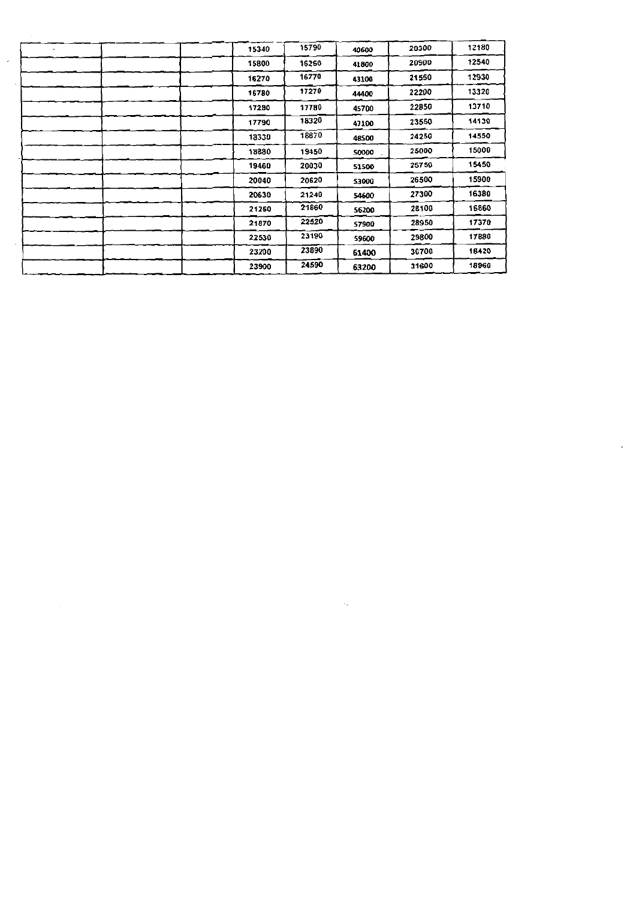| | | | | | | | |
|---|---|---|---|---|---|---|---|
| | | | 15340 | 15790 | 40600 | 20300 | 12180 |
| | | | 15800 | 16260 | 41800 | 20900 | 12540 |
| | | | 16270 | 16770 | 43100 | 21550 | 12930 |
| | | | 16780 | 17270 | 44400 | 22200 | 13320 |
| | | | 17280 | 17780 | 45700 | 22850 | 13710 |
| | | | 17790 | 18320 | 47100 | 23550 | 14130 |
| | | | 18330 | 18870 | 48500 | 24250 | 14550 |
| | | | 18880 | 19450 | 50000 | 25000 | 15000 |
| | | | 19460 | 20030 | 51500 | 25750 | 15450 |
| | | | 20040 | 20620 | 53000 | 26500 | 15900 |
| | | | 20630 | 21240 | 54600 | 27300 | 16380 |
| | | | 21250 | 21860 | 56200 | 28100 | 16860 |
| | | | 21870 | 22520 | 57900 | 28950 | 17370 |
| | | | 22530 | 23190 | 59600 | 29800 | 17880 |
| | | | 23200 | 23890 | 61400 | 30700 | 18420 |
| | | | 23900 | 24590 | 63200 | 31600 | 18960 |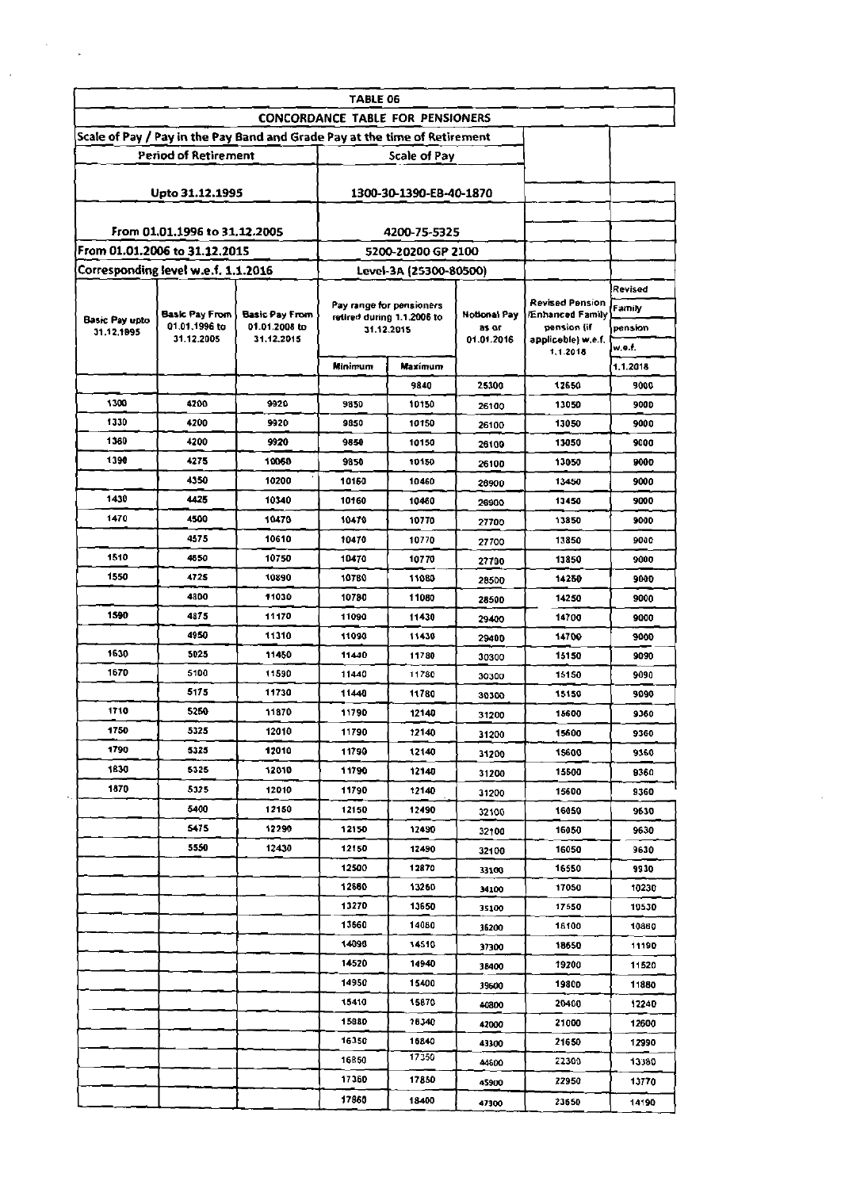| TABLE 06 | | | | | | | |
|---|---|---|---|---|---|---|---|
| **CONCORDANCE TABLE FOR PENSIONERS** | | | | | | | |
| Scale of Pay / Pay in the Pay Band and Grade Pay at the time of Retirement | | | | | | | |
| Period of Retirement | | | Scale of Pay | | | | |
| Upto 31.12.1995 | | | 1300-30-1390-EB-40-1870 | | | | |
| From 01.01.1996 to 31.12.2005 | | | 4200-75-5325 | | | | |
| From 01.01.2006 to 31.12.2015 | | | 5200-20200 GP 2100 | | | | |
| Corresponding level w.e.f. 1.1.2016 | | | Level-3A (25300-80500) | | | | |
| Basic Pay upto 31.12.1995 | Basic Pay From 01.01.1996 to 31.12.2005 | Basic Pay From 01.01.2006 to 31.12.2015 | Pay range for pensioners retired during 1.1.2006 to 31.12.2015 | | Notional Pay as on 01.01.2016 | Revised Pension /Enhanced Family pension (if applicable) w.e.f. 1.1.2016 | Revised Family pension w.e.f. 1.1.2016 |
| | | | Minimum | Maximum | | | |
| | | | | 9840 | 25300 | 12650 | 9000 |
| 1300 | 4200 | 9920 | 9850 | 10150 | 26100 | 13050 | 9000 |
| 1330 | 4200 | 9920 | 9850 | 10150 | 26100 | 13050 | 9000 |
| 1360 | 4200 | 9920 | 9850 | 10150 | 26100 | 13050 | 9000 |
| 1390 | 4275 | 10060 | 9850 | 10150 | 26100 | 13050 | 9000 |
| | 4350 | 10200 | 10160 | 10460 | 26900 | 13450 | 9000 |
| 1430 | 4425 | 10340 | 10160 | 10460 | 26900 | 13450 | 9000 |
| 1470 | 4500 | 10470 | 10470 | 10770 | 27700 | 13850 | 9000 |
| | 4575 | 10610 | 10470 | 10770 | 27700 | 13850 | 9000 |
| 1510 | 4650 | 10750 | 10470 | 10770 | 27700 | 13850 | 9000 |
| 1550 | 4725 | 10890 | 10780 | 11080 | 28500 | 14250 | 9000 |
| | 4800 | 11030 | 10780 | 11080 | 28500 | 14250 | 9000 |
| 1590 | 4875 | 11170 | 11090 | 11430 | 29400 | 14700 | 9000 |
| | 4950 | 11310 | 11090 | 11430 | 29400 | 14700 | 9000 |
| 1630 | 5025 | 11450 | 11440 | 11780 | 30300 | 15150 | 9090 |
| 1670 | 5100 | 11590 | 11440 | 11780 | 30300 | 15150 | 9090 |
| | 5175 | 11730 | 11440 | 11780 | 30300 | 15150 | 9090 |
| 1710 | 5250 | 11870 | 11790 | 12140 | 31200 | 15600 | 9360 |
| 1750 | 5325 | 12010 | 11790 | 12140 | 31200 | 15600 | 9360 |
| 1790 | 5325 | 12010 | 11790 | 12140 | 31200 | 15600 | 9360 |
| 1830 | 5325 | 12010 | 11790 | 12140 | 31200 | 15600 | 9360 |
| 1870 | 5325 | 12010 | 11790 | 12140 | 31200 | 15600 | 9360 |
| | 5400 | 12150 | 12150 | 12490 | 32100 | 16050 | 9630 |
| | 5475 | 12290 | 12150 | 12490 | 32100 | 16050 | 9630 |
| | 5550 | 12430 | 12150 | 12490 | 32100 | 16050 | 9630 |
| | | | 12500 | 12870 | 33100 | 16550 | 9930 |
| | | | 12880 | 13260 | 34100 | 17050 | 10230 |
| | | | 13270 | 13650 | 35100 | 17550 | 10530 |
| | | | 13660 | 14080 | 36200 | 18100 | 10860 |
| | | | 14090 | 14510 | 37300 | 18650 | 11190 |
| | | | 14520 | 14940 | 38400 | 19200 | 11520 |
| | | | 14950 | 15400 | 39600 | 19800 | 11880 |
| | | | 15410 | 15870 | 40800 | 20400 | 12240 |
| | | | 15880 | 16340 | 42000 | 21000 | 12600 |
| | | | 16350 | 16840 | 43300 | 21650 | 12990 |
| | | | 16850 | 17350 | 44600 | 22300 | 13380 |
| | | | 17360 | 17850 | 45900 | 22950 | 13770 |
| | | | 17860 | 18400 | 47300 | 23650 | 14190 |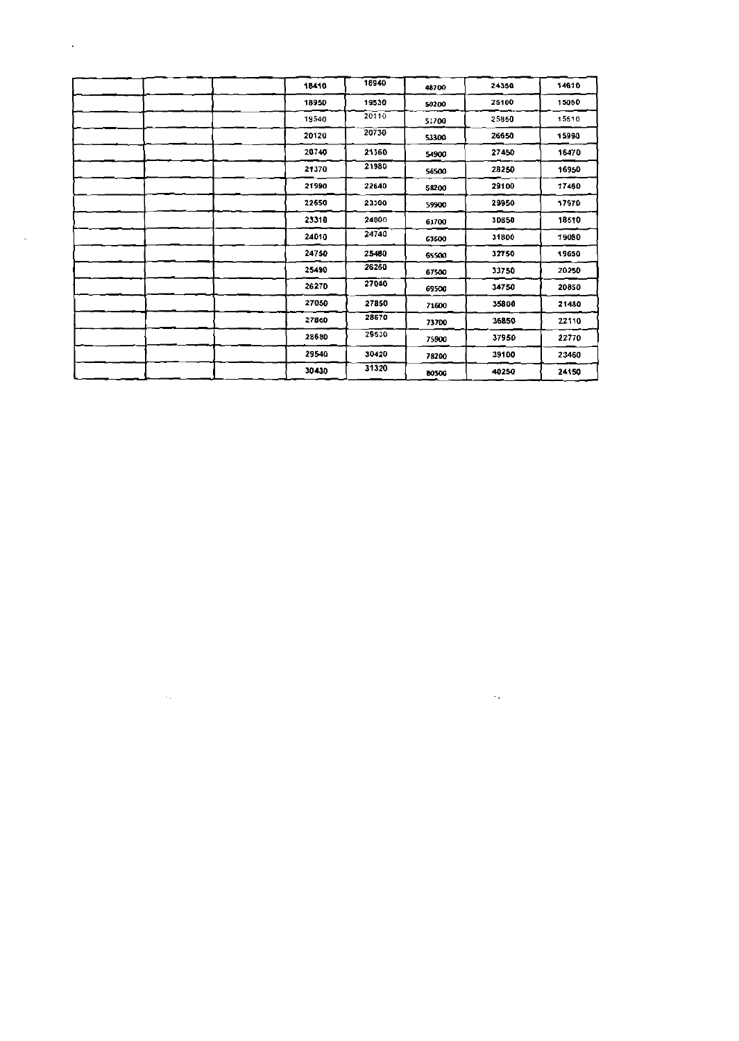| | | | | | | | |
|---|---|---|---|---|---|---|---|
| | | | 18410 | 18940 | 48700 | 24350 | 14610 |
| | | | 18950 | 19530 | 50200 | 25100 | 15060 |
| | | | 19540 | 20110 | 51700 | 25850 | 15510 |
| | | | 20120 | 20730 | 53300 | 26650 | 15990 |
| | | | 20740 | 21360 | 54900 | 27450 | 16470 |
| | | | 21370 | 21980 | 56500 | 28250 | 16950 |
| | | | 21990 | 22640 | 58200 | 29100 | 17460 |
| | | | 22650 | 23300 | 59900 | 29950 | 17970 |
| | | | 23310 | 24000 | 61700 | 30850 | 18510 |
| | | | 24010 | 24740 | 63600 | 31800 | 19080 |
| | | | 24750 | 25480 | 65500 | 32750 | 19650 |
| | | | 25490 | 26260 | 67500 | 33750 | 20250 |
| | | | 26270 | 27040 | 69500 | 34750 | 20850 |
| | | | 27050 | 27850 | 71600 | 35800 | 21480 |
| | | | 27860 | 28670 | 73700 | 36850 | 22110 |
| | | | 28680 | 29530 | 75900 | 37950 | 22770 |
| | | | 29540 | 30420 | 78200 | 39100 | 23460 |
| | | | 30430 | 31320 | 80500 | 40250 | 24150 |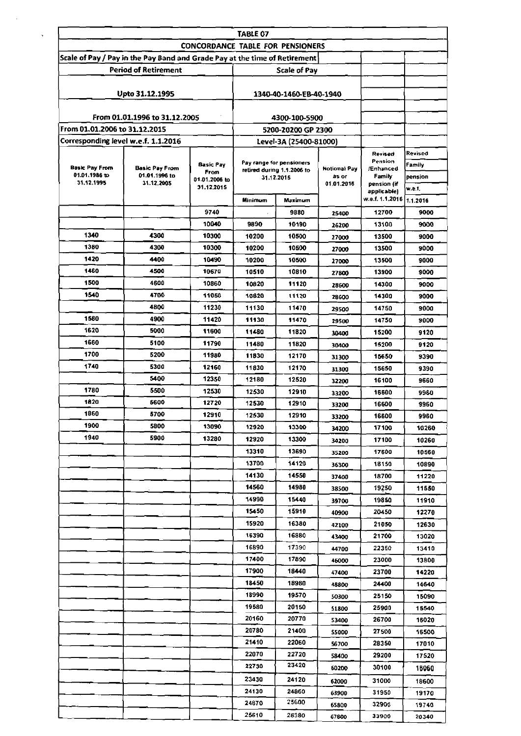| TABLE 07 | | | | | | | |
|---|---|---|---|---|---|---|---|
| CONCORDANCE TABLE FOR PENSIONERS | | | | | | | |
| Scale of Pay / Pay in the Pay Band and Grade Pay at the time of Retirement | | | | | | | |
| Period of Retirement | | | Scale of Pay | | | | |
| Upto 31.12.1995 | | | 1340-40-1460-EB-40-1940 | | | | |
| From 01.01.1996 to 31.12.2005 | | | 4300-100-5900 | | | | |
| From 01.01.2006 to 31.12.2015 | | | 5200-20200 GP 2300 | | | | |
| Corresponding level w.e.f. 1.1.2016 | | | Level-3A (25400-81000) | | | | |
| Basic Pay From 01.01.1986 to 31.12.1995 | Basic Pay From 01.01.1996 to 31.12.2005 | Basic Pay From 01.01.2006 to 31.12.2015 | Pay range for pensioners retired during 1.1.2006 to 31.12.2015 | | Notional Pay as on 01.01.2016 | Revised Pension /Enhanced Family pension (if applicable) w.e.f. 1.1.2016 | Revised Family pension w.e.f. 1.1.2016 |
| | | | Minimum | Maximum | | | |
| | | 9740 | | 9880 | 25400 | 12700 | 9000 |
| | | 10040 | 9890 | 10190 | 26200 | 13100 | 9000 |
| 1340 | 4300 | 10300 | 10200 | 10500 | 27000 | 13500 | 9000 |
| 1380 | 4300 | 10300 | 10200 | 10500 | 27000 | 13500 | 9000 |
| 1420 | 4400 | 10490 | 10200 | 10500 | 27000 | 13500 | 9000 |
| 1460 | 4500 | 10670 | 10510 | 10810 | 27800 | 13900 | 9000 |
| 1500 | 4600 | 10860 | 10820 | 11120 | 28600 | 14300 | 9000 |
| 1540 | 4700 | 11050 | 10820 | 11120 | 28600 | 14300 | 9000 |
| | 4800 | 11230 | 11130 | 11470 | 29500 | 14750 | 9000 |
| 1580 | 4900 | 11420 | 11130 | 11470 | 29500 | 14750 | 9000 |
| 1620 | 5000 | 11600 | 11480 | 11820 | 30400 | 15200 | 9120 |
| 1660 | 5100 | 11790 | 11480 | 11820 | 30400 | 15200 | 9120 |
| 1700 | 5200 | 11980 | 11830 | 12170 | 31300 | 15650 | 9390 |
| 1740 | 5300 | 12160 | 11830 | 12170 | 31300 | 15650 | 9390 |
| | 5400 | 12350 | 12180 | 12520 | 32200 | 16100 | 9660 |
| 1780 | 5500 | 12530 | 12530 | 12910 | 33200 | 16600 | 9960 |
| 1820 | 5600 | 12720 | 12530 | 12910 | 33200 | 16600 | 9960 |
| 1860 | 5700 | 12910 | 12530 | 12910 | 33200 | 16600 | 9960 |
| 1900 | 5800 | 13090 | 12920 | 13300 | 34200 | 17100 | 10260 |
| 1940 | 5900 | 13280 | 12920 | 13300 | 34200 | 17100 | 10260 |
| | | | 13310 | 13690 | 35200 | 17600 | 10560 |
| | | | 13700 | 14120 | 36300 | 18150 | 10890 |
| | | | 14130 | 14550 | 37400 | 18700 | 11220 |
| | | | 14560 | 14980 | 38500 | 19250 | 11550 |
| | | | 14990 | 15440 | 39700 | 19850 | 11910 |
| | | | 15450 | 15910 | 40900 | 20450 | 12270 |
| | | | 15920 | 16380 | 42100 | 21050 | 12630 |
| | | | 16390 | 16880 | 43400 | 21700 | 13020 |
| | | | 16890 | 17390 | 44700 | 22350 | 13410 |
| | | | 17400 | 17890 | 46000 | 23000 | 13800 |
| | | | 17900 | 18440 | 47400 | 23700 | 14220 |
| | | | 18450 | 18980 | 48800 | 24400 | 14640 |
| | | | 18990 | 19570 | 50300 | 25150 | 15090 |
| | | | 19580 | 20150 | 51800 | 25900 | 15540 |
| | | | 20160 | 20770 | 53400 | 26700 | 16020 |
| | | | 20780 | 21400 | 55000 | 27500 | 16500 |
| | | | 21410 | 22060 | 56700 | 28350 | 17010 |
| | | | 22070 | 22720 | 58400 | 29200 | 17520 |
| | | | 22730 | 23420 | 60200 | 30100 | 18060 |
| | | | 23430 | 24120 | 62000 | 31000 | 18600 |
| | | | 24130 | 24860 | 63900 | 31950 | 19170 |
| | | | 24870 | 25600 | 65800 | 32900 | 19740 |
| | | | 25610 | 26380 | 67800 | 33900 | 20340 |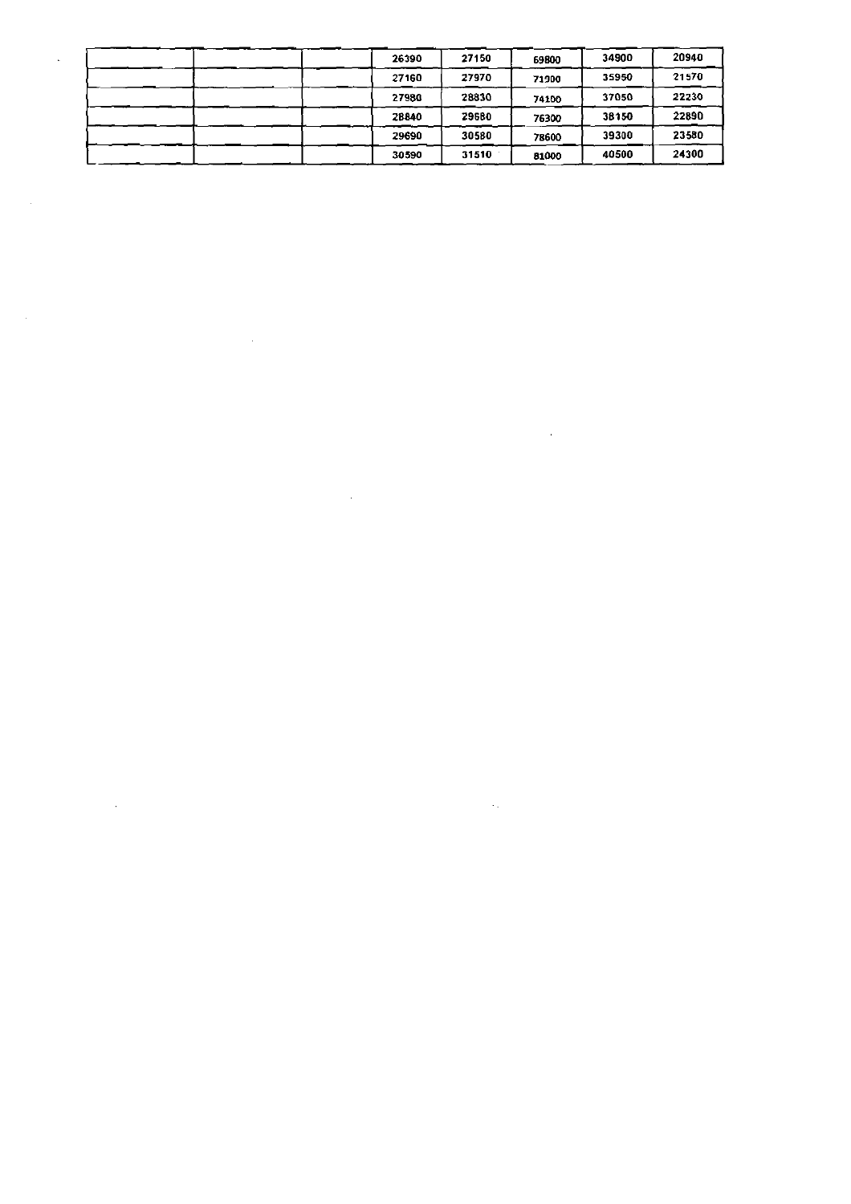|  |  |  |  |  |  |  |  |
|---|---|---|---|---|---|---|---|
|  |  |  | 26390 | 27150 | 69800 | 34900 | 20940 |
|  |  |  | 27160 | 27970 | 71900 | 35950 | 21570 |
|  |  |  | 27980 | 28830 | 74100 | 37050 | 22230 |
|  |  |  | 28840 | 29680 | 76300 | 38150 | 22890 |
|  |  |  | 29690 | 30580 | 78600 | 39300 | 23580 |
|  |  |  | 30590 | 31510 | 81000 | 40500 | 24300 |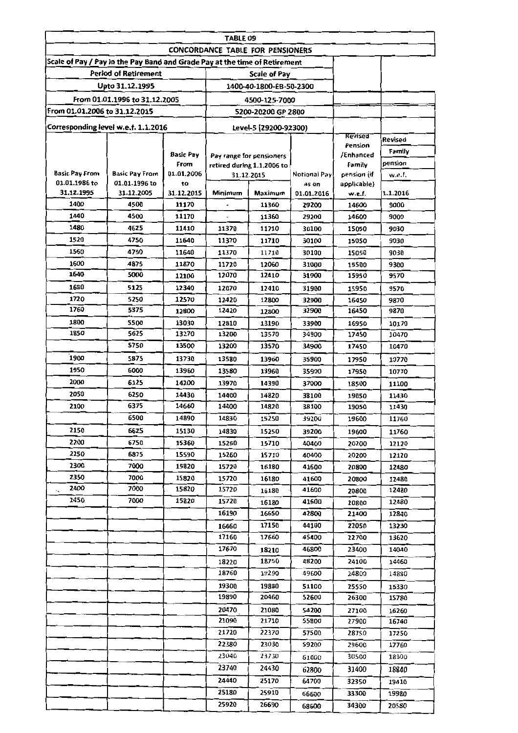| TABLE 09 | | | | | | | |
|---|---|---|---|---|---|---|---|
| CONCORDANCE TABLE FOR PENSIONERS | | | | | | | |
| Scale of Pay / Pay in the Pay Band and Grade Pay at the time of Retirement | | | | | | | |
| Period of Retirement | | | Scale of Pay | | | | |
| Upto 31.12.1995 | | | 1400-40-1800-EB-50-2300 | | | | |
| From 01.01.1996 to 31.12.2005 | | | 4500-125-7000 | | | | |
| From 01.01.2006 to 31.12.2015 | | | 5200-20200 GP 2800 | | | | |
| Corresponding level w.e.f. 1.1.2016 | | | Level-5 (29200-92300) | | | | |
| Basic Pay From 01.01.1986 to 31.12.1995 | Basic Pay From 01.01.1996 to 31.12.2005 | Basic Pay From 01.01.2006 to 31.12.2015 | Pay range for pensioners retired during 1.1.2006 to 31.12.2015 | | Notional Pay as on 01.01.2016 | Revised Pension /Enhanced Family pension (if applicable) w.e.f. | Revised Family pension w.e.f. 1.1.2016 |
| | | | Minimum | Maximum | | | |
| 1400 | 4500 | 11170 | - | 11360 | 29200 | 14600 | 9000 |
| 1440 | 4500 | 11170 | - | 11360 | 29200 | 14600 | 9000 |
| 1480 | 4625 | 11410 | 11370 | 11710 | 30100 | 15050 | 9030 |
| 1520 | 4750 | 11640 | 11370 | 11710 | 30100 | 15050 | 9030 |
| 1560 | 4750 | 11640 | 11370 | 11710 | 30100 | 15050 | 9030 |
| 1600 | 4875 | 11870 | 11720 | 12060 | 31000 | 15500 | 9300 |
| 1640 | 5000 | 12100 | 12070 | 12410 | 31900 | 15950 | 9570 |
| 1680 | 5125 | 12340 | 12070 | 12410 | 31900 | 15950 | 9570 |
| 1720 | 5250 | 12570 | 12420 | 12800 | 32900 | 16450 | 9870 |
| 1760 | 5375 | 12800 | 12420 | 12800 | 32900 | 16450 | 9870 |
| 1800 | 5500 | 13030 | 12810 | 13190 | 33900 | 16950 | 10170 |
| 1850 | 5625 | 13270 | 13200 | 13570 | 34900 | 17450 | 10470 |
| | 5750 | 13500 | 13200 | 13570 | 34900 | 17450 | 10470 |
| 1900 | 5875 | 13730 | 13580 | 13960 | 35900 | 17950 | 10770 |
| 1950 | 6000 | 13960 | 13580 | 13960 | 35900 | 17950 | 10770 |
| 2000 | 6125 | 14200 | 13970 | 14390 | 37000 | 18500 | 11100 |
| 2050 | 6250 | 14430 | 14400 | 14820 | 38100 | 19050 | 11430 |
| 2100 | 6375 | 14660 | 14400 | 14820 | 38100 | 19050 | 11430 |
| | 6500 | 14890 | 14830 | 15250 | 39200 | 19600 | 11760 |
| 2150 | 6625 | 15130 | 14830 | 15250 | 39200 | 19600 | 11760 |
| 2200 | 6750 | 15360 | 15260 | 15710 | 40400 | 20200 | 12120 |
| 2250 | 6875 | 15590 | 15260 | 15710 | 40400 | 20200 | 12120 |
| 2300 | 7000 | 15820 | 15720 | 16180 | 41600 | 20800 | 12480 |
| 2350 | 7000 | 15820 | 15720 | 16180 | 41600 | 20800 | 12480 |
| 2400 | 7000 | 15820 | 15720 | 16180 | 41600 | 20800 | 12480 |
| 2450 | 7000 | 15820 | 15720 | 16180 | 41600 | 20800 | 12480 |
| | | | 16190 | 16650 | 42800 | 21400 | 12840 |
| | | | 16660 | 17150 | 44100 | 22050 | 13230 |
| | | | 17160 | 17660 | 45400 | 22700 | 13620 |
| | | | 17670 | 18210 | 46800 | 23400 | 14040 |
| | | | 18220 | 18750 | 48200 | 24100 | 14460 |
| | | | 18760 | 19290 | 49600 | 24800 | 14880 |
| | | | 19300 | 19880 | 51100 | 25550 | 15330 |
| | | | 19890 | 20460 | 52600 | 26300 | 15780 |
| | | | 20470 | 21080 | 54200 | 27100 | 16260 |
| | | | 21090 | 21710 | 55800 | 27900 | 16740 |
| | | | 21720 | 22370 | 57500 | 28750 | 17250 |
| | | | 22380 | 23030 | 59200 | 29600 | 17760 |
| | | | 23040 | 23730 | 61000 | 30500 | 18300 |
| | | | 23740 | 24430 | 62800 | 31400 | 18840 |
| | | | 24440 | 25170 | 64700 | 32350 | 19410 |
| | | | 25180 | 25910 | 66600 | 33300 | 19980 |
| | | | 25920 | 26690 | 68600 | 34300 | 20580 |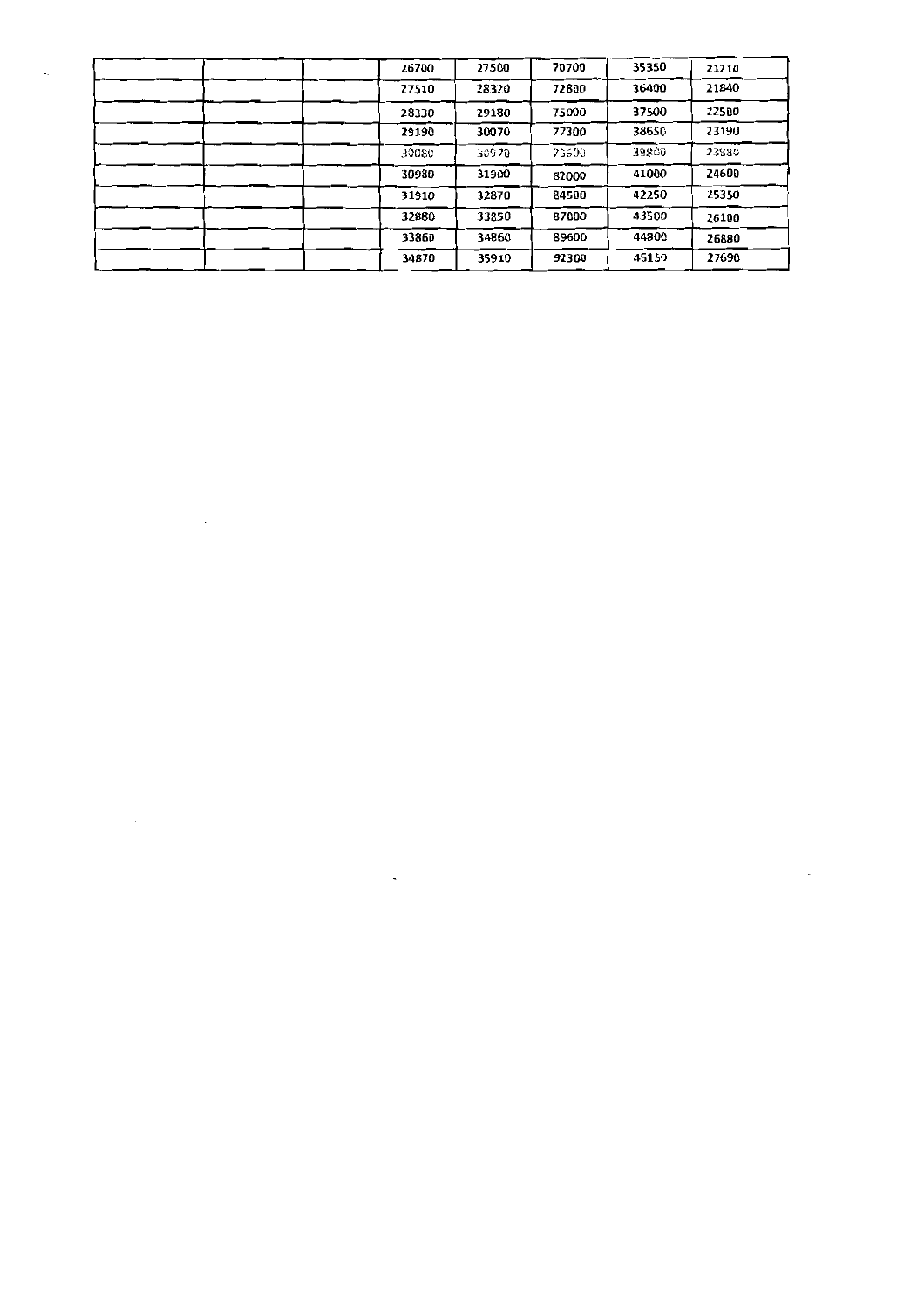| | | | | | | | |
|---|---|---|---|---|---|---|---|
| | | | 26700 | 27500 | 70700 | 35350 | 21210 |
| | | | 27510 | 28320 | 72880 | 36400 | 21840 |
| | | | 28330 | 29180 | 75000 | 37500 | 22500 |
| | | | 29190 | 30070 | 77300 | 38650 | 23190 |
| | | | 30080 | 30970 | 79600 | 39800 | 23880 |
| | | | 30980 | 31900 | 82000 | 41000 | 24600 |
| | | | 31910 | 32870 | 84500 | 42250 | 25350 |
| | | | 32880 | 33850 | 87000 | 43500 | 26100 |
| | | | 33860 | 34860 | 89600 | 44800 | 26880 |
| | | | 34870 | 35910 | 92300 | 46150 | 27690 |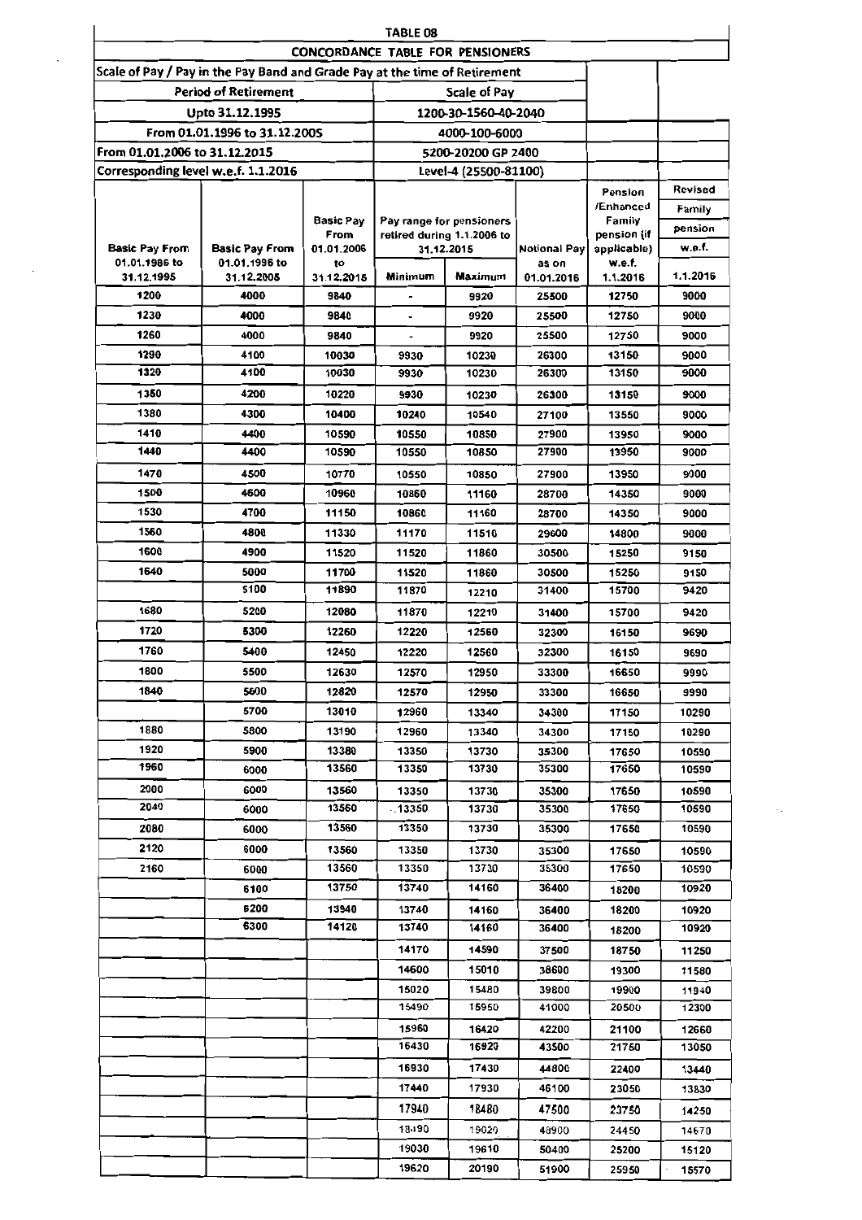| TABLE 08 | | | | | | | |
|---|---|---|---|---|---|---|---|
| CONCORDANCE TABLE FOR PENSIONERS | | | | | | | |
| Scale of Pay / Pay in the Pay Band and Grade Pay at the time of Retirement | | | | | | | |
| Period of Retirement | | | Scale of Pay | | | | |
| Upto 31.12.1995 | | | 1200-30-1560-40-2040 | | | | |
| From 01.01.1996 to 31.12.2005 | | | 4000-100-6000 | | | | |
| From 01.01.2006 to 31.12.2015 | | | 5200-20200 GP 2400 | | | | |
| Corresponding level w.e.f. 1.1.2016 | | | Level-4 (25500-81100) | | | | |
| Basic Pay From 01.01.1986 to 31.12.1995 | Basic Pay From 01.01.1996 to 31.12.2005 | Basic Pay From 01.01.2006 to 31.12.2015 | Pay range for pensioners retired during 1.1.2006 to 31.12.2015 Minimum | Maximum | Notional Pay as on 01.01.2016 | Pension /Enhanced Family pension (if applicable) w.e.f. 1.1.2016 | Revised Family pension w.e.f. 1.1.2016 |
| 1200 | 4000 | 9840 | - | 9920 | 25500 | 12750 | 9000 |
| 1230 | 4000 | 9840 | - | 9920 | 25500 | 12750 | 9000 |
| 1260 | 4000 | 9840 | - | 9920 | 25500 | 12750 | 9000 |
| 1290 | 4100 | 10030 | 9930 | 10230 | 26300 | 13150 | 9000 |
| 1320 | 4100 | 10030 | 9930 | 10230 | 26300 | 13150 | 9000 |
| 1350 | 4200 | 10220 | 9930 | 10230 | 26300 | 13150 | 9000 |
| 1380 | 4300 | 10400 | 10240 | 10540 | 27100 | 13550 | 9000 |
| 1410 | 4400 | 10590 | 10550 | 10850 | 27900 | 13950 | 9000 |
| 1440 | 4400 | 10590 | 10550 | 10850 | 27900 | 13950 | 9000 |
| 1470 | 4500 | 10770 | 10550 | 10850 | 27900 | 13950 | 9000 |
| 1500 | 4600 | 10960 | 10860 | 11160 | 28700 | 14350 | 9000 |
| 1530 | 4700 | 11150 | 10860 | 11160 | 28700 | 14350 | 9000 |
| 1560 | 4800 | 11330 | 11170 | 11510 | 29600 | 14800 | 9000 |
| 1600 | 4900 | 11520 | 11520 | 11860 | 30500 | 15250 | 9150 |
| 1640 | 5000 | 11700 | 11520 | 11860 | 30500 | 15250 | 9150 |
| | 5100 | 11890 | 11870 | 12210 | 31400 | 15700 | 9420 |
| 1680 | 5200 | 12080 | 11870 | 12210 | 31400 | 15700 | 9420 |
| 1720 | 5300 | 12260 | 12220 | 12560 | 32300 | 16150 | 9690 |
| 1760 | 5400 | 12450 | 12220 | 12560 | 32300 | 16150 | 9690 |
| 1800 | 5500 | 12630 | 12570 | 12950 | 33300 | 16650 | 9990 |
| 1840 | 5600 | 12820 | 12570 | 12950 | 33300 | 16650 | 9990 |
| | 5700 | 13010 | 12960 | 13340 | 34300 | 17150 | 10290 |
| 1880 | 5800 | 13190 | 12960 | 13340 | 34300 | 17150 | 10290 |
| 1920 | 5900 | 13380 | 13350 | 13730 | 35300 | 17650 | 10590 |
| 1960 | 6000 | 13560 | 13350 | 13730 | 35300 | 17650 | 10590 |
| 2000 | 6000 | 13560 | 13350 | 13730 | 35300 | 17650 | 10590 |
| 2040 | 6000 | 13560 | 13350 | 13730 | 35300 | 17650 | 10590 |
| 2080 | 6000 | 13560 | 13350 | 13730 | 35300 | 17650 | 10590 |
| 2120 | 6000 | 13560 | 13350 | 13730 | 35300 | 17650 | 10590 |
| 2160 | 6000 | 13560 | 13350 | 13730 | 35300 | 17650 | 10590 |
| | 6100 | 13750 | 13740 | 14160 | 36400 | 18200 | 10920 |
| | 6200 | 13940 | 13740 | 14160 | 36400 | 18200 | 10920 |
| | 6300 | 14120 | 13740 | 14160 | 36400 | 18200 | 10920 |
| | | | 14170 | 14590 | 37500 | 18750 | 11250 |
| | | | 14600 | 15010 | 38600 | 19300 | 11580 |
| | | | 15020 | 15480 | 39800 | 19900 | 11940 |
| | | | 15490 | 15950 | 41000 | 20500 | 12300 |
| | | | 15960 | 16420 | 42200 | 21100 | 12660 |
| | | | 16430 | 16920 | 43500 | 21750 | 13050 |
| | | | 16930 | 17430 | 44800 | 22400 | 13440 |
| | | | 17440 | 17930 | 46100 | 23050 | 13830 |
| | | | 17940 | 18480 | 47500 | 23750 | 14250 |
| | | | 18490 | 19020 | 48900 | 24450 | 14670 |
| | | | 19030 | 19610 | 50400 | 25200 | 15120 |
| | | | 19620 | 20190 | 51900 | 25950 | 15570 |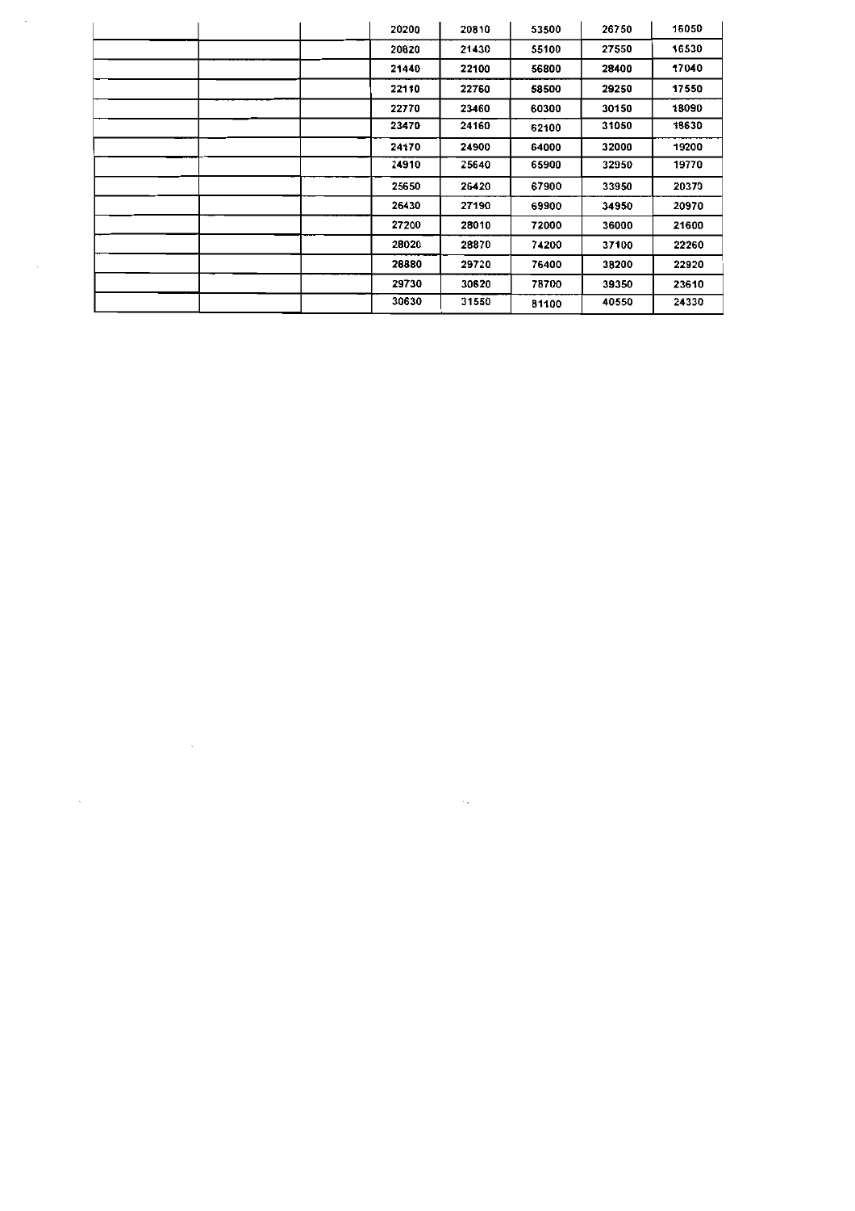| | | | | | | | |
|---|---|---|---|---|---|---|---|
| | | | 20200 | 20810 | 53500 | 26750 | 16050 |
| | | | 20820 | 21430 | 55100 | 27550 | 16530 |
| | | | 21440 | 22100 | 56800 | 28400 | 17040 |
| | | | 22110 | 22760 | 58500 | 29250 | 17550 |
| | | | 22770 | 23460 | 60300 | 30150 | 18090 |
| | | | 23470 | 24160 | 62100 | 31050 | 18630 |
| | | | 24170 | 24900 | 64000 | 32000 | 19200 |
| | | | 24910 | 25640 | 65900 | 32950 | 19770 |
| | | | 25650 | 26420 | 67900 | 33950 | 20370 |
| | | | 26430 | 27190 | 69900 | 34950 | 20970 |
| | | | 27200 | 28010 | 72000 | 36000 | 21600 |
| | | | 28020 | 28870 | 74200 | 37100 | 22260 |
| | | | 28880 | 29720 | 76400 | 38200 | 22920 |
| | | | 29730 | 30620 | 78700 | 39350 | 23610 |
| | | | 30630 | 31550 | 81100 | 40550 | 24330 |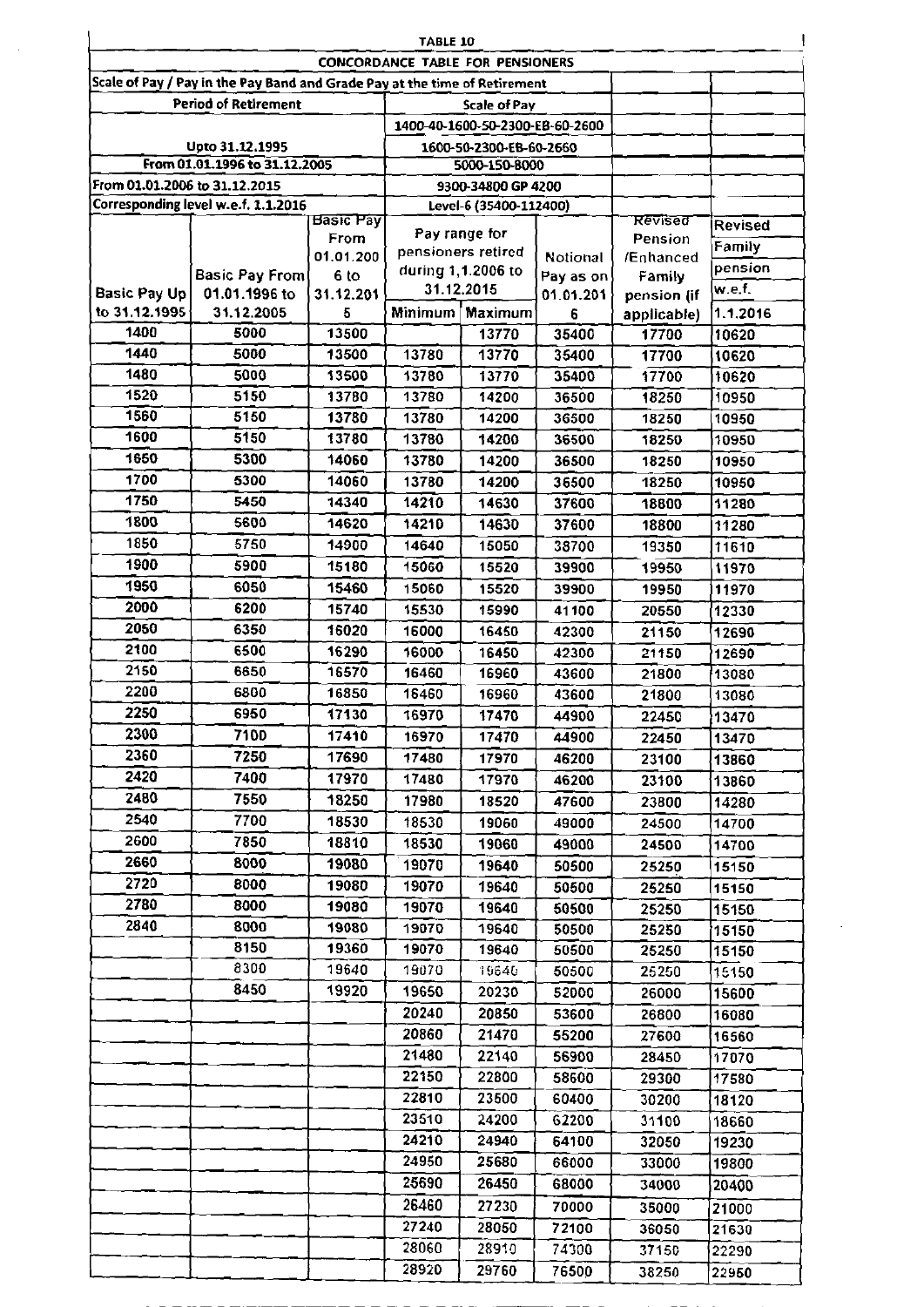**TABLE 10**

**CONCORDANCE TABLE FOR PENSIONERS**

| Scale of Pay / Pay in the Pay Band and Grade Pay at the time of Retirement | | | | | | | |
|---|---|---|---|---|---|---|---|
| **Period of Retirement** | | | **Scale of Pay** | | | | |
| | | | 1400-40-1600-50-2300-EB-60-2600 | | | | |
| Upto 31.12.1995 | | | 1600-50-2300-EB-60-2660 | | | | |
| From 01.01.1996 to 31.12.2005 | | | 5000-150-8000 | | | | |
| From 01.01.2006 to 31.12.2015 | | | 9300-34800 GP 4200 | | | | |
| Corresponding level w.e.f. 1.1.2016 | | | Level-6 (35400-112400) | | | | |
| Basic Pay Up to 31.12.1995 | Basic Pay From 01.01.1996 to 31.12.2005 | Basic Pay From 01.01.2006 to 31.12.2015 | Pay range for pensioners retired during 1.1.2006 to 31.12.2015 Minimum | Maximum | Notional Pay as on 01.01.2016 | Revised Pension /Enhanced Family pension (if applicable) | Revised Family pension w.e.f. 1.1.2016 |
| 1400 | 5000 | 13500 | | 13770 | 35400 | 17700 | 10620 |
| 1440 | 5000 | 13500 | 13780 | 13770 | 35400 | 17700 | 10620 |
| 1480 | 5000 | 13500 | 13780 | 13770 | 35400 | 17700 | 10620 |
| 1520 | 5150 | 13780 | 13780 | 14200 | 36500 | 18250 | 10950 |
| 1560 | 5150 | 13780 | 13780 | 14200 | 36500 | 18250 | 10950 |
| 1600 | 5150 | 13780 | 13780 | 14200 | 36500 | 18250 | 10950 |
| 1650 | 5300 | 14060 | 13780 | 14200 | 36500 | 18250 | 10950 |
| 1700 | 5300 | 14060 | 13780 | 14200 | 36500 | 18250 | 10950 |
| 1750 | 5450 | 14340 | 14210 | 14630 | 37600 | 18800 | 11280 |
| 1800 | 5600 | 14620 | 14210 | 14630 | 37600 | 18800 | 11280 |
| 1850 | 5750 | 14900 | 14640 | 15050 | 38700 | 19350 | 11610 |
| 1900 | 5900 | 15180 | 15060 | 15520 | 39900 | 19950 | 11970 |
| 1950 | 6050 | 15460 | 15060 | 15520 | 39900 | 19950 | 11970 |
| 2000 | 6200 | 15740 | 15530 | 15990 | 41100 | 20550 | 12330 |
| 2050 | 6350 | 16020 | 16000 | 16450 | 42300 | 21150 | 12690 |
| 2100 | 6500 | 16290 | 16000 | 16450 | 42300 | 21150 | 12690 |
| 2150 | 6650 | 16570 | 16460 | 16960 | 43600 | 21800 | 13080 |
| 2200 | 6800 | 16850 | 16460 | 16960 | 43600 | 21800 | 13080 |
| 2250 | 6950 | 17130 | 16970 | 17470 | 44900 | 22450 | 13470 |
| 2300 | 7100 | 17410 | 16970 | 17470 | 44900 | 22450 | 13470 |
| 2360 | 7250 | 17690 | 17480 | 17970 | 46200 | 23100 | 13860 |
| 2420 | 7400 | 17970 | 17480 | 17970 | 46200 | 23100 | 13860 |
| 2480 | 7550 | 18250 | 17980 | 18520 | 47600 | 23800 | 14280 |
| 2540 | 7700 | 18530 | 18530 | 19060 | 49000 | 24500 | 14700 |
| 2600 | 7850 | 18810 | 18530 | 19060 | 49000 | 24500 | 14700 |
| 2660 | 8000 | 19080 | 19070 | 19640 | 50500 | 25250 | 15150 |
| 2720 | 8000 | 19080 | 19070 | 19640 | 50500 | 25250 | 15150 |
| 2780 | 8000 | 19080 | 19070 | 19640 | 50500 | 25250 | 15150 |
| 2840 | 8000 | 19080 | 19070 | 19640 | 50500 | 25250 | 15150 |
| | 8150 | 19360 | 19070 | 19640 | 50500 | 25250 | 15150 |
| | 8300 | 19640 | 19070 | 19640 | 50500 | 25250 | 15150 |
| | 8450 | 19920 | 19650 | 20230 | 52000 | 26000 | 15600 |
| | | | 20240 | 20850 | 53600 | 26800 | 16080 |
| | | | 20860 | 21470 | 55200 | 27600 | 16560 |
| | | | 21480 | 22140 | 56900 | 28450 | 17070 |
| | | | 22150 | 22800 | 58600 | 29300 | 17580 |
| | | | 22810 | 23500 | 60400 | 30200 | 18120 |
| | | | 23510 | 24200 | 62200 | 31100 | 18660 |
| | | | 24210 | 24940 | 64100 | 32050 | 19230 |
| | | | 24950 | 25680 | 66000 | 33000 | 19800 |
| | | | 25690 | 26450 | 68000 | 34000 | 20400 |
| | | | 26460 | 27230 | 70000 | 35000 | 21000 |
| | | | 27240 | 28050 | 72100 | 36050 | 21630 |
| | | | 28060 | 28910 | 74300 | 37150 | 22290 |
| | | | 28920 | 29760 | 76500 | 38250 | 22950 |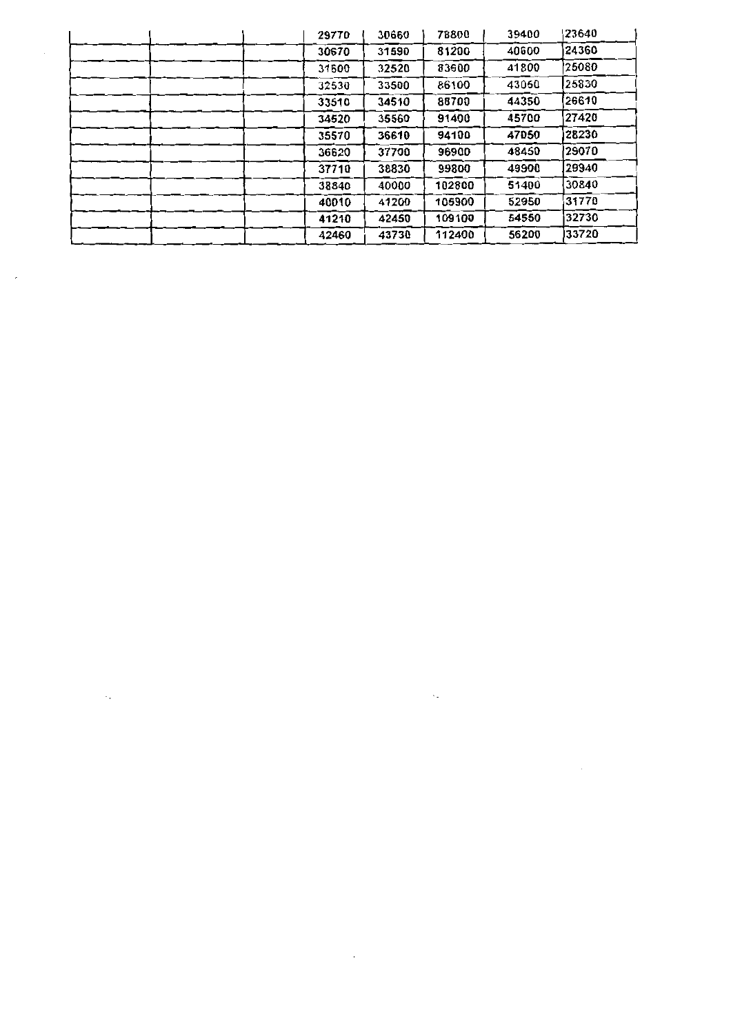| | | | | | | | |
|---|---|---|---|---|---|---|---|
| | | | 29770 | 30660 | 78800 | 39400 | 23640 |
| | | | 30670 | 31590 | 81200 | 40600 | 24360 |
| | | | 31600 | 32520 | 83600 | 41800 | 25080 |
| | | | 32530 | 33500 | 86100 | 43060 | 25830 |
| | | | 33510 | 34510 | 88700 | 44350 | 26610 |
| | | | 34520 | 35560 | 91400 | 45700 | 27420 |
| | | | 35570 | 36610 | 94100 | 47050 | 28230 |
| | | | 36620 | 37700 | 96900 | 48450 | 29070 |
| | | | 37710 | 38830 | 99800 | 49900 | 29940 |
| | | | 38840 | 40000 | 102800 | 51400 | 30840 |
| | | | 40010 | 41200 | 105900 | 52950 | 31770 |
| | | | 41210 | 42450 | 109100 | 54550 | 32730 |
| | | | 42460 | 43730 | 112400 | 56200 | 33720 |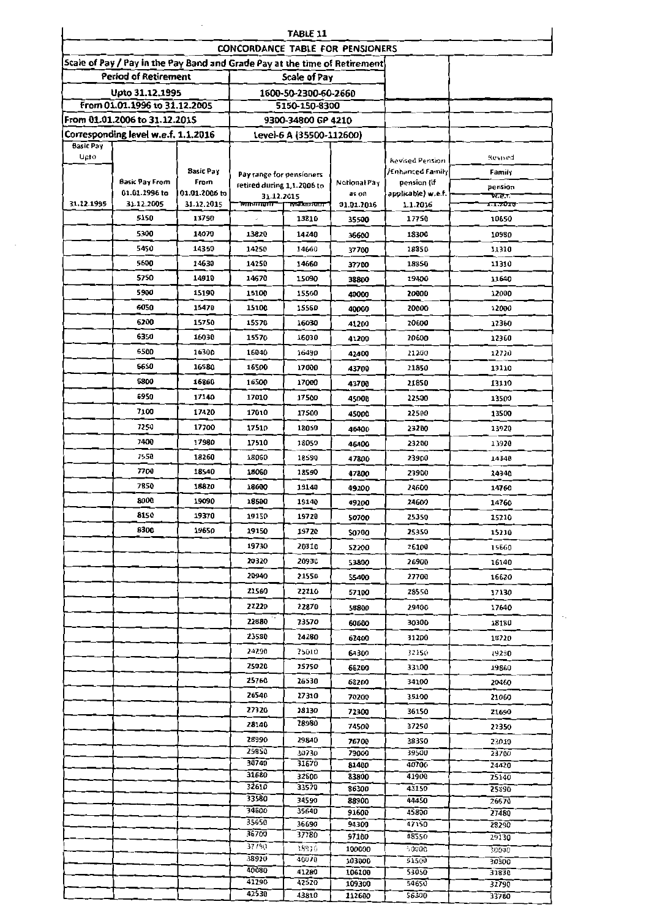| TABLE 11 | | | | | | | |
|---|---|---|---|---|---|---|---|
| CONCORDANCE TABLE FOR PENSIONERS | | | | | | | |
| Scale of Pay / Pay in the Pay Band and Grade Pay at the time of Retirement | | | | | | | |
| Period of Retirement | | | Scale of Pay | | | | |
| Upto 31.12.1995 | | | 1600-50-2300-60-2660 | | | | |
| From 01.01.1996 to 31.12.2005 | | | 5150-150-8300 | | | | |
| From 01.01.2006 to 31.12.2015 | | | 9300-34800 GP 4210 | | | | |
| Corresponding level w.e.f. 1.1.2016 | | | Level-6 A (35500-112600) | | | | |
| Basic Pay Upto 31.12.1995 | Basic Pay From 01.01.1996 to 31.12.2005 | Basic Pay From 01.01.2006 to 31.12.2015 | Pay range for pensioners retired during 1.1.2006 to 31.12.2015 Minimum | Maximum | Notional Pay as on 01.01.2016 | Revised Pension /Enhanced Family pension (if applicable) w.e.f. 1.1.2016 | Revised Family pension w.e.f. 1.1.2016 |
| | 5150 | 13790 | - | 13810 | 35500 | 17750 | 10650 |
| | 5300 | 14070 | 13820 | 14240 | 36600 | 18300 | 10980 |
| | 5450 | 14350 | 14250 | 14660 | 37700 | 18850 | 11310 |
| | 5600 | 14630 | 14250 | 14660 | 37700 | 18850 | 11310 |
| | 5750 | 14910 | 14670 | 15090 | 38800 | 19400 | 11640 |
| | 5900 | 15190 | 15100 | 15560 | 40000 | 20000 | 12000 |
| | 6050 | 15470 | 15100 | 15560 | 40000 | 20000 | 12000 |
| | 6200 | 15750 | 15570 | 16030 | 41200 | 20600 | 12360 |
| | 6350 | 16030 | 15570 | 16030 | 41200 | 20600 | 12360 |
| | 6500 | 16300 | 16040 | 16490 | 42400 | 21200 | 12720 |
| | 6650 | 16580 | 16500 | 17000 | 43700 | 21850 | 13110 |
| | 6800 | 16860 | 16500 | 17000 | 43700 | 21850 | 13110 |
| | 6950 | 17140 | 17010 | 17500 | 45000 | 22500 | 13500 |
| | 7100 | 17420 | 17010 | 17500 | 45000 | 22500 | 13500 |
| | 7250 | 17700 | 17510 | 18050 | 46400 | 23200 | 13920 |
| | 7400 | 17980 | 17510 | 18050 | 46400 | 23200 | 13920 |
| | 7550 | 18260 | 18060 | 18590 | 47800 | 23900 | 14340 |
| | 7700 | 18540 | 18060 | 18590 | 47800 | 23900 | 14340 |
| | 7850 | 18820 | 18600 | 19140 | 49200 | 24600 | 14760 |
| | 8000 | 19090 | 18600 | 19140 | 49200 | 24600 | 14760 |
| | 8150 | 19370 | 19150 | 19720 | 50700 | 25350 | 15210 |
| | 8300 | 19650 | 19150 | 19720 | 50700 | 25350 | 15210 |
| | | | 19730 | 20310 | 52200 | 26100 | 15660 |
| | | | 20320 | 20930 | 53800 | 26900 | 16140 |
| | | | 20940 | 21550 | 55400 | 27700 | 16620 |
| | | | 21560 | 22210 | 57100 | 28550 | 17130 |
| | | | 22220 | 22870 | 58800 | 29400 | 17640 |
| | | | 22880 | 23570 | 60600 | 30300 | 18180 |
| | | | 23580 | 24280 | 62400 | 31200 | 18720 |
| | | | 24290 | 25010 | 64300 | 32150 | 19290 |
| | | | 25020 | 25750 | 66200 | 33100 | 19860 |
| | | | 25760 | 26530 | 68200 | 34100 | 20460 |
| | | | 26540 | 27310 | 70200 | 35100 | 21060 |
| | | | 27320 | 28130 | 72300 | 36150 | 21690 |
| | | | 28140 | 28980 | 74500 | 37250 | 22350 |
| | | | 28990 | 29840 | 76700 | 38350 | 23010 |
| | | | 29850 | 30730 | 79000 | 39500 | 23700 |
| | | | 30740 | 31670 | 81400 | 40700 | 24420 |
| | | | 31680 | 32600 | 83800 | 41900 | 25140 |
| | | | 32610 | 33570 | 86300 | 43150 | 25890 |
| | | | 33580 | 34590 | 88900 | 44450 | 26670 |
| | | | 34600 | 35640 | 91600 | 45800 | 27480 |
| | | | 35650 | 36690 | 94300 | 47150 | 28290 |
| | | | 36700 | 37780 | 97100 | 48550 | 29130 |
| | | | 37790 | 38910 | 100000 | 50000 | 30000 |
| | | | 38920 | 40070 | 103000 | 51500 | 30900 |
| | | | 40080 | 41280 | 106100 | 53050 | 31830 |
| | | | 41290 | 42520 | 109300 | 54650 | 32790 |
| | | | 42530 | 43810 | 112600 | 56300 | 33780 |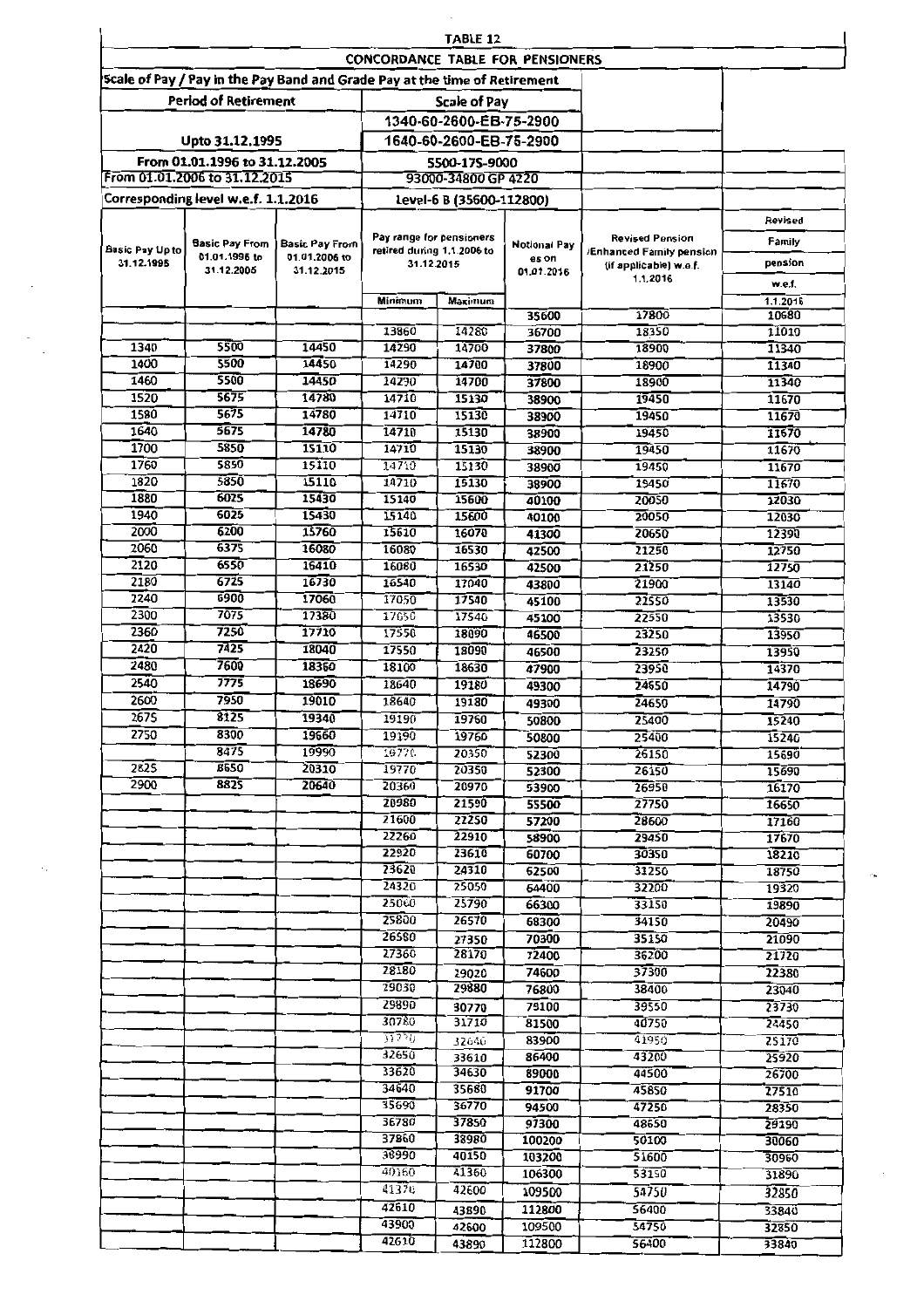## TABLE 12

### CONCORDANCE TABLE FOR PENSIONERS

| Scale of Pay / Pay in the Pay Band and Grade Pay at the time of Retirement | | | | | | | |
|---|---|---|---|---|---|---|---|
| Period of Retirement | | | Scale of Pay | | | | |
| | | | 1340-60-2600-EB-75-2900 | | | | |
| Upto 31.12.1995 | | | 1640-60-2600-EB-75-2900 | | | | |
| From 01.01.1996 to 31.12.2005 | | | 5500-175-9000 | | | | |
| From 01.01.2006 to 31.12.2015 | | | 93000-34800 GP 4220 | | | | |
| Corresponding level w.e.f. 1.1.2016 | | | Level-6 B (35600-112800) | | | | |
| Basic Pay Up to 31.12.1995 | Basic Pay From 01.01.1996 to 31.12.2005 | Basic Pay From 01.01.2006 to 31.12.2015 | Pay range for pensioners retired during 1.1.2006 to 31.12.2015 Minimum | Maximum | Notional Pay as on 01.01.2016 | Revised Pension /Enhanced Family pension (if applicable) w.e.f. 1.1.2016 | Revised Family pension w.e.f. 1.1.2016 |
| | | | | | 35600 | 17800 | 10680 |
| | | | 13860 | 14280 | 36700 | 18350 | 11010 |
| 1340 | 5500 | 14450 | 14290 | 14700 | 37800 | 18900 | 11340 |
| 1400 | 5500 | 14450 | 14290 | 14700 | 37800 | 18900 | 11340 |
| 1460 | 5500 | 14450 | 14290 | 14700 | 37800 | 18900 | 11340 |
| 1520 | 5675 | 14780 | 14710 | 15130 | 38900 | 19450 | 11670 |
| 1580 | 5675 | 14780 | 14710 | 15130 | 38900 | 19450 | 11670 |
| 1640 | 5675 | 14780 | 14710 | 15130 | 38900 | 19450 | 11670 |
| 1700 | 5850 | 15110 | 14710 | 15130 | 38900 | 19450 | 11670 |
| 1760 | 5850 | 15110 | 14710 | 15130 | 38900 | 19450 | 11670 |
| 1820 | 5850 | 15110 | 14710 | 15130 | 38900 | 19450 | 11670 |
| 1880 | 6025 | 15430 | 15140 | 15600 | 40100 | 20050 | 12030 |
| 1940 | 6025 | 15430 | 15140 | 15600 | 40100 | 20050 | 12030 |
| 2000 | 6200 | 15760 | 15610 | 16070 | 41300 | 20650 | 12390 |
| 2060 | 6375 | 16080 | 16080 | 16530 | 42500 | 21250 | 12750 |
| 2120 | 6550 | 16410 | 16080 | 16530 | 42500 | 21250 | 12750 |
| 2180 | 6725 | 16730 | 16540 | 17040 | 43800 | 21900 | 13140 |
| 2240 | 6900 | 17060 | 17050 | 17540 | 45100 | 22550 | 13530 |
| 2300 | 7075 | 17380 | 17050 | 17540 | 45100 | 22550 | 13530 |
| 2360 | 7250 | 17710 | 17550 | 18090 | 46500 | 23250 | 13950 |
| 2420 | 7425 | 18040 | 17550 | 18090 | 46500 | 23250 | 13950 |
| 2480 | 7600 | 18360 | 18100 | 18630 | 47900 | 23950 | 14370 |
| 2540 | 7775 | 18690 | 18640 | 19180 | 49300 | 24650 | 14790 |
| 2600 | 7950 | 19010 | 18640 | 19180 | 49300 | 24650 | 14790 |
| 2675 | 8125 | 19340 | 19190 | 19760 | 50800 | 25400 | 15240 |
| 2750 | 8300 | 19660 | 19190 | 19760 | 50800 | 25400 | 15240 |
| | 8475 | 19990 | 19770 | 20350 | 52300 | 26150 | 15690 |
| 2825 | 8650 | 20310 | 19770 | 20350 | 52300 | 26150 | 15690 |
| 2900 | 8825 | 20640 | 20360 | 20970 | 53900 | 26950 | 16170 |
| | | | 20980 | 21590 | 55500 | 27750 | 16650 |
| | | | 21600 | 22250 | 57200 | 28600 | 17160 |
| | | | 22260 | 22910 | 58900 | 29450 | 17670 |
| | | | 22920 | 23610 | 60700 | 30350 | 18210 |
| | | | 23620 | 24310 | 62500 | 31250 | 18750 |
| | | | 24320 | 25050 | 64400 | 32200 | 19320 |
| | | | 25060 | 25790 | 66300 | 33150 | 19890 |
| | | | 25800 | 26570 | 68300 | 34150 | 20490 |
| | | | 26580 | 27350 | 70300 | 35150 | 21090 |
| | | | 27360 | 28170 | 72400 | 36200 | 21720 |
| | | | 28180 | 29020 | 74600 | 37300 | 22380 |
| | | | 29030 | 29880 | 76800 | 38400 | 23040 |
| | | | 29890 | 30770 | 79100 | 39550 | 23730 |
| | | | 30780 | 31710 | 81500 | 40750 | 24450 |
| | | | 31720 | 32640 | 83900 | 41950 | 25170 |
| | | | 32650 | 33610 | 86400 | 43200 | 25920 |
| | | | 33620 | 34630 | 89000 | 44500 | 26700 |
| | | | 34640 | 35680 | 91700 | 45850 | 27510 |
| | | | 35690 | 36770 | 94500 | 47250 | 28350 |
| | | | 36780 | 37850 | 97300 | 48650 | 29190 |
| | | | 37860 | 38980 | 100200 | 50100 | 30060 |
| | | | 38990 | 40150 | 103200 | 51600 | 30960 |
| | | | 40160 | 41360 | 106300 | 53150 | 31890 |
| | | | 41370 | 42600 | 109500 | 54750 | 32850 |
| | | | 42610 | 43890 | 112800 | 56400 | 33840 |
| | | | 43900 | 42600 | 109500 | 54750 | 32850 |
| | | | 42610 | 43890 | 112800 | 56400 | 33840 |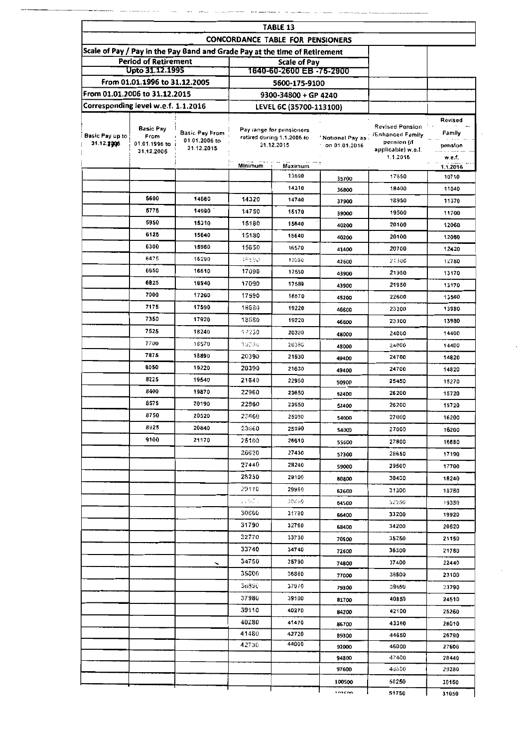| TABLE 13 | | | | | | | |
|---|---|---|---|---|---|---|---|
| **CONCORDANCE TABLE FOR PENSIONERS** | | | | | | | |
| **Scale of Pay / Pay in the Pay Band and Grade Pay at the time of Retirement** | | | | | | | |
| **Period of Retirement** | | | **Scale of Pay** | | | | |
| Upto 31.12.1995 | | | 1640-60-2600 EB -75-2900 | | | | |
| From 01.01.1996 to 31.12.2005 | | | 5600-175-9100 | | | | |
| From 01.01.2006 to 31.12.2015 | | | 9300-34800 + GP 4240 | | | | |
| Corresponding level w.e.f. 1.1.2016 | | | LEVEL 6C (35700-113100) | | | | |
| Basic Pay up to 31.12.1995 | Basic Pay From 01.01.1996 to 31.12.2005 | Basic Pay From 01.01.2006 to 31.12.2015 | Pay range for pensioners retired during 1.1.2006 to 31.12.2015 | | Notional Pay as on 01.01.2016 | Revised Pension /Enhanced Family pension (if applicable) w.e.f. 1.1.2016 | Revised Family pension w.e.f. 1.1.2016 |
| | | | Minimum | Maximum | | | |
| | | | | 13890 | 35700 | 17850 | 10710 |
| | | | | 14310 | 36800 | 18400 | 11040 |
| | 5600 | 14660 | 14320 | 14740 | 37900 | 18950 | 11370 |
| | 5775 | 14990 | 14750 | 15170 | 39000 | 19500 | 11700 |
| | 5950 | 15310 | 15180 | 15640 | 40200 | 20100 | 12060 |
| | 6125 | 15640 | 15180 | 15640 | 40200 | 20100 | 12060 |
| | 6300 | 15960 | 15650 | 16570 | 41400 | 20700 | 12420 |
| | 6475 | 16290 | 16580 | 17080 | 42600 | 21300 | 12780 |
| | 6650 | 16610 | 17090 | 17580 | 43900 | 21950 | 13170 |
| | 6825 | 16940 | 17090 | 17580 | 43900 | 21950 | 13170 |
| | 7000 | 17260 | 17590 | 18670 | 45200 | 22600 | 13560 |
| | 7175 | 17590 | 18680 | 19220 | 46600 | 23300 | 13980 |
| | 7350 | 17920 | 18680 | 19220 | 46600 | 23300 | 13980 |
| | 7525 | 18240 | 19230 | 20380 | 48000 | 24000 | 14400 |
| | 7700 | 18570 | 19230 | 20380 | 48000 | 24000 | 14400 |
| | 7875 | 18890 | 20390 | 21630 | 49400 | 24700 | 14820 |
| | 8050 | 19220 | 20390 | 21630 | 49400 | 24700 | 14820 |
| | 8225 | 19540 | 21640 | 22950 | 50900 | 25450 | 15270 |
| | 8400 | 19870 | 22960 | 23650 | 52400 | 26200 | 15720 |
| | 8575 | 20190 | 22960 | 23650 | 52400 | 26200 | 15720 |
| | 8750 | 20520 | 23660 | 25090 | 54000 | 27000 | 16200 |
| | 8925 | 20840 | 23660 | 25090 | 54000 | 27000 | 16200 |
| | 9100 | 21170 | 25100 | 26610 | 55600 | 27800 | 16680 |
| | | | 26620 | 27430 | 57300 | 28650 | 17190 |
| | | | 27440 | 28240 | 59000 | 29500 | 17700 |
| | | | 28250 | 29100 | 60800 | 30400 | 18240 |
| | | | 29110 | 29960 | 62600 | 31300 | 18780 |
| | | | 29970 | 30850 | 64500 | 32250 | 19350 |
| | | | 30860 | 31780 | 66400 | 33200 | 19920 |
| | | | 31790 | 32760 | 68400 | 34200 | 20520 |
| | | | 32770 | 33730 | 70500 | 35250 | 21150 |
| | | | 33740 | 34740 | 72600 | 36300 | 21780 |
| | | | 34750 | 35790 | 74800 | 37400 | 22440 |
| | | | 35800 | 36880 | 77000 | 38500 | 23100 |
| | | | 36890 | 37970 | 79300 | 39650 | 23790 |
| | | | 37980 | 39100 | 81700 | 40850 | 24510 |
| | | | 39110 | 40270 | 84200 | 42100 | 25260 |
| | | | 40280 | 41470 | 86700 | 43350 | 26010 |
| | | | 41480 | 42720 | 89300 | 44650 | 26790 |
| | | | 42730 | 44000 | 92000 | 46000 | 27600 |
| | | | | | 94800 | 47400 | 28440 |
| | | | | | 97600 | 48800 | 29280 |
| | | | | | 100500 | 50250 | 30150 |
| | | | | | 103500 | 51750 | 31050 |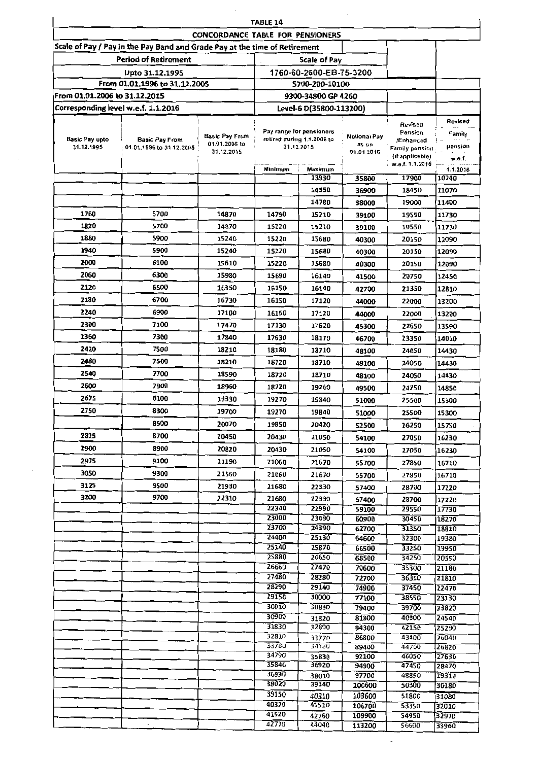| TABLE 14 | | | | | | | |
|---|---|---|---|---|---|---|---|
| CONCORDANCE TABLE FOR PENSIONERS | | | | | | | |
| Scale of Pay / Pay in the Pay Band and Grade Pay at the time of Retirement | | | | | | | |
| Period of Retirement | | | Scale of Pay | | | | |
| Upto 31.12.1995 | | | 1760-60-2600-EB-75-3200 | | | | |
| From 01.01.1996 to 31.12.2005 | | | 5700-200-10100 | | | | |
| From 01.01.2006 to 31.12.2015 | | | 9300-34800 GP 4260 | | | | |
| Corresponding level w.e.f. 1.1.2016 | | | Level-6 D(35800-113200) | | | | |
| Basic Pay upto 31.12.1995 | Basic Pay From 01.01.1996 to 31.12.2005 | Basic Pay From 01.01.2006 to 31.12.2015 | Pay range for pensioners retired during 1.1.2006 to 31.12.2015 | | Notional Pay as on 01.01.2016 | Revised Pension /Enhanced Family pension (if applicable) w.e.f. 1.1.2016 | Revised Family pension w.e.f. 1.1.2016 |
| | | | Minimum | Maximum | | | |
| | | | | 13930 | 35800 | 17900 | 10740 |
| | | | | 14350 | 36900 | 18450 | 11070 |
| | | | | 14780 | 38000 | 19000 | 11400 |
| 1760 | 5700 | 14870 | 14790 | 15210 | 39100 | 19550 | 11730 |
| 1820 | 5700 | 14870 | 15220 | 15210 | 39100 | 19550 | 11730 |
| 1880 | 5900 | 15240 | 15220 | 15680 | 40300 | 20150 | 12090 |
| 1940 | 5900 | 15240 | 15220 | 15680 | 40300 | 20150 | 12090 |
| 2000 | 6100 | 15610 | 15220 | 15680 | 40300 | 20150 | 12090 |
| 2060 | 6300 | 15980 | 15690 | 16140 | 41500 | 20750 | 12450 |
| 2120 | 6500 | 16350 | 16150 | 16140 | 42700 | 21350 | 12810 |
| 2180 | 6700 | 16730 | 16150 | 17120 | 44000 | 22000 | 13200 |
| 2240 | 6900 | 17100 | 16150 | 17120 | 44000 | 22000 | 13200 |
| 2300 | 7100 | 17470 | 17130 | 17620 | 45300 | 22650 | 13590 |
| 2360 | 7300 | 17840 | 17630 | 18170 | 46700 | 23350 | 14010 |
| 2420 | 7500 | 18210 | 18180 | 18710 | 48100 | 24050 | 14430 |
| 2480 | 7500 | 18210 | 18720 | 18710 | 48100 | 24050 | 14430 |
| 2540 | 7700 | 18590 | 18720 | 18710 | 48100 | 24050 | 14430 |
| 2600 | 7900 | 18960 | 18720 | 19260 | 49500 | 24750 | 14850 |
| 2675 | 8100 | 19330 | 19270 | 19840 | 51000 | 25500 | 15300 |
| 2750 | 8300 | 19700 | 19270 | 19840 | 51000 | 25500 | 15300 |
| | 8500 | 20070 | 19850 | 20420 | 52500 | 26250 | 15750 |
| 2825 | 8700 | 20450 | 20430 | 21050 | 54100 | 27050 | 16230 |
| 2900 | 8900 | 20820 | 20430 | 21050 | 54100 | 27050 | 16230 |
| 2975 | 9100 | 21190 | 21060 | 21670 | 55700 | 27850 | 16710 |
| 3050 | 9300 | 21560 | 21060 | 21670 | 55700 | 27850 | 16710 |
| 3125 | 9500 | 21930 | 21680 | 22330 | 57400 | 28700 | 17220 |
| 3200 | 9700 | 22310 | 21680 | 22330 | 57400 | 28700 | 17220 |
| | | | 22340 | 22990 | 59100 | 29550 | 17730 |
| | | | 23000 | 23690 | 60900 | 30450 | 18270 |
| | | | 23700 | 24390 | 62700 | 31350 | 18810 |
| | | | 24400 | 25130 | 64600 | 32300 | 19380 |
| | | | 25140 | 25870 | 66500 | 33250 | 19950 |
| | | | 25880 | 26650 | 68500 | 34250 | 20550 |
| | | | 26660 | 27470 | 70600 | 35300 | 21180 |
| | | | 27480 | 28280 | 72700 | 36350 | 21810 |
| | | | 28290 | 29140 | 74900 | 37450 | 22470 |
| | | | 29150 | 30000 | 77100 | 38550 | 23130 |
| | | | 30010 | 30890 | 79400 | 39700 | 23820 |
| | | | 30900 | 31820 | 81800 | 40900 | 24540 |
| | | | 31830 | 32800 | 84300 | 42150 | 25290 |
| | | | 32810 | 33770 | 86800 | 43400 | 26040 |
| | | | 33780 | 34780 | 89400 | 44700 | 26820 |
| | | | 34790 | 35830 | 92100 | 46050 | 27630 |
| | | | 35840 | 36920 | 94900 | 47450 | 28470 |
| | | | 36930 | 38010 | 97700 | 48850 | 29310 |
| | | | 38020 | 39140 | 100600 | 50300 | 30180 |
| | | | 39150 | 40310 | 103600 | 51800 | 31080 |
| | | | 40320 | 41510 | 106700 | 53350 | 32010 |
| | | | 41520 | 42760 | 109900 | 54950 | 32970 |
| | | | 42770 | 44040 | 113200 | 56600 | 33960 |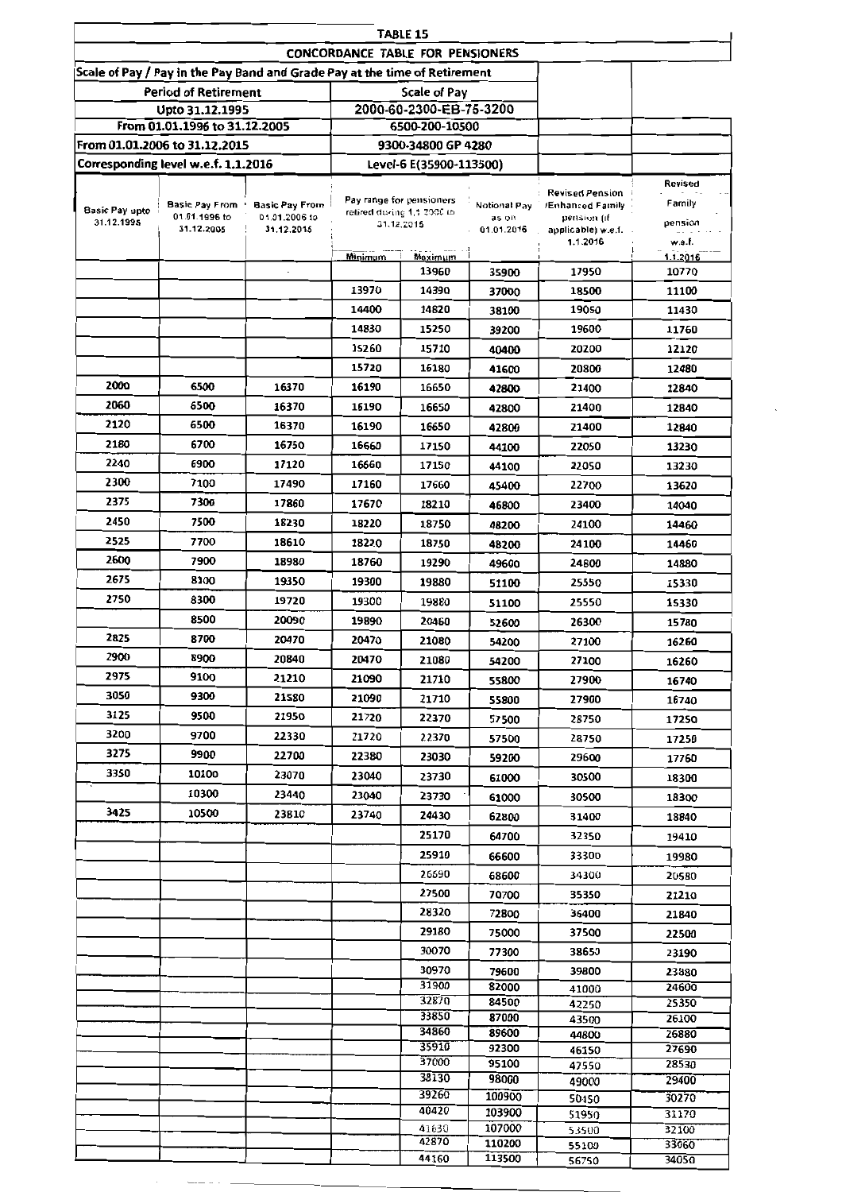## TABLE 15

### CONCORDANCE TABLE FOR PENSIONERS

| Scale of Pay / Pay in the Pay Band and Grade Pay at the time of Retirement | | | | | | | |
|---|---|---|---|---|---|---|---|
| Period of Retirement | | | Scale of Pay | | | | |
| Upto 31.12.1995 | | | 2000-60-2300-EB-75-3200 | | | | |
| From 01.01.1996 to 31.12.2005 | | | 6500-200-10500 | | | | |
| From 01.01.2006 to 31.12.2015 | | | 9300-34800 GP 4280 | | | | |
| Corresponding level w.e.f. 1.1.2016 | | | Level-6 E(35900-113500) | | | | |
| Basic Pay upto 31.12.1995 | Basic Pay From 01.01.1996 to 31.12.2005 | Basic Pay From 01.01.2006 to 31.12.2015 | Pay range for pensioners retired during 1.1.2006 to 31.12.2015 | | Notional Pay as on 01.01.2016 | Revised Pension /Enhanced Family pension (if applicable) w.e.f. 1.1.2016 | Revised Family pension w.e.f. 1.1.2016 |
| | | | Minimum | Maximum | | | |
| | | | | 13960 | 35900 | 17950 | 10770 |
| | | | 13970 | 14390 | 37000 | 18500 | 11100 |
| | | | 14400 | 14820 | 38100 | 19050 | 11430 |
| | | | 14830 | 15250 | 39200 | 19600 | 11760 |
| | | | 15260 | 15710 | 40400 | 20200 | 12120 |
| | | | 15720 | 16180 | 41600 | 20800 | 12480 |
| 2000 | 6500 | 16370 | 16190 | 16650 | 42800 | 21400 | 12840 |
| 2060 | 6500 | 16370 | 16190 | 16650 | 42800 | 21400 | 12840 |
| 2120 | 6500 | 16370 | 16190 | 16650 | 42800 | 21400 | 12840 |
| 2180 | 6700 | 16750 | 16660 | 17150 | 44100 | 22050 | 13230 |
| 2240 | 6900 | 17120 | 16660 | 17150 | 44100 | 22050 | 13230 |
| 2300 | 7100 | 17490 | 17160 | 17660 | 45400 | 22700 | 13620 |
| 2375 | 7300 | 17860 | 17670 | 18210 | 46800 | 23400 | 14040 |
| 2450 | 7500 | 18230 | 18220 | 18750 | 48200 | 24100 | 14460 |
| 2525 | 7700 | 18610 | 18220 | 18750 | 48200 | 24100 | 14460 |
| 2600 | 7900 | 18980 | 18760 | 19290 | 49600 | 24800 | 14880 |
| 2675 | 8100 | 19350 | 19300 | 19880 | 51100 | 25550 | 15330 |
| 2750 | 8300 | 19720 | 19300 | 19880 | 51100 | 25550 | 15330 |
| | 8500 | 20090 | 19890 | 20460 | 52600 | 26300 | 15780 |
| 2825 | 8700 | 20470 | 20470 | 21080 | 54200 | 27100 | 16260 |
| 2900 | 8900 | 20840 | 20470 | 21080 | 54200 | 27100 | 16260 |
| 2975 | 9100 | 21210 | 21090 | 21710 | 55800 | 27900 | 16740 |
| 3050 | 9300 | 21580 | 21090 | 21710 | 55800 | 27900 | 16740 |
| 3125 | 9500 | 21950 | 21720 | 22370 | 57500 | 28750 | 17250 |
| 3200 | 9700 | 22330 | 21720 | 22370 | 57500 | 28750 | 17250 |
| 3275 | 9900 | 22700 | 22380 | 23030 | 59200 | 29600 | 17760 |
| 3350 | 10100 | 23070 | 23040 | 23730 | 61000 | 30500 | 18300 |
| | 10300 | 23440 | 23040 | 23730 | 61000 | 30500 | 18300 |
| 3425 | 10500 | 23810 | 23740 | 24430 | 62800 | 31400 | 18840 |
| | | | | 25170 | 64700 | 32350 | 19410 |
| | | | | 25910 | 66600 | 33300 | 19980 |
| | | | | 26690 | 68600 | 34300 | 20580 |
| | | | | 27500 | 70700 | 35350 | 21210 |
| | | | | 28320 | 72800 | 36400 | 21840 |
| | | | | 29180 | 75000 | 37500 | 22500 |
| | | | | 30070 | 77300 | 38650 | 23190 |
| | | | | 30970 | 79600 | 39800 | 23880 |
| | | | | 31900 | 82000 | 41000 | 24600 |
| | | | | 32870 | 84500 | 42250 | 25350 |
| | | | | 33850 | 87000 | 43500 | 26100 |
| | | | | 34860 | 89600 | 44800 | 26880 |
| | | | | 35910 | 92300 | 46150 | 27690 |
| | | | | 37000 | 95100 | 47550 | 28530 |
| | | | | 38130 | 98000 | 49000 | 29400 |
| | | | | 39260 | 100900 | 50450 | 30270 |
| | | | | 40420 | 103900 | 51950 | 31170 |
| | | | | 41630 | 107000 | 53500 | 32100 |
| | | | | 42870 | 110200 | 55100 | 33060 |
| | | | | 44160 | 113500 | 56750 | 34050 |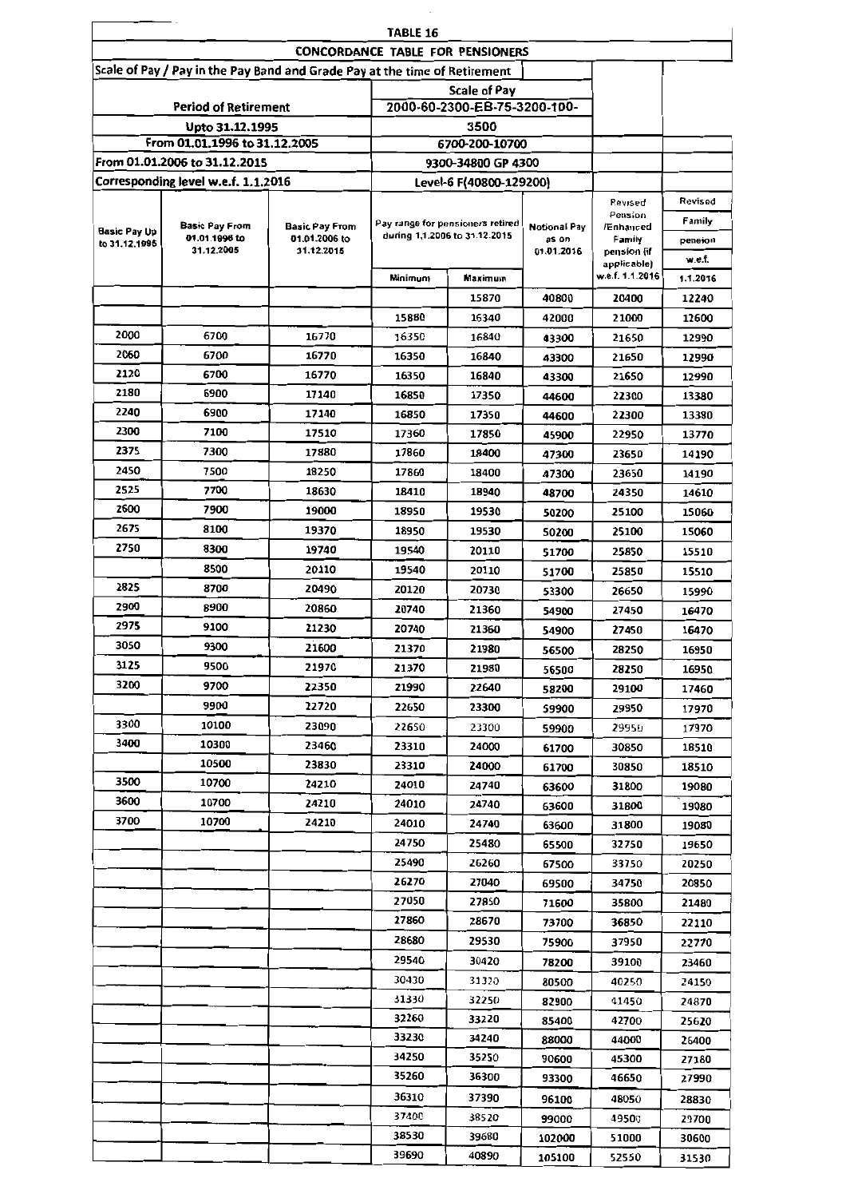# TABLE 16

## CONCORDANCE TABLE FOR PENSIONERS

| Scale of Pay / Pay in the Pay Band and Grade Pay at the time of Retirement | | | | | | | |
|---|---|---|---|---|---|---|---|
| Period of Retirement | | | Scale of Pay | | | | |
| Upto 31.12.1995 | | | 2000-60-2300-EB-75-3200-100-3500 | | | | |
| From 01.01.1996 to 31.12.2005 | | | 6700-200-10700 | | | | |
| From 01.01.2006 to 31.12.2015 | | | 9300-34800 GP 4300 | | | | |
| Corresponding level w.e.f. 1.1.2016 | | | Level-6 F(40800-129200) | | | | |
| Basic Pay Up to 31.12.1995 | Basic Pay From 01.01.1996 to 31.12.2005 | Basic Pay From 01.01.2006 to 31.12.2015 | Pay range for pensioners retired during 1.1.2006 to 31.12.2015 Minimum | Pay range for pensioners retired during 1.1.2006 to 31.12.2015 Maximum | Notional Pay as on 01.01.2016 | Revised Pension /Enhanced Family pension (if applicable) w.e.f. 1.1.2016 | Revised Family pension w.e.f. 1.1.2016 |
| | | | | 15870 | 40800 | 20400 | 12240 |
| | | | 15880 | 16340 | 42000 | 21000 | 12600 |
| 2000 | 6700 | 16770 | 16350 | 16840 | 43300 | 21650 | 12990 |
| 2060 | 6700 | 16770 | 16350 | 16840 | 43300 | 21650 | 12990 |
| 2120 | 6700 | 16770 | 16350 | 16840 | 43300 | 21650 | 12990 |
| 2180 | 6900 | 17140 | 16850 | 17350 | 44600 | 22300 | 13380 |
| 2240 | 6900 | 17140 | 16850 | 17350 | 44600 | 22300 | 13380 |
| 2300 | 7100 | 17510 | 17360 | 17850 | 45900 | 22950 | 13770 |
| 2375 | 7300 | 17880 | 17860 | 18400 | 47300 | 23650 | 14190 |
| 2450 | 7500 | 18250 | 17860 | 18400 | 47300 | 23650 | 14190 |
| 2525 | 7700 | 18630 | 18410 | 18940 | 48700 | 24350 | 14610 |
| 2600 | 7900 | 19000 | 18950 | 19530 | 50200 | 25100 | 15060 |
| 2675 | 8100 | 19370 | 18950 | 19530 | 50200 | 25100 | 15060 |
| 2750 | 8300 | 19740 | 19540 | 20110 | 51700 | 25850 | 15510 |
| | 8500 | 20110 | 19540 | 20110 | 51700 | 25850 | 15510 |
| 2825 | 8700 | 20490 | 20120 | 20730 | 53300 | 26650 | 15990 |
| 2900 | 8900 | 20860 | 20740 | 21360 | 54900 | 27450 | 16470 |
| 2975 | 9100 | 21230 | 20740 | 21360 | 54900 | 27450 | 16470 |
| 3050 | 9300 | 21600 | 21370 | 21980 | 56500 | 28250 | 16950 |
| 3125 | 9500 | 21970 | 21370 | 21980 | 56500 | 28250 | 16950 |
| 3200 | 9700 | 22350 | 21990 | 22640 | 58200 | 29100 | 17460 |
| | 9900 | 22720 | 22650 | 23300 | 59900 | 29950 | 17970 |
| 3300 | 10100 | 23090 | 22650 | 23300 | 59900 | 29950 | 17970 |
| 3400 | 10300 | 23460 | 23310 | 24000 | 61700 | 30850 | 18510 |
| | 10500 | 23830 | 23310 | 24000 | 61700 | 30850 | 18510 |
| 3500 | 10700 | 24210 | 24010 | 24740 | 63600 | 31800 | 19080 |
| 3600 | 10700 | 24210 | 24010 | 24740 | 63600 | 31800 | 19080 |
| 3700 | 10700 | 24210 | 24010 | 24740 | 63600 | 31800 | 19080 |
| | | | 24750 | 25480 | 65500 | 32750 | 19650 |
| | | | 25490 | 26260 | 67500 | 33750 | 20250 |
| | | | 26270 | 27040 | 69500 | 34750 | 20850 |
| | | | 27050 | 27850 | 71600 | 35800 | 21480 |
| | | | 27860 | 28670 | 73700 | 36850 | 22110 |
| | | | 28680 | 29530 | 75900 | 37950 | 22770 |
| | | | 29540 | 30420 | 78200 | 39100 | 23460 |
| | | | 30430 | 31320 | 80500 | 40250 | 24150 |
| | | | 31330 | 32250 | 82900 | 41450 | 24870 |
| | | | 32260 | 33220 | 85400 | 42700 | 25620 |
| | | | 33230 | 34240 | 88000 | 44000 | 26400 |
| | | | 34250 | 35250 | 90600 | 45300 | 27180 |
| | | | 35260 | 36300 | 93300 | 46650 | 27990 |
| | | | 36310 | 37390 | 96100 | 48050 | 28830 |
| | | | 37400 | 38520 | 99000 | 49500 | 29700 |
| | | | 38530 | 39680 | 102000 | 51000 | 30600 |
| | | | 39690 | 40890 | 105100 | 52550 | 31530 |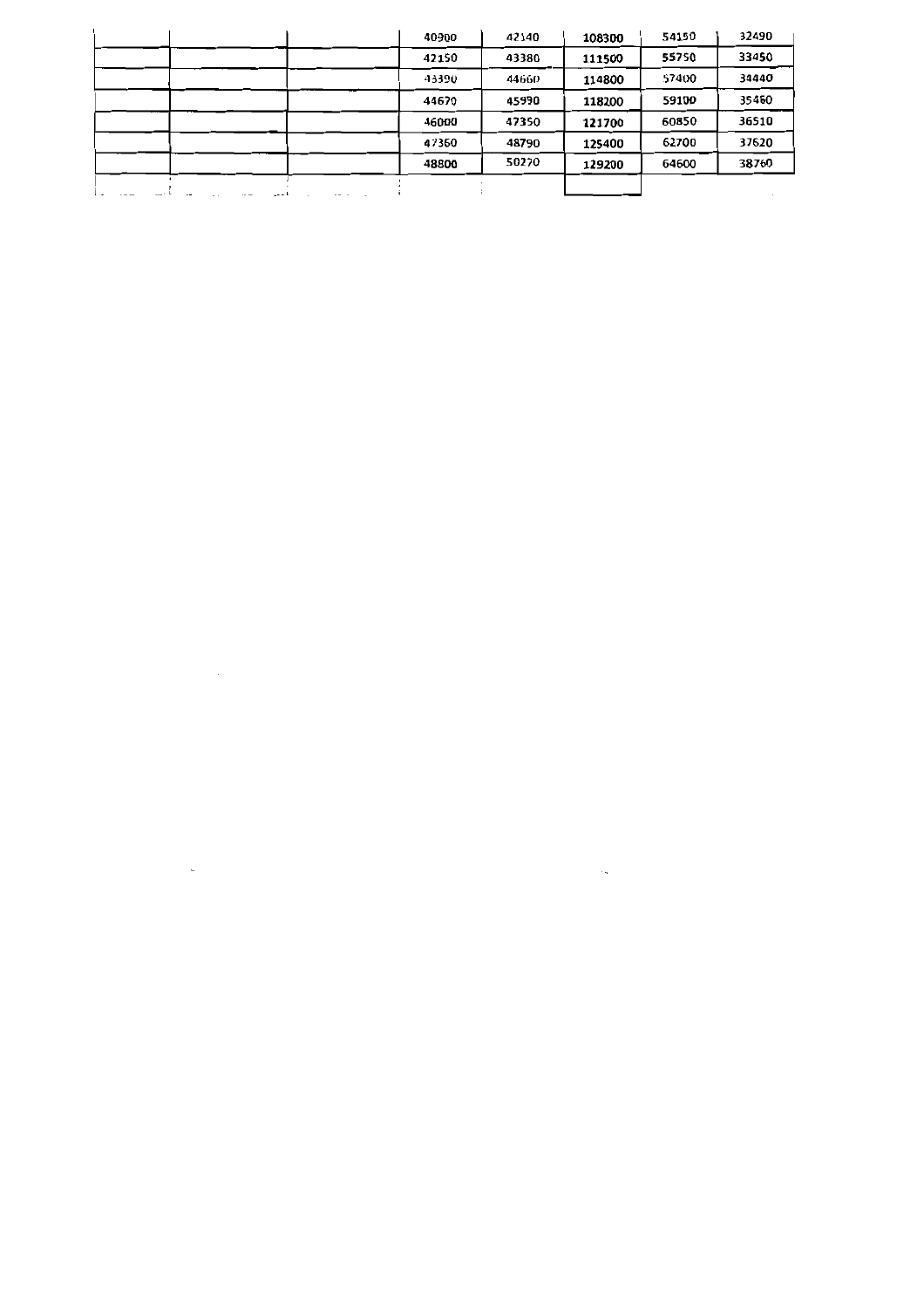| | | | | | | | |
|---|---|---|---|---|---|---|---|
| | | | 40900 | 42140 | 108300 | 54150 | 32490 |
| | | | 42150 | 43380 | 111500 | 55750 | 33450 |
| | | | 43390 | 44660 | 114800 | 57400 | 34440 |
| | | | 44670 | 45990 | 118200 | 59100 | 35460 |
| | | | 46000 | 47350 | 121700 | 60850 | 36510 |
| | | | 47360 | 48790 | 125400 | 62700 | 37620 |
| | | | 48800 | 50270 | 129200 | 64600 | 38760 |
| | | | | | | | |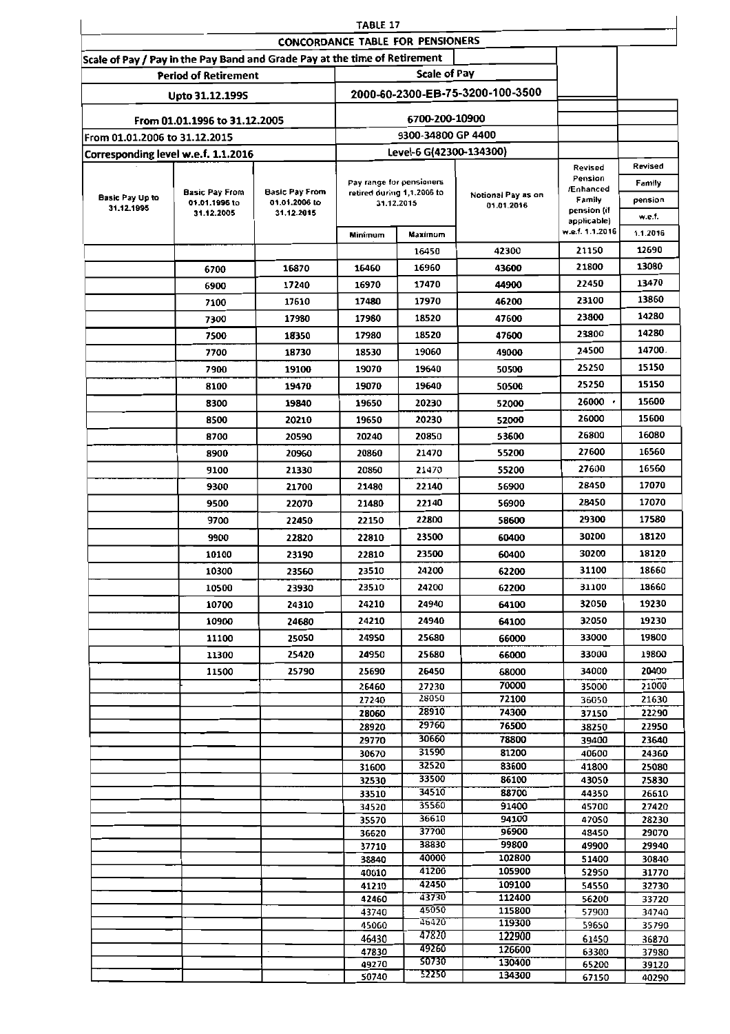TABLE 17

CONCORDANCE TABLE FOR PENSIONERS

| Scale of Pay / Pay in the Pay Band and Grade Pay at the time of Retirement | | | | | | | |
|---|---|---|---|---|---|---|---|
| Period of Retirement | | | Scale of Pay | | | | |
| Upto 31.12.1995 | | | 2000-60-2300-EB-75-3200-100-3500 | | | | |
| From 01.01.1996 to 31.12.2005 | | | 6700-200-10900 | | | | |
| From 01.01.2006 to 31.12.2015 | | | 9300-34800 GP 4400 | | | | |
| Corresponding level w.e.f. 1.1.2016 | | | Level-6 G(42300-134300) | | | | |
| Basic Pay Up to 31.12.1995 | Basic Pay From 01.01.1996 to 31.12.2005 | Basic Pay From 01.01.2006 to 31.12.2015 | Pay range for pensioners retired during 1.1.2006 to 31.12.2015 Minimum | Maximum | Notional Pay as on 01.01.2016 | Revised Pension /Enhanced Family pension (if applicable) w.e.f. 1.1.2016 | Revised Family pension w.e.f. 1.1.2016 |
| | | | | 16450 | 42300 | 21150 | 12690 |
| | 6700 | 16870 | 16460 | 16960 | 43600 | 21800 | 13080 |
| | 6900 | 17240 | 16970 | 17470 | 44900 | 22450 | 13470 |
| | 7100 | 17610 | 17480 | 17970 | 46200 | 23100 | 13860 |
| | 7300 | 17980 | 17980 | 18520 | 47600 | 23800 | 14280 |
| | 7500 | 18350 | 17980 | 18520 | 47600 | 23800 | 14280 |
| | 7700 | 18730 | 18530 | 19060 | 49000 | 24500 | 14700 |
| | 7900 | 19100 | 19070 | 19640 | 50500 | 25250 | 15150 |
| | 8100 | 19470 | 19070 | 19640 | 50500 | 25250 | 15150 |
| | 8300 | 19840 | 19650 | 20230 | 52000 | 26000 | 15600 |
| | 8500 | 20210 | 19650 | 20230 | 52000 | 26000 | 15600 |
| | 8700 | 20590 | 20240 | 20850 | 53600 | 26800 | 16080 |
| | 8900 | 20960 | 20860 | 21470 | 55200 | 27600 | 16560 |
| | 9100 | 21330 | 20860 | 21470 | 55200 | 27600 | 16560 |
| | 9300 | 21700 | 21480 | 22140 | 56900 | 28450 | 17070 |
| | 9500 | 22070 | 21480 | 22140 | 56900 | 28450 | 17070 |
| | 9700 | 22450 | 22150 | 22800 | 58600 | 29300 | 17580 |
| | 9900 | 22820 | 22810 | 23500 | 60400 | 30200 | 18120 |
| | 10100 | 23190 | 22810 | 23500 | 60400 | 30200 | 18120 |
| | 10300 | 23560 | 23510 | 24200 | 62200 | 31100 | 18660 |
| | 10500 | 23930 | 23510 | 24200 | 62200 | 31100 | 18660 |
| | 10700 | 24310 | 24210 | 24940 | 64100 | 32050 | 19230 |
| | 10900 | 24680 | 24210 | 24940 | 64100 | 32050 | 19230 |
| | 11100 | 25050 | 24950 | 25680 | 66000 | 33000 | 19800 |
| | 11300 | 25420 | 24950 | 25680 | 66000 | 33000 | 19800 |
| | 11500 | 25790 | 25690 | 26450 | 68000 | 34000 | 20400 |
| | | | 26460 | 27230 | 70000 | 35000 | 21000 |
| | | | 27240 | 28050 | 72100 | 36050 | 21630 |
| | | | 28060 | 28910 | 74300 | 37150 | 22290 |
| | | | 28920 | 29760 | 76500 | 38250 | 22950 |
| | | | 29770 | 30660 | 78800 | 39400 | 23640 |
| | | | 30670 | 31590 | 81200 | 40600 | 24360 |
| | | | 31600 | 32520 | 83600 | 41800 | 25080 |
| | | | 32530 | 33500 | 86100 | 43050 | 25830 |
| | | | 33510 | 34510 | 88700 | 44350 | 26610 |
| | | | 34520 | 35560 | 91400 | 45700 | 27420 |
| | | | 35570 | 36610 | 94100 | 47050 | 28230 |
| | | | 36620 | 37700 | 96900 | 48450 | 29070 |
| | | | 37710 | 38830 | 99800 | 49900 | 29940 |
| | | | 38840 | 40000 | 102800 | 51400 | 30840 |
| | | | 40010 | 41200 | 105900 | 52950 | 31770 |
| | | | 41210 | 42450 | 109100 | 54550 | 32730 |
| | | | 42460 | 43730 | 112400 | 56200 | 33720 |
| | | | 43740 | 45050 | 115800 | 57900 | 34740 |
| | | | 45060 | 46420 | 119300 | 59650 | 35790 |
| | | | 46430 | 47820 | 122900 | 61450 | 36870 |
| | | | 47830 | 49260 | 126600 | 63300 | 37980 |
| | | | 49270 | 50730 | 130400 | 65200 | 39120 |
| | | | 50740 | 52250 | 134300 | 67150 | 40290 |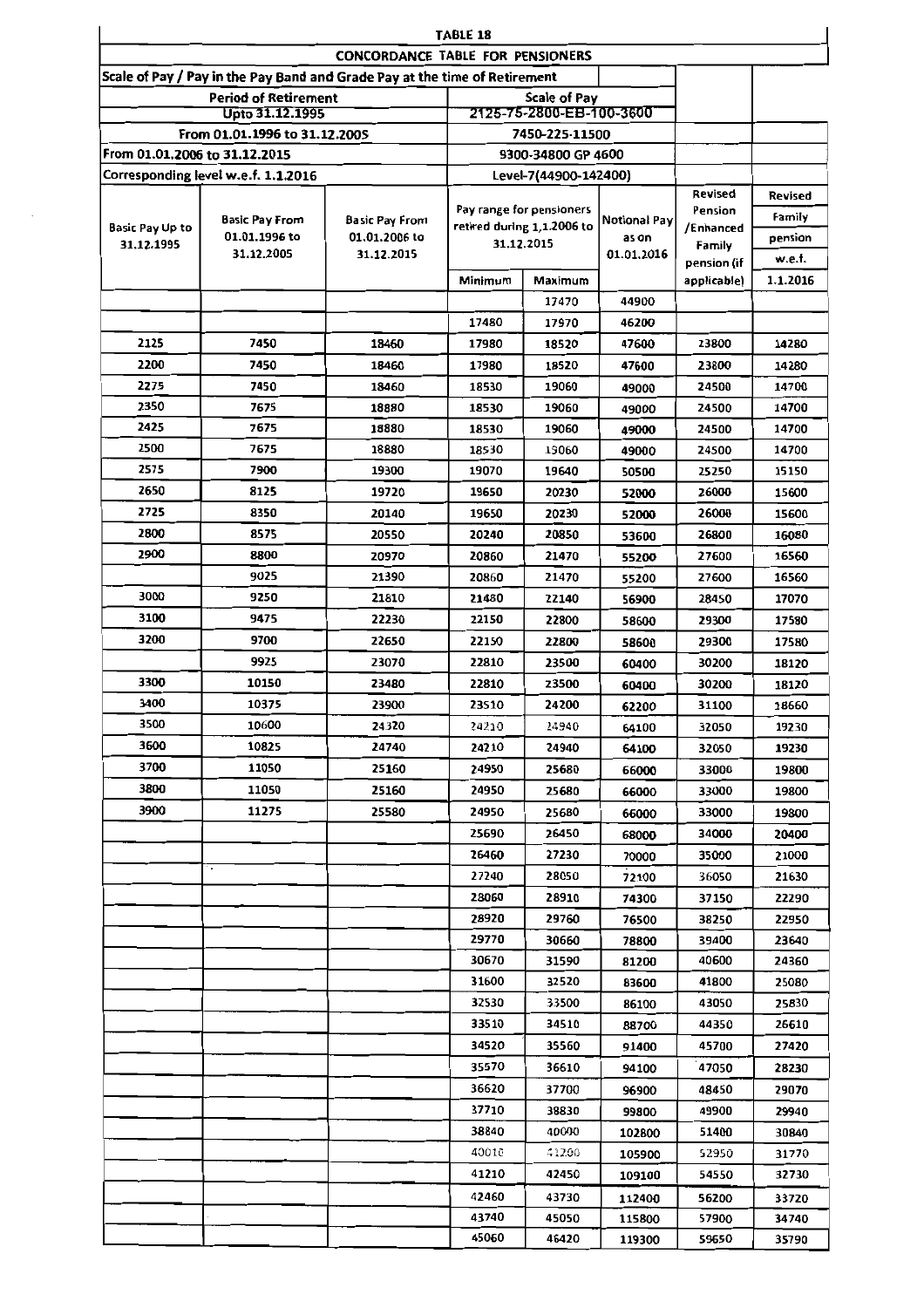**TABLE 18**

**CONCORDANCE TABLE FOR PENSIONERS**

| Scale of Pay / Pay in the Pay Band and Grade Pay at the time of Retirement | | | | | | | |
|---|---|---|---|---|---|---|---|
| **Period of Retirement** | | | **Scale of Pay** | | | | |
| Upto 31.12.1995 | | | 2125-75-2800-EB-100-3600 | | | | |
| From 01.01.1996 to 31.12.2005 | | | 7450-225-11500 | | | | |
| From 01.01.2006 to 31.12.2015 | | | 9300-34800 GP 4600 | | | | |
| Corresponding level w.e.f. 1.1.2016 | | | Level-7(44900-142400) | | | | |
| Basic Pay Up to 31.12.1995 | Basic Pay From 01.01.1996 to 31.12.2005 | Basic Pay From 01.01.2006 to 31.12.2015 | Pay range for pensioners retired during 1.1.2006 to 31.12.2015 | | Notional Pay as on 01.01.2016 | Revised Pension /Enhanced Family pension (if applicable) | Revised Family pension w.e.f. 1.1.2016 |
| | | | Minimum | Maximum | | | |
| | | | | 17470 | 44900 | | |
| | | | 17480 | 17970 | 46200 | | |
| 2125 | 7450 | 18460 | 17980 | 18520 | 47600 | 23800 | 14280 |
| 2200 | 7450 | 18460 | 17980 | 18520 | 47600 | 23800 | 14280 |
| 2275 | 7450 | 18460 | 18530 | 19060 | 49000 | 24500 | 14700 |
| 2350 | 7675 | 18880 | 18530 | 19060 | 49000 | 24500 | 14700 |
| 2425 | 7675 | 18880 | 18530 | 19060 | 49000 | 24500 | 14700 |
| 2500 | 7675 | 18880 | 18530 | 19060 | 49000 | 24500 | 14700 |
| 2575 | 7900 | 19300 | 19070 | 19640 | 50500 | 25250 | 15150 |
| 2650 | 8125 | 19720 | 19650 | 20230 | 52000 | 26000 | 15600 |
| 2725 | 8350 | 20140 | 19650 | 20230 | 52000 | 26000 | 15600 |
| 2800 | 8575 | 20550 | 20240 | 20850 | 53600 | 26800 | 16080 |
| 2900 | 8800 | 20970 | 20860 | 21470 | 55200 | 27600 | 16560 |
| | 9025 | 21390 | 20860 | 21470 | 55200 | 27600 | 16560 |
| 3000 | 9250 | 21810 | 21480 | 22140 | 56900 | 28450 | 17070 |
| 3100 | 9475 | 22230 | 22150 | 22800 | 58600 | 29300 | 17580 |
| 3200 | 9700 | 22650 | 22150 | 22800 | 58600 | 29300 | 17580 |
| | 9925 | 23070 | 22810 | 23500 | 60400 | 30200 | 18120 |
| 3300 | 10150 | 23480 | 22810 | 23500 | 60400 | 30200 | 18120 |
| 3400 | 10375 | 23900 | 23510 | 24200 | 62200 | 31100 | 18660 |
| 3500 | 10600 | 24320 | 24210 | 24940 | 64100 | 32050 | 19230 |
| 3600 | 10825 | 24740 | 24210 | 24940 | 64100 | 32050 | 19230 |
| 3700 | 11050 | 25160 | 24950 | 25680 | 66000 | 33000 | 19800 |
| 3800 | 11050 | 25160 | 24950 | 25680 | 66000 | 33000 | 19800 |
| 3900 | 11275 | 25580 | 24950 | 25680 | 66000 | 33000 | 19800 |
| | | | 25690 | 26450 | 68000 | 34000 | 20400 |
| | | | 26460 | 27230 | 70000 | 35000 | 21000 |
| | | | 27240 | 28050 | 72100 | 36050 | 21630 |
| | | | 28060 | 28910 | 74300 | 37150 | 22290 |
| | | | 28920 | 29760 | 76500 | 38250 | 22950 |
| | | | 29770 | 30660 | 78800 | 39400 | 23640 |
| | | | 30670 | 31590 | 81200 | 40600 | 24360 |
| | | | 31600 | 32520 | 83600 | 41800 | 25080 |
| | | | 32530 | 33500 | 86100 | 43050 | 25830 |
| | | | 33510 | 34510 | 88700 | 44350 | 26610 |
| | | | 34520 | 35560 | 91400 | 45700 | 27420 |
| | | | 35570 | 36610 | 94100 | 47050 | 28230 |
| | | | 36620 | 37700 | 96900 | 48450 | 29070 |
| | | | 37710 | 38830 | 99800 | 49900 | 29940 |
| | | | 38840 | 40000 | 102800 | 51400 | 30840 |
| | | | 40010 | 41200 | 105900 | 52950 | 31770 |
| | | | 41210 | 42450 | 109100 | 54550 | 32730 |
| | | | 42460 | 43730 | 112400 | 56200 | 33720 |
| | | | 43740 | 45050 | 115800 | 57900 | 34740 |
| | | | 45060 | 46420 | 119300 | 59650 | 35790 |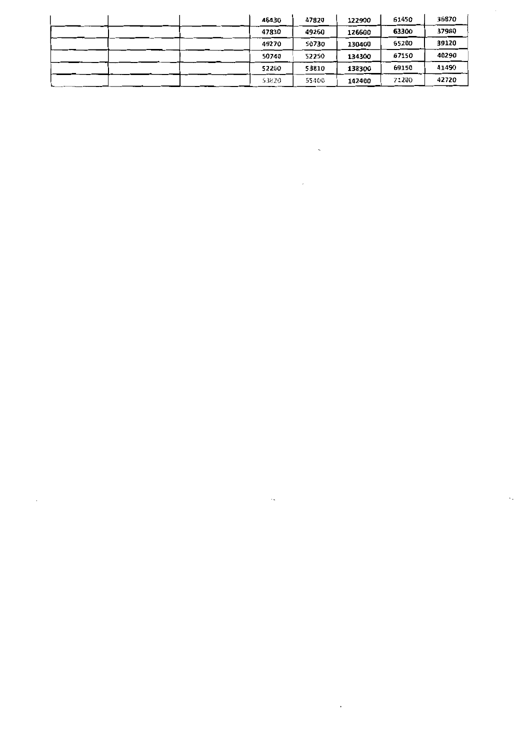|  |  |  | 46430 | 47820 | 122900 | 61450 | 36870 |
|---|---|---|---|---|---|---|---|
|  |  |  | 47830 | 49260 | 126600 | 63300 | 37980 |
|  |  |  | 49270 | 50730 | 130400 | 65200 | 39120 |
|  |  |  | 50740 | 52250 | 134300 | 67150 | 40290 |
|  |  |  | 52260 | 53810 | 138300 | 69150 | 41490 |
|  |  |  | 53820 | 55400 | 142400 | 71200 | 42720 |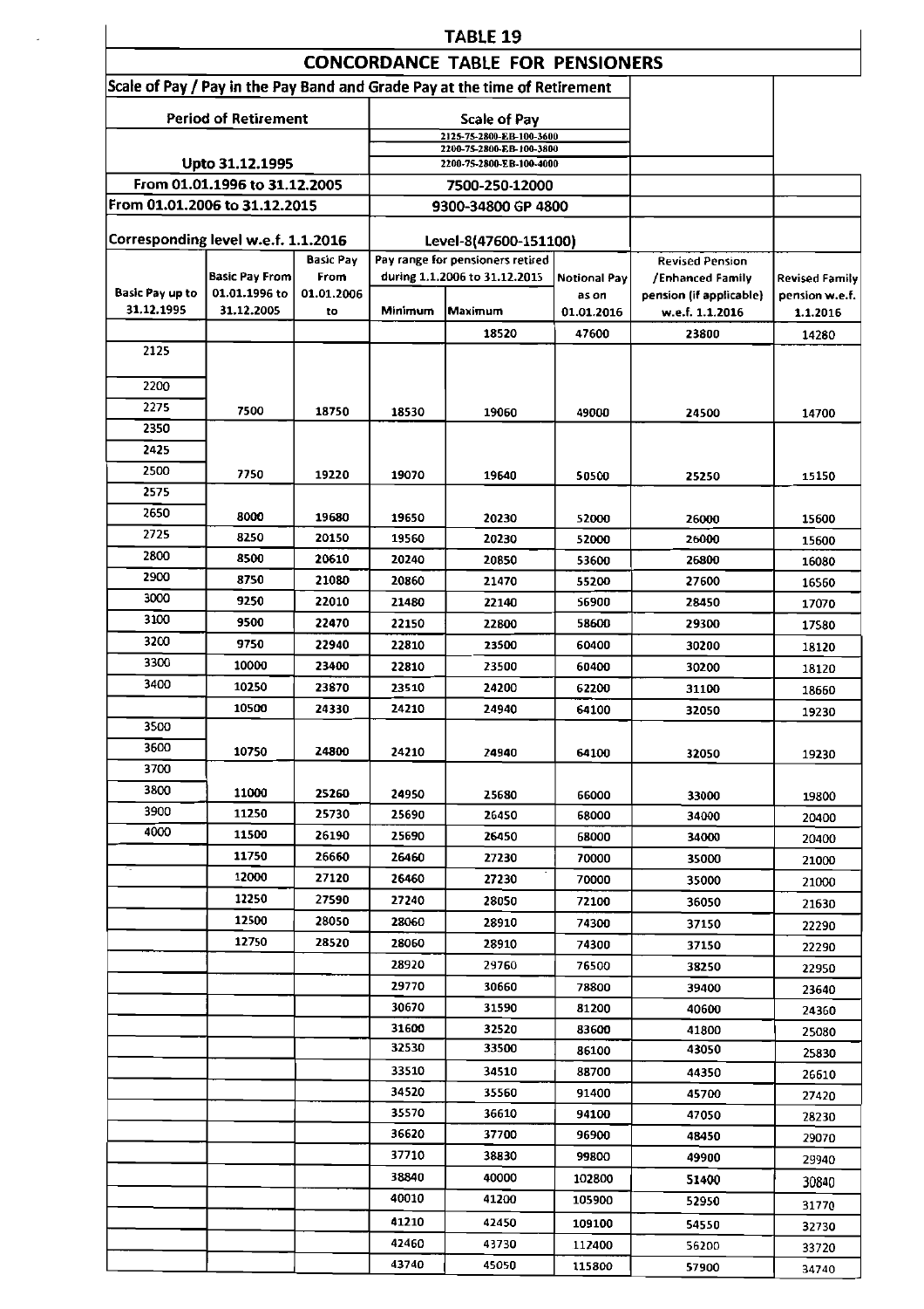# TABLE 19

## CONCORDANCE TABLE FOR PENSIONERS

| Scale of Pay / Pay in the Pay Band and Grade Pay at the time of Retirement | | | | | | | |
|---|---|---|---|---|---|---|---|
| Period of Retirement | | | Scale of Pay | | | | |
| Upto 31.12.1995 | | | 2125-75-2800-EB-100-3600<br>2200-75-2800-EB-100-3800<br>2200-75-2800-EB-100-4000 | | | | |
| From 01.01.1996 to 31.12.2005 | | | 7500-250-12000 | | | | |
| From 01.01.2006 to 31.12.2015 | | | 9300-34800 GP 4800 | | | | |
| Corresponding level w.e.f. 1.1.2016 | | | Level-8(47600-151100) | | | | |
| Basic Pay up to 31.12.1995 | Basic Pay From 01.01.1996 to 31.12.2005 | Basic Pay From 01.01.2006 to | Pay range for pensioners retired during 1.1.2006 to 31.12.2015 Minimum | Maximum | Notional Pay as on 01.01.2016 | Revised Pension /Enhanced Family pension (if applicable) w.e.f. 1.1.2016 | Revised Family pension w.e.f. 1.1.2016 |
| | | | | 18520 | 47600 | 23800 | 14280 |
| 2125 | | | | | | | |
| 2200 | | | | | | | |
| 2275 | 7500 | 18750 | 18530 | 19060 | 49000 | 24500 | 14700 |
| 2350 | | | | | | | |
| 2425 | | | | | | | |
| 2500 | 7750 | 19220 | 19070 | 19640 | 50500 | 25250 | 15150 |
| 2575 | | | | | | | |
| 2650 | 8000 | 19680 | 19650 | 20230 | 52000 | 26000 | 15600 |
| 2725 | 8250 | 20150 | 19560 | 20230 | 52000 | 26000 | 15600 |
| 2800 | 8500 | 20610 | 20240 | 20850 | 53600 | 26800 | 16080 |
| 2900 | 8750 | 21080 | 20860 | 21470 | 55200 | 27600 | 16560 |
| 3000 | 9250 | 22010 | 21480 | 22140 | 56900 | 28450 | 17070 |
| 3100 | 9500 | 22470 | 22150 | 22800 | 58600 | 29300 | 17580 |
| 3200 | 9750 | 22940 | 22810 | 23500 | 60400 | 30200 | 18120 |
| 3300 | 10000 | 23400 | 22810 | 23500 | 60400 | 30200 | 18120 |
| 3400 | 10250 | 23870 | 23510 | 24200 | 62200 | 31100 | 18660 |
| | 10500 | 24330 | 24210 | 24940 | 64100 | 32050 | 19230 |
| 3500 | | | | | | | |
| 3600 | 10750 | 24800 | 24210 | 24940 | 64100 | 32050 | 19230 |
| 3700 | | | | | | | |
| 3800 | 11000 | 25260 | 24950 | 25680 | 66000 | 33000 | 19800 |
| 3900 | 11250 | 25730 | 25690 | 26450 | 68000 | 34000 | 20400 |
| 4000 | 11500 | 26190 | 25690 | 26450 | 68000 | 34000 | 20400 |
| | 11750 | 26660 | 26460 | 27230 | 70000 | 35000 | 21000 |
| | 12000 | 27120 | 26460 | 27230 | 70000 | 35000 | 21000 |
| | 12250 | 27590 | 27240 | 28050 | 72100 | 36050 | 21630 |
| | 12500 | 28050 | 28060 | 28910 | 74300 | 37150 | 22290 |
| | 12750 | 28520 | 28060 | 28910 | 74300 | 37150 | 22290 |
| | | | 28920 | 29760 | 76500 | 38250 | 22950 |
| | | | 29770 | 30660 | 78800 | 39400 | 23640 |
| | | | 30670 | 31590 | 81200 | 40600 | 24360 |
| | | | 31600 | 32520 | 83600 | 41800 | 25080 |
| | | | 32530 | 33500 | 86100 | 43050 | 25830 |
| | | | 33510 | 34510 | 88700 | 44350 | 26610 |
| | | | 34520 | 35560 | 91400 | 45700 | 27420 |
| | | | 35570 | 36610 | 94100 | 47050 | 28230 |
| | | | 36620 | 37700 | 96900 | 48450 | 29070 |
| | | | 37710 | 38830 | 99800 | 49900 | 29940 |
| | | | 38840 | 40000 | 102800 | 51400 | 30840 |
| | | | 40010 | 41200 | 105900 | 52950 | 31770 |
| | | | 41210 | 42450 | 109100 | 54550 | 32730 |
| | | | 42460 | 43730 | 112400 | 56200 | 33720 |
| | | | 43740 | 45050 | 115800 | 57900 | 34740 |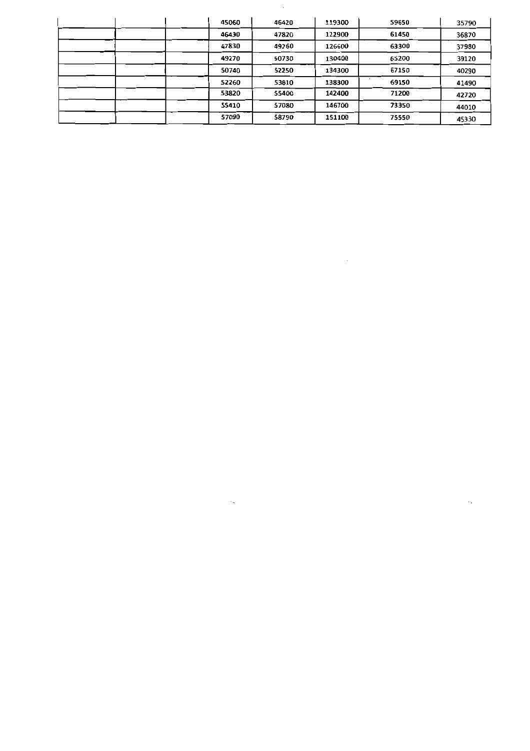| | | | | | | | |
|---|---|---|---|---|---|---|---|
| | | | 45060 | 46420 | 119300 | 59650 | 35790 |
| | | | 46430 | 47820 | 122900 | 61450 | 36870 |
| | | | 47830 | 49260 | 126600 | 63300 | 37980 |
| | | | 49270 | 50730 | 130400 | 65200 | 39120 |
| | | | 50740 | 52250 | 134300 | 67150 | 40290 |
| | | | 52260 | 53810 | 138300 | 69150 | 41490 |
| | | | 53820 | 55400 | 142400 | 71200 | 42720 |
| | | | 55410 | 57080 | 146700 | 73350 | 44010 |
| | | | 57090 | 58790 | 151100 | 75550 | 45330 |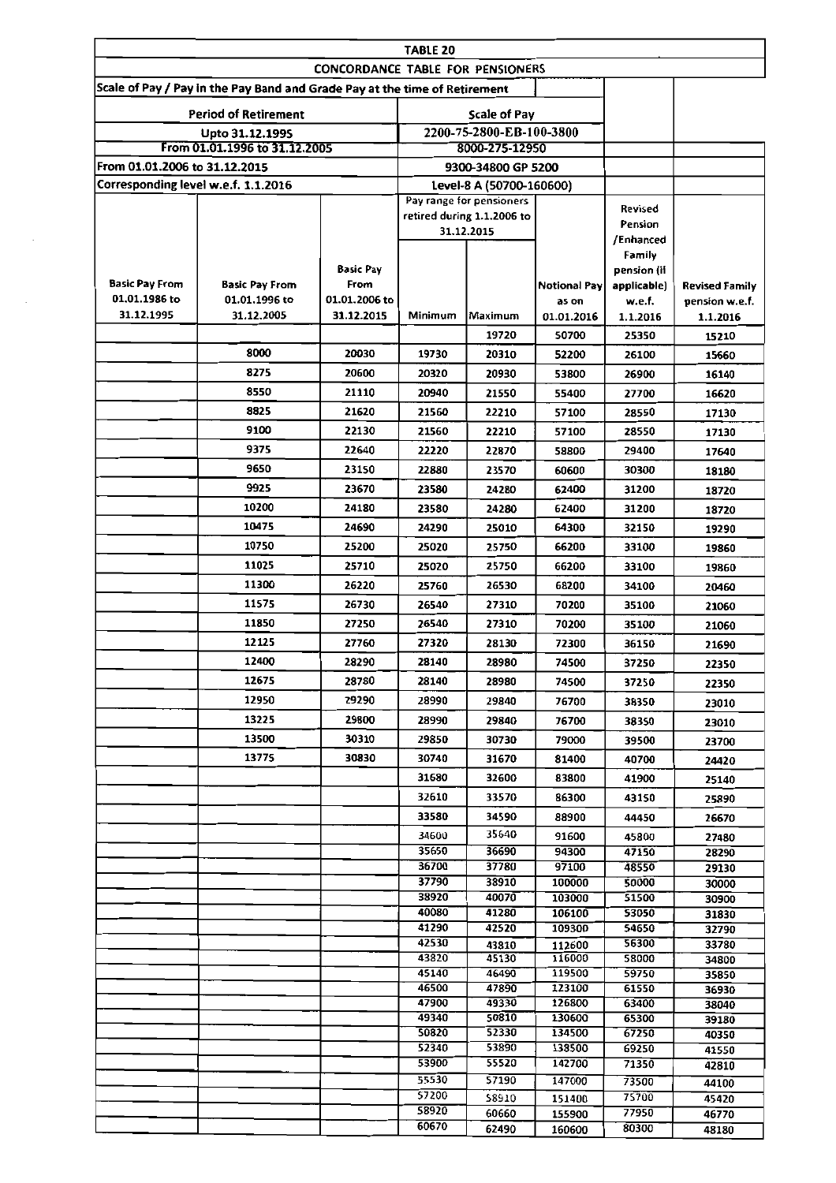| TABLE 20 | | | | | | | |
|---|---|---|---|---|---|---|---|
| CONCORDANCE TABLE FOR PENSIONERS | | | | | | | |
| Scale of Pay / Pay in the Pay Band and Grade Pay at the time of Retirement | | | | | | | |
| Period of Retirement | | | Scale of Pay | | | | |
| Upto 31.12.1995 | | | 2200-75-2800-EB-100-3800 | | | | |
| From 01.01.1996 to 31.12.2005 | | | 8000-275-12950 | | | | |
| From 01.01.2006 to 31.12.2015 | | | 9300-34800 GP 5200 | | | | |
| Corresponding level w.e.f. 1.1.2016 | | | Level-8 A (50700-160600) | | | | |
| Basic Pay From 01.01.1986 to 31.12.1995 | Basic Pay From 01.01.1996 to 31.12.2005 | Basic Pay From 01.01.2006 to 31.12.2015 | Pay range for pensioners retired during 1.1.2006 to 31.12.2015 Minimum | Maximum | Notional Pay as on 01.01.2016 | Revised Pension /Enhanced Family pension (if applicable) w.e.f. 1.1.2016 | Revised Family pension w.e.f. 1.1.2016 |
| | | | | 19720 | 50700 | 25350 | 15210 |
| | 8000 | 20030 | 19730 | 20310 | 52200 | 26100 | 15660 |
| | 8275 | 20600 | 20320 | 20930 | 53800 | 26900 | 16140 |
| | 8550 | 21110 | 20940 | 21550 | 55400 | 27700 | 16620 |
| | 8825 | 21620 | 21560 | 22210 | 57100 | 28550 | 17130 |
| | 9100 | 22130 | 21560 | 22210 | 57100 | 28550 | 17130 |
| | 9375 | 22640 | 22220 | 22870 | 58800 | 29400 | 17640 |
| | 9650 | 23150 | 22880 | 23570 | 60600 | 30300 | 18180 |
| | 9925 | 23670 | 23580 | 24280 | 62400 | 31200 | 18720 |
| | 10200 | 24180 | 23580 | 24280 | 62400 | 31200 | 18720 |
| | 10475 | 24690 | 24290 | 25010 | 64300 | 32150 | 19290 |
| | 10750 | 25200 | 25020 | 25750 | 66200 | 33100 | 19860 |
| | 11025 | 25710 | 25020 | 25750 | 66200 | 33100 | 19860 |
| | 11300 | 26220 | 25760 | 26530 | 68200 | 34100 | 20460 |
| | 11575 | 26730 | 26540 | 27310 | 70200 | 35100 | 21060 |
| | 11850 | 27250 | 26540 | 27310 | 70200 | 35100 | 21060 |
| | 12125 | 27760 | 27320 | 28130 | 72300 | 36150 | 21690 |
| | 12400 | 28290 | 28140 | 28980 | 74500 | 37250 | 22350 |
| | 12675 | 28780 | 28140 | 28980 | 74500 | 37250 | 22350 |
| | 12950 | 29290 | 28990 | 29840 | 76700 | 38350 | 23010 |
| | 13225 | 29800 | 28990 | 29840 | 76700 | 38350 | 23010 |
| | 13500 | 30310 | 29850 | 30730 | 79000 | 39500 | 23700 |
| | 13775 | 30830 | 30740 | 31670 | 81400 | 40700 | 24420 |
| | | | 31680 | 32600 | 83800 | 41900 | 25140 |
| | | | 32610 | 33570 | 86300 | 43150 | 25890 |
| | | | 33580 | 34590 | 88900 | 44450 | 26670 |
| | | | 34600 | 35640 | 91600 | 45800 | 27480 |
| | | | 35650 | 36690 | 94300 | 47150 | 28290 |
| | | | 36700 | 37780 | 97100 | 48550 | 29130 |
| | | | 37790 | 38910 | 100000 | 50000 | 30000 |
| | | | 38920 | 40070 | 103000 | 51500 | 30900 |
| | | | 40080 | 41280 | 106100 | 53050 | 31830 |
| | | | 41290 | 42520 | 109300 | 54650 | 32790 |
| | | | 42530 | 43810 | 112600 | 56300 | 33780 |
| | | | 43820 | 45130 | 116000 | 58000 | 34800 |
| | | | 45140 | 46490 | 119500 | 59750 | 35850 |
| | | | 46500 | 47890 | 123100 | 61550 | 36930 |
| | | | 47900 | 49330 | 126800 | 63400 | 38040 |
| | | | 49340 | 50810 | 130600 | 65300 | 39180 |
| | | | 50820 | 52330 | 134500 | 67250 | 40350 |
| | | | 52340 | 53890 | 138500 | 69250 | 41550 |
| | | | 53900 | 55520 | 142700 | 71350 | 42810 |
| | | | 55530 | 57190 | 147000 | 73500 | 44100 |
| | | | 57200 | 58910 | 151400 | 75700 | 45420 |
| | | | 58920 | 60660 | 155900 | 77950 | 46770 |
| | | | 60670 | 62490 | 160600 | 80300 | 48180 |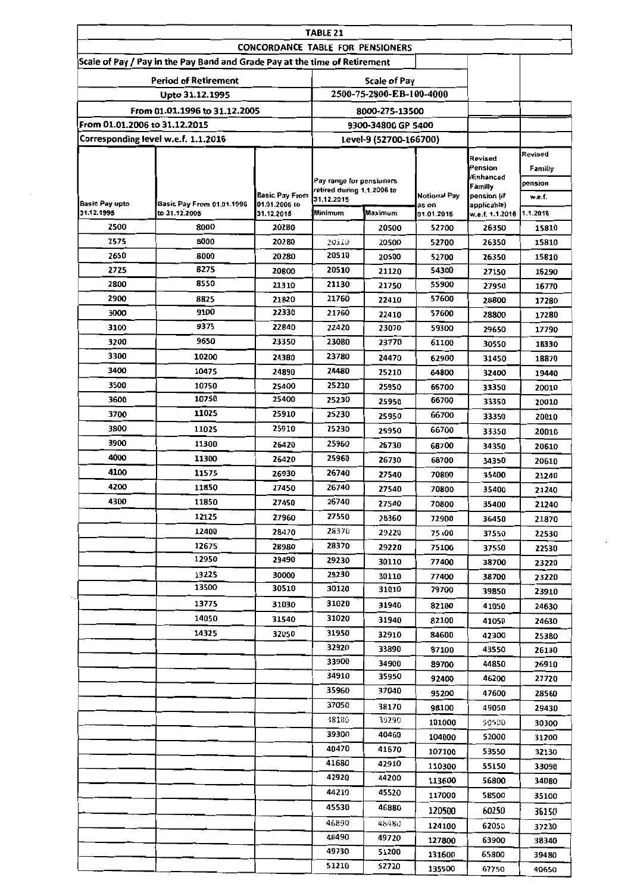| TABLE 21 | | | | | | | |
|---|---|---|---|---|---|---|---|
| CONCORDANCE TABLE FOR PENSIONERS | | | | | | | |
| Scale of Pay / Pay in the Pay Band and Grade Pay at the time of Retirement | | | | | | | |
| Period of Retirement | | | Scale of Pay | | | | |
| Upto 31.12.1995 | | | 2500-75-2800-EB-100-4000 | | | | |
| From 01.01.1996 to 31.12.2005 | | | 8000-275-13500 | | | | |
| From 01.01.2006 to 31.12.2015 | | | 9300-34800 GP 5400 | | | | |
| Corresponding level w.e.f. 1.1.2016 | | | Level-9 (52700-166700) | | | | |
| Basic Pay upto 31.12.1995 | Basic Pay From 01.01.1996 to 31.12.2005 | Basic Pay From 01.01.2006 to 31.12.2015 | Pay range for pensioners retired during 1.1.2006 to 31.12.2015 Minimum | Maximum | Notional Pay as on 01.01.2016 | Revised Pension /Enhanced Familly pension (if applicable) w.e.f. 1.1.2016 | Revised Familly pension w.e.f. 1.1.2016 |
| 2500 | 8000 | 20280 | | 20500 | 52700 | 26350 | 15810 |
| 2575 | 8000 | 20280 | 20510 | 20500 | 52700 | 26350 | 15810 |
| 2650 | 8000 | 20280 | 20510 | 20500 | 52700 | 26350 | 15810 |
| 2725 | 8275 | 20800 | 20510 | 21120 | 54300 | 27150 | 16290 |
| 2800 | 8550 | 21310 | 21130 | 21750 | 55900 | 27950 | 16770 |
| 2900 | 8825 | 21820 | 21760 | 22410 | 57600 | 28800 | 17280 |
| 3000 | 9100 | 22330 | 21760 | 22410 | 57600 | 28800 | 17280 |
| 3100 | 9375 | 22840 | 22420 | 23070 | 59300 | 29650 | 17790 |
| 3200 | 9650 | 23350 | 23080 | 23770 | 61100 | 30550 | 18330 |
| 3300 | 10200 | 24380 | 23780 | 24470 | 62900 | 31450 | 18870 |
| 3400 | 10475 | 24890 | 24480 | 25210 | 64800 | 32400 | 19440 |
| 3500 | 10750 | 25400 | 25230 | 25950 | 66700 | 33350 | 20010 |
| 3600 | 10750 | 25400 | 25230 | 25950 | 66700 | 33350 | 20010 |
| 3700 | 11025 | 25910 | 25230 | 25950 | 66700 | 33350 | 20010 |
| 3800 | 11025 | 25910 | 25230 | 25950 | 66700 | 33350 | 20010 |
| 3900 | 11300 | 26420 | 25960 | 26730 | 68700 | 34350 | 20610 |
| 4000 | 11300 | 26420 | 25960 | 26730 | 68700 | 34350 | 20610 |
| 4100 | 11575 | 26930 | 26740 | 27540 | 70800 | 35400 | 21240 |
| 4200 | 11850 | 27450 | 26740 | 27540 | 70800 | 35400 | 21240 |
| 4300 | 11850 | 27450 | 26740 | 27540 | 70800 | 35400 | 21240 |
| | 12125 | 27960 | 27550 | 28360 | 72900 | 36450 | 21870 |
| | 12400 | 28470 | 28370 | 29220 | 75100 | 37550 | 22530 |
| | 12675 | 28980 | 28370 | 29220 | 75100 | 37550 | 22530 |
| | 12950 | 29490 | 29230 | 30110 | 77400 | 38700 | 23220 |
| | 13225 | 30000 | 29230 | 30110 | 77400 | 38700 | 23220 |
| | 13500 | 30510 | 30120 | 31010 | 79700 | 39850 | 23910 |
| | 13775 | 31030 | 31020 | 31940 | 82100 | 41050 | 24630 |
| | 14050 | 31540 | 31020 | 31940 | 82100 | 41050 | 24630 |
| | 14325 | 32050 | 31950 | 32910 | 84600 | 42300 | 25380 |
| | | | 32920 | 33890 | 87100 | 43550 | 26130 |
| | | | 33900 | 34900 | 89700 | 44850 | 26910 |
| | | | 34910 | 35950 | 92400 | 46200 | 27720 |
| | | | 35960 | 37040 | 95200 | 47600 | 28560 |
| | | | 37050 | 38170 | 98100 | 49050 | 29430 |
| | | | 38180 | 39290 | 101000 | 50500 | 30300 |
| | | | 39300 | 40460 | 104000 | 52000 | 31200 |
| | | | 40470 | 41670 | 107100 | 53550 | 32130 |
| | | | 41680 | 42910 | 110300 | 55150 | 33090 |
| | | | 42920 | 44200 | 113600 | 56800 | 34080 |
| | | | 44210 | 45520 | 117000 | 58500 | 35100 |
| | | | 45530 | 46880 | 120500 | 60250 | 36150 |
| | | | 46890 | 48480 | 124100 | 62050 | 37230 |
| | | | 48490 | 49720 | 127800 | 63900 | 38340 |
| | | | 49730 | 51200 | 131600 | 65800 | 39480 |
| | | | 51210 | 52720 | 135500 | 67750 | 40650 |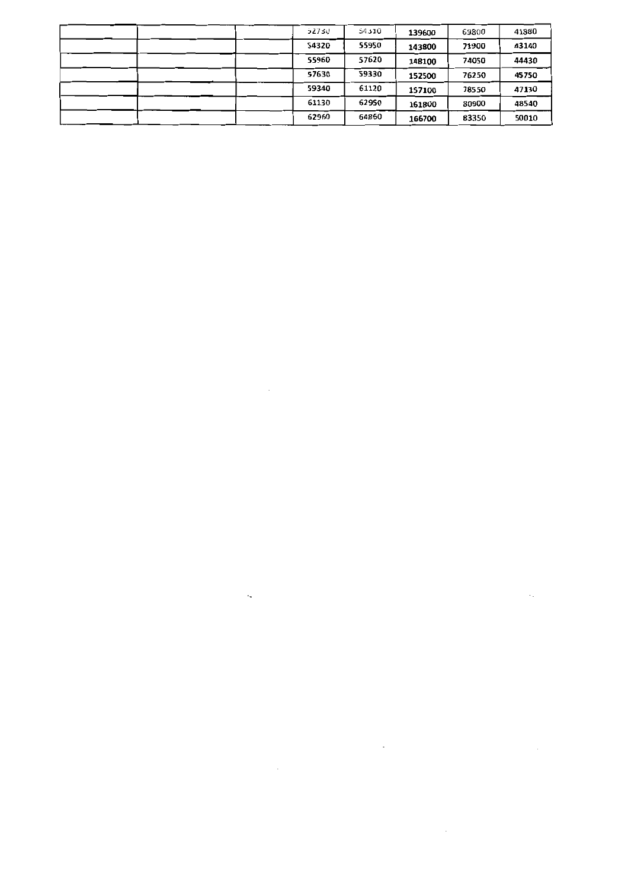| | | | 52730 | 54310 | **139600** | 69800 | 41880 |
|---|---|---|---|---|---|---|---|
| | | | 54320 | 55950 | **143800** | 71900 | 43140 |
| | | | 55960 | 57620 | **148100** | 74050 | 44430 |
| | | | 57630 | 59330 | **152500** | 76250 | 45750 |
| | | | 59340 | 61120 | **157100** | 78550 | 47130 |
| | | | 61130 | 62950 | **161800** | 80900 | 48540 |
| | | | 62960 | 64860 | **166700** | 83350 | 50010 |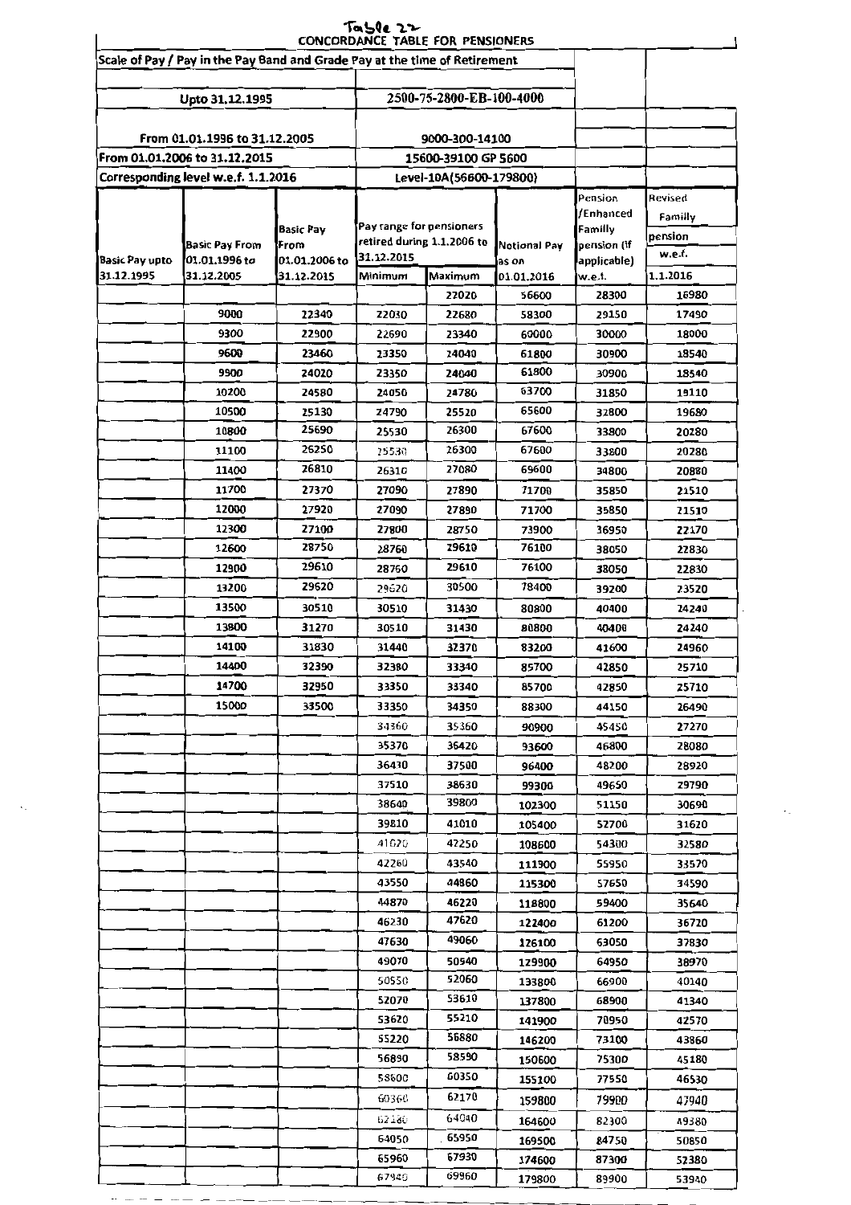Table 22

**CONCORDANCE TABLE FOR PENSIONERS**

| Scale of Pay / Pay in the Pay Band and Grade Pay at the time of Retirement | | | | | | | |
|---|---|---|---|---|---|---|---|
| Upto 31.12.1995 | | | 2500-75-2800-EB-100-4000 | | | | |
| From 01.01.1996 to 31.12.2005 | | | 9000-300-14100 | | | | |
| From 01.01.2006 to 31.12.2015 | | | 15600-39100 GP 5600 | | | | |
| Corresponding level w.e.f. 1.1.2016 | | | Level-10A(56600-179800) | | | | |
| Basic Pay upto 31.12.1995 | Basic Pay From 01.01.1996 to 31.12.2005 | Basic Pay From 01.01.2006 to 31.12.2015 | Pay range for pensioners retired during 1.1.2006 to 31.12.2015 Minimum | Maximum | Notional Pay as on 01.01.2016 | Pension /Enhanced Familly pension (If applicable) w.e.f. | Revised Familly pension w.e.f. 1.1.2016 |
| | | | | 22020 | 56600 | 28300 | 16980 |
| | 9000 | 22340 | 22030 | 22680 | 58300 | 29150 | 17490 |
| | 9300 | 22900 | 22690 | 23340 | 60000 | 30000 | 18000 |
| | 9600 | 23460 | 23350 | 24040 | 61800 | 30900 | 18540 |
| | 9900 | 24020 | 23350 | 24040 | 61800 | 30900 | 18540 |
| | 10200 | 24580 | 24050 | 24780 | 63700 | 31850 | 19110 |
| | 10500 | 25130 | 24790 | 25520 | 65600 | 32800 | 19680 |
| | 10800 | 25690 | 25530 | 26300 | 67600 | 33800 | 20280 |
| | 11100 | 26250 | 25530 | 26300 | 67600 | 33800 | 20280 |
| | 11400 | 26810 | 26310 | 27080 | 69600 | 34800 | 20880 |
| | 11700 | 27370 | 27090 | 27890 | 71700 | 35850 | 21510 |
| | 12000 | 27920 | 27090 | 27890 | 71700 | 35850 | 21510 |
| | 12300 | 27100 | 27800 | 28750 | 73900 | 36950 | 22170 |
| | 12600 | 28750 | 28760 | 29610 | 76100 | 38050 | 22830 |
| | 12900 | 29610 | 28760 | 29610 | 76100 | 38050 | 22830 |
| | 13200 | 29620 | 29620 | 30500 | 78400 | 39200 | 23520 |
| | 13500 | 30510 | 30510 | 31430 | 80800 | 40400 | 24240 |
| | 13800 | 31270 | 30510 | 31430 | 80800 | 40400 | 24240 |
| | 14100 | 31830 | 31440 | 32370 | 83200 | 41600 | 24960 |
| | 14400 | 32390 | 32380 | 33340 | 85700 | 42850 | 25710 |
| | 14700 | 32950 | 33350 | 33340 | 85700 | 42850 | 25710 |
| | 15000 | 33500 | 33350 | 34350 | 88300 | 44150 | 26490 |
| | | | 34360 | 35360 | 90900 | 45450 | 27270 |
| | | | 35370 | 36420 | 93600 | 46800 | 28080 |
| | | | 36430 | 37500 | 96400 | 48200 | 28920 |
| | | | 37510 | 38630 | 99300 | 49650 | 29790 |
| | | | 38640 | 39800 | 102300 | 51150 | 30690 |
| | | | 39810 | 41010 | 105400 | 52700 | 31620 |
| | | | 41020 | 42250 | 108600 | 54300 | 32580 |
| | | | 42260 | 43540 | 111900 | 55950 | 33570 |
| | | | 43550 | 44860 | 115300 | 57650 | 34590 |
| | | | 44870 | 46220 | 118800 | 59400 | 35640 |
| | | | 46230 | 47620 | 122400 | 61200 | 36720 |
| | | | 47630 | 49060 | 126100 | 63050 | 37830 |
| | | | 49070 | 50540 | 129900 | 64950 | 38970 |
| | | | 50550 | 52060 | 133800 | 66900 | 40140 |
| | | | 52070 | 53610 | 137800 | 68900 | 41340 |
| | | | 53620 | 55210 | 141900 | 70950 | 42570 |
| | | | 55220 | 56880 | 146200 | 73100 | 43860 |
| | | | 56890 | 58590 | 150600 | 75300 | 45180 |
| | | | 58600 | 60350 | 155100 | 77550 | 46530 |
| | | | 60360 | 62170 | 159800 | 79900 | 47940 |
| | | | 62180 | 64040 | 164600 | 82300 | 49380 |
| | | | 64050 | 65950 | 169500 | 84750 | 50850 |
| | | | 65960 | 67930 | 174600 | 87300 | 52380 |
| | | | 67940 | 69960 | 179800 | 89900 | 53940 |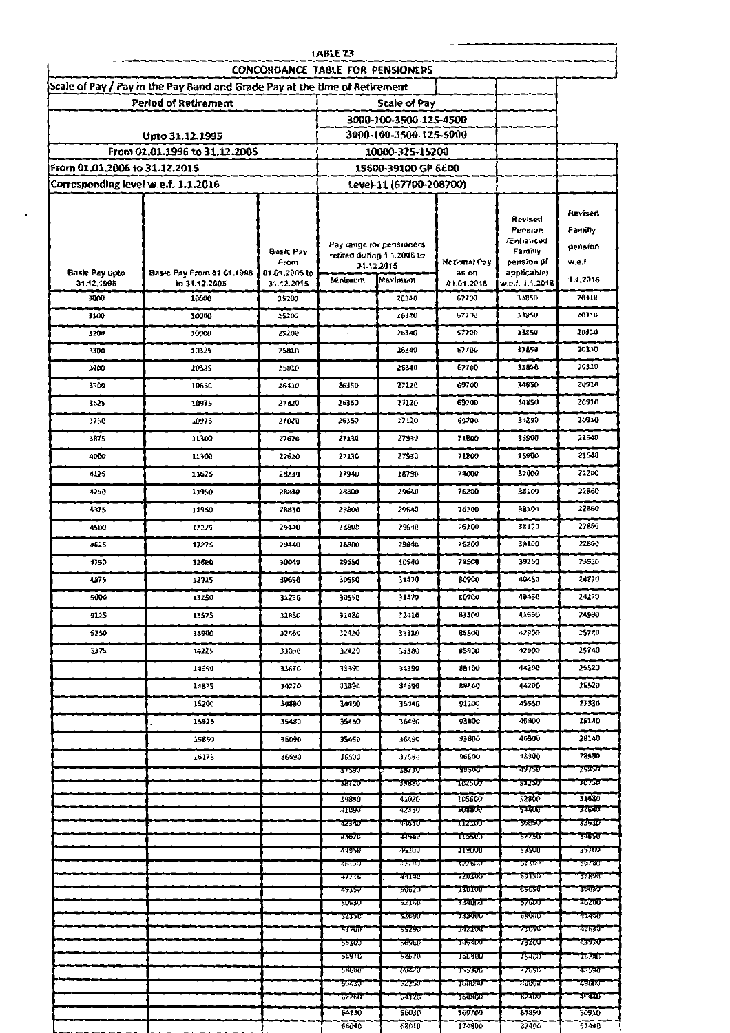TABLE 23

CONCORDANCE TABLE FOR PENSIONERS

| Scale of Pay / Pay in the Pay Band and Grade Pay at the time of Retirement | | | | | | | |
|---|---|---|---|---|---|---|---|
| Period of Retirement | | | Scale of Pay | | | | |
| Upto 31.12.1995 | | | 3000-100-3500-125-4500 | | | | |
| | | | 3000-100-3500-125-5000 | | | | |
| From 01.01.1996 to 31.12.2005 | | | 10000-325-15200 | | | | |
| From 01.01.2006 to 31.12.2015 | | | 15600-39100 GP 6600 | | | | |
| Corresponding level w.e.f. 1.1.2016 | | | Level-11 (67700-208700) | | | | |
| Basic Pay upto 31.12.1995 | Basic Pay From 01.01.1996 to 31.12.2005 | Basic Pay From 01.01.2006 to 31.12.2015 | Pay range for pensioners retired during 1.1.2006 to 31.12.2015 Minimum | Maximum | Notional Pay as on 01.01.2016 | Revised Pension /Enhanced Family pension (if applicable) w.e.f. 1.1.2016 | Revised Family pension w.e.f. 1.1.2016 |
| 3000 | 10000 | 25200 | | 26340 | 67700 | 33850 | 20310 |
| 3100 | 10000 | 25200 | | 26340 | 67700 | 33850 | 20310 |
| 3200 | 10000 | 25200 | | 26340 | 67700 | 33850 | 20310 |
| 3300 | 10325 | 25810 | | 26340 | 67700 | 33850 | 20310 |
| 3400 | 10325 | 25810 | | 26340 | 67700 | 33850 | 20310 |
| 3500 | 10650 | 26410 | 26350 | 27120 | 69700 | 34850 | 20910 |
| 3625 | 10975 | 27020 | 26350 | 27120 | 69700 | 34850 | 20910 |
| 3750 | 10975 | 27020 | 26350 | 27120 | 69700 | 34850 | 20910 |
| 3875 | 11300 | 27620 | 27130 | 27930 | 71800 | 35900 | 21540 |
| 4000 | 11300 | 27620 | 27130 | 27930 | 71800 | 35900 | 21540 |
| 4125 | 11625 | 28230 | 27940 | 28790 | 74000 | 37000 | 22200 |
| 4250 | 11950 | 28830 | 28800 | 29640 | 76200 | 38100 | 22860 |
| 4375 | 11950 | 28830 | 28800 | 29640 | 76200 | 38100 | 22860 |
| 4500 | 12275 | 29440 | 28800 | 29640 | 76200 | 38100 | 22860 |
| 4625 | 12275 | 29440 | 28800 | 29640 | 76200 | 38100 | 22860 |
| 4750 | 12600 | 30040 | 29650 | 30540 | 78500 | 39250 | 23550 |
| 4875 | 12925 | 30650 | 30550 | 31470 | 80900 | 40450 | 24270 |
| 5000 | 13250 | 31250 | 30550 | 31470 | 80900 | 40450 | 24270 |
| 5125 | 13575 | 31850 | 31480 | 32410 | 83300 | 41650 | 24990 |
| 5250 | 13900 | 32460 | 32420 | 33380 | 85800 | 42900 | 25740 |
| 5375 | 14225 | 33060 | 32420 | 33380 | 85800 | 42900 | 25740 |
| | 14550 | 33670 | 33390 | 34390 | 88400 | 44200 | 26520 |
| | 14875 | 34270 | 33390 | 34390 | 88400 | 44200 | 26520 |
| | 15200 | 34880 | 34400 | 35440 | 91100 | 45550 | 27330 |
| | 15525 | 35480 | 35450 | 36490 | 93800 | 46900 | 28140 |
| | 15850 | 36090 | 35450 | 36490 | 93800 | 46900 | 28140 |
| | 16175 | 36690 | 36500 | 37580 | 96600 | 48300 | 28980 |
| | | | 37590 | 38710 | 99500 | 49750 | 29850 |
| | | | 38720 | 39880 | 102500 | 51250 | 30750 |
| | | | 39890 | 41080 | 105600 | 52800 | 31680 |
| | | | 41090 | 42330 | 108800 | 54400 | 32640 |
| | | | 42340 | 43610 | 112100 | 56050 | 33630 |
| | | | 43620 | 44940 | 115500 | 57750 | 34650 |
| | | | 44950 | 46300 | 119000 | 59500 | 35700 |
| | | | 46310 | 47700 | 122600 | 61300 | 36780 |
| | | | 47710 | 49140 | 126300 | 63150 | 37890 |
| | | | 49150 | 50620 | 130100 | 65050 | 39030 |
| | | | 50630 | 52140 | 134000 | 67000 | 40200 |
| | | | 52150 | 53690 | 138000 | 69000 | 41400 |
| | | | 53700 | 55290 | 142100 | 71050 | 42630 |
| | | | 55300 | 56960 | 146400 | 73200 | 43920 |
| | | | 56970 | 58670 | 150800 | 75400 | 45240 |
| | | | 58680 | 60420 | 155300 | 77650 | 46590 |
| | | | 60430 | 62250 | 160000 | 80000 | 48000 |
| | | | 62260 | 64120 | 164800 | 82400 | 49440 |
| | | | 64130 | 66030 | 169700 | 84850 | 50910 |
| | | | 66040 | 68010 | 174800 | 87400 | 52440 |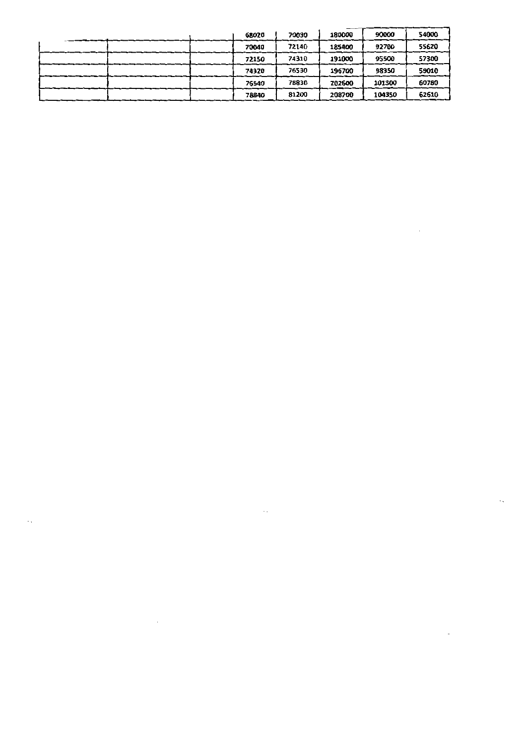| | | | | | | | |
|---|---|---|---|---|---|---|---|
| | | | 68020 | 70030 | 180000 | 90000 | 54000 |
| | | | 70040 | 72140 | 185400 | 92700 | 55620 |
| | | | 72150 | 74310 | 191000 | 95500 | 57300 |
| | | | 74320 | 76530 | 196700 | 98350 | 59010 |
| | | | 76540 | 78830 | 202600 | 101300 | 60780 |
| | | | 78840 | 81200 | 208700 | 104350 | 62610 |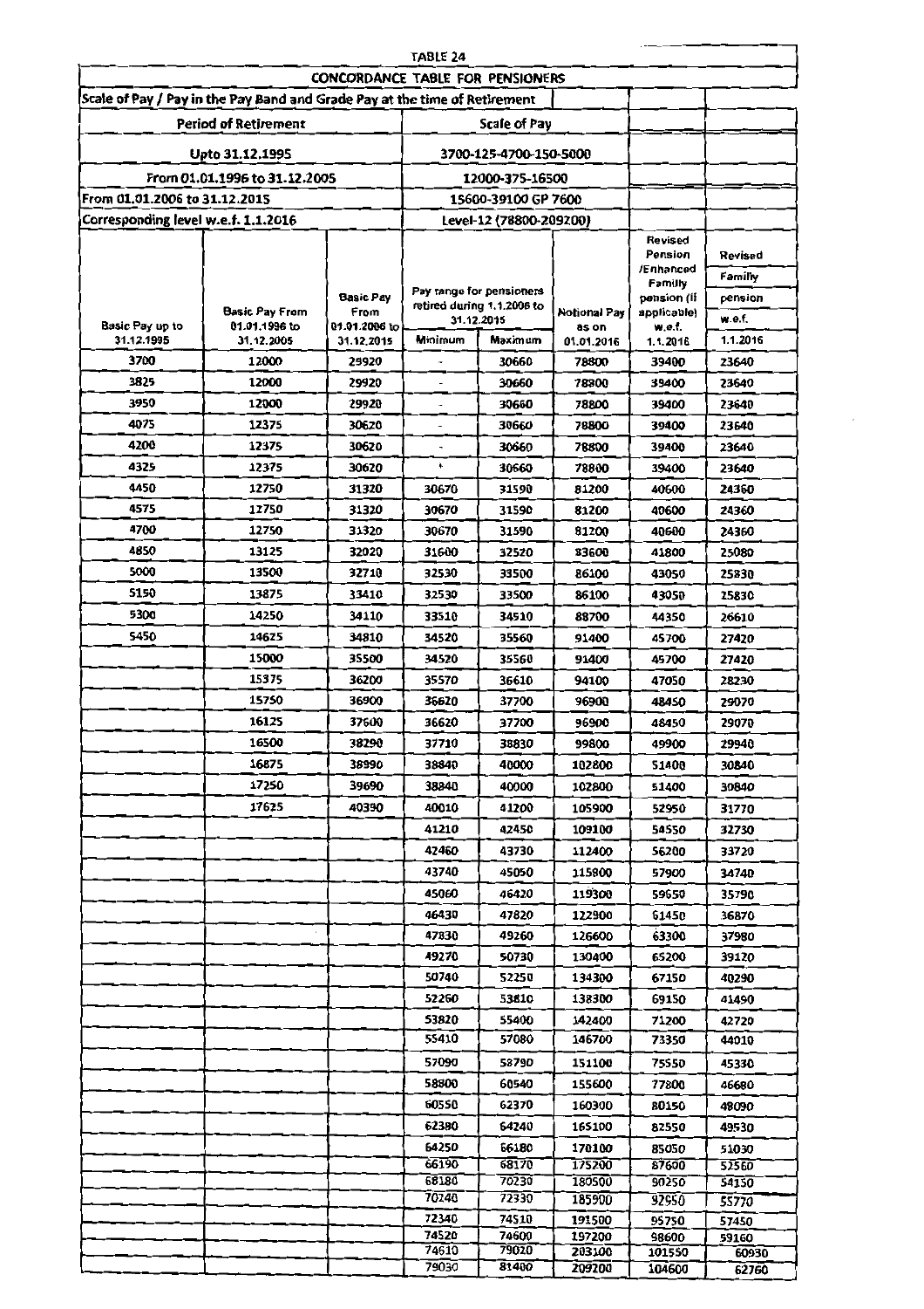# TABLE 24

## CONCORDANCE TABLE FOR PENSIONERS

| Scale of Pay / Pay in the Pay Band and Grade Pay at the time of Retirement | | | | | | | |
|---|---|---|---|---|---|---|---|
| Period of Retirement | | | Scale of Pay | | | | |
| Upto 31.12.1995 | | | 3700-125-4700-150-5000 | | | | |
| From 01.01.1996 to 31.12.2005 | | | 12000-375-16500 | | | | |
| From 01.01.2006 to 31.12.2015 | | | 15600-39100 GP 7600 | | | | |
| Corresponding level w.e.f. 1.1.2016 | | | Level-12 (78800-209200) | | | | |
| Basic Pay up to 31.12.1995 | Basic Pay From 01.01.1996 to 31.12.2005 | Basic Pay From 01.01.2006 to 31.12.2015 | Pay range for pensioners retired during 1.1.2006 to 31.12.2015 Minimum | Maximum | Notional Pay as on 01.01.2016 | Revised Pension /Enhanced Family pension (if applicable) w.e.f. 1.1.2016 | Revised Family pension w.e.f. 1.1.2016 |
| 3700 | 12000 | 29920 | - | 30660 | 78800 | 39400 | 23640 |
| 3825 | 12000 | 29920 | - | 30660 | 78800 | 39400 | 23640 |
| 3950 | 12000 | 29920 | - | 30660 | 78800 | 39400 | 23640 |
| 4075 | 12375 | 30620 | - | 30660 | 78800 | 39400 | 23640 |
| 4200 | 12375 | 30620 | - | 30660 | 78800 | 39400 | 23640 |
| 4325 | 12375 | 30620 | - | 30660 | 78800 | 39400 | 23640 |
| 4450 | 12750 | 31320 | 30670 | 31590 | 81200 | 40600 | 24360 |
| 4575 | 12750 | 31320 | 30670 | 31590 | 81200 | 40600 | 24360 |
| 4700 | 12750 | 31320 | 30670 | 31590 | 81200 | 40600 | 24360 |
| 4850 | 13125 | 32020 | 31600 | 32520 | 83600 | 41800 | 25080 |
| 5000 | 13500 | 32710 | 32530 | 33500 | 86100 | 43050 | 25830 |
| 5150 | 13875 | 33410 | 32530 | 33500 | 86100 | 43050 | 25830 |
| 5300 | 14250 | 34110 | 33510 | 34510 | 88700 | 44350 | 26610 |
| 5450 | 14625 | 34810 | 34520 | 35560 | 91400 | 45700 | 27420 |
| | 15000 | 35500 | 34520 | 35560 | 91400 | 45700 | 27420 |
| | 15375 | 36200 | 35570 | 36610 | 94100 | 47050 | 28230 |
| | 15750 | 36900 | 36620 | 37700 | 96900 | 48450 | 29070 |
| | 16125 | 37600 | 36620 | 37700 | 96900 | 48450 | 29070 |
| | 16500 | 38290 | 37710 | 38830 | 99800 | 49900 | 29940 |
| | 16875 | 38990 | 38840 | 40000 | 102800 | 51400 | 30840 |
| | 17250 | 39690 | 38840 | 40000 | 102800 | 51400 | 30840 |
| | 17625 | 40390 | 40010 | 41200 | 105900 | 52950 | 31770 |
| | | | 41210 | 42450 | 109100 | 54550 | 32730 |
| | | | 42460 | 43730 | 112400 | 56200 | 33720 |
| | | | 43740 | 45050 | 115800 | 57900 | 34740 |
| | | | 45060 | 46420 | 119300 | 59650 | 35790 |
| | | | 46430 | 47820 | 122900 | 61450 | 36870 |
| | | | 47830 | 49260 | 126600 | 63300 | 37980 |
| | | | 49270 | 50730 | 130400 | 65200 | 39120 |
| | | | 50740 | 52250 | 134300 | 67150 | 40290 |
| | | | 52260 | 53810 | 138300 | 69150 | 41490 |
| | | | 53820 | 55400 | 142400 | 71200 | 42720 |
| | | | 55410 | 57080 | 146700 | 73350 | 44010 |
| | | | 57090 | 58790 | 151100 | 75550 | 45330 |
| | | | 58800 | 60540 | 155600 | 77800 | 46680 |
| | | | 60550 | 62370 | 160300 | 80150 | 48090 |
| | | | 62380 | 64240 | 165100 | 82550 | 49530 |
| | | | 64250 | 66180 | 170100 | 85050 | 51030 |
| | | | 66190 | 68170 | 175200 | 87600 | 52560 |
| | | | 68180 | 70230 | 180500 | 90250 | 54150 |
| | | | 70240 | 72330 | 185900 | 92950 | 55770 |
| | | | 72340 | 74510 | 191500 | 95750 | 57450 |
| | | | 74520 | 74600 | 197200 | 98600 | 59160 |
| | | | 74610 | 79020 | 203100 | 101550 | 60930 |
| | | | 79030 | 81400 | 209200 | 104600 | 62760 |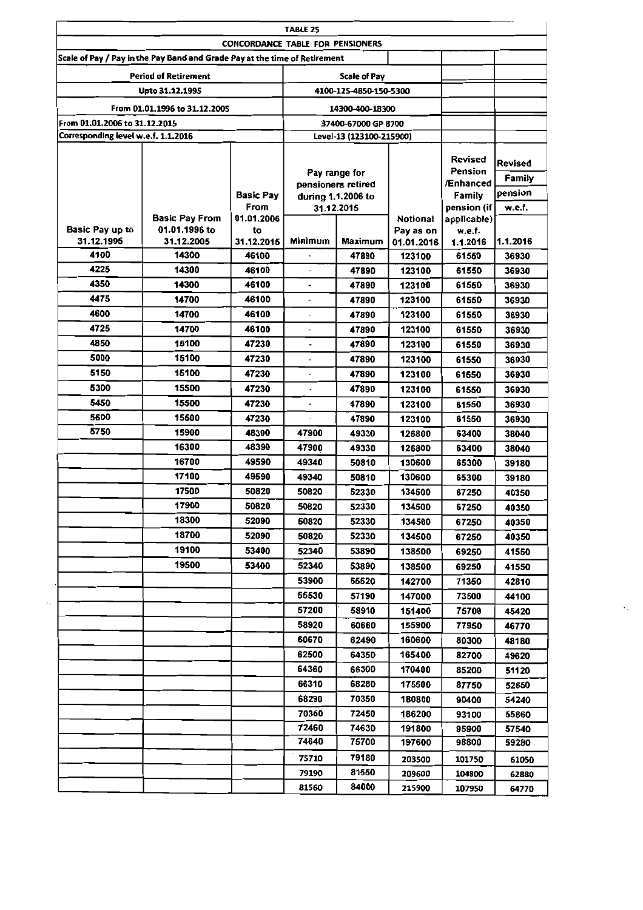**TABLE 25**

**CONCORDANCE TABLE FOR PENSIONERS**

Scale of Pay / Pay in the Pay Band and Grade Pay at the time of Retirement

| Period of Retirement | Scale of Pay |
|---|---|
| Upto 31.12.1995 | 4100-125-4850-150-5300 |
| From 01.01.1996 to 31.12.2005 | 14300-400-18300 |
| From 01.01.2006 to 31.12.2015 | 37400-67000 GP 8700 |
| Corresponding level w.e.f. 1.1.2016 | Level-13 (123100-215900) |

| Basic Pay up to 31.12.1995 | Basic Pay From 01.01.1996 to 31.12.2005 | Basic Pay From 01.01.2006 to 31.12.2015 | Pay range for pensioners retired during 1.1.2006 to 31.12.2015 | | Notional Pay as on 01.01.2016 | Revised Pension /Enhanced Family pension (if applicable) w.e.f. 1.1.2016 | Revised Family pension w.e.f. 1.1.2016 |
|---|---|---|---|---|---|---|---|
| | | | Minimum | Maximum | | | |
| 4100 | 14300 | 46100 | - | 47890 | 123100 | 61550 | 36930 |
| 4225 | 14300 | 46100 | - | 47890 | 123100 | 61550 | 36930 |
| 4350 | 14300 | 46100 | - | 47890 | 123100 | 61550 | 36930 |
| 4475 | 14700 | 46100 | - | 47890 | 123100 | 61550 | 36930 |
| 4600 | 14700 | 46100 | - | 47890 | 123100 | 61550 | 36930 |
| 4725 | 14700 | 46100 | - | 47890 | 123100 | 61550 | 36930 |
| 4850 | 15100 | 47230 | - | 47890 | 123100 | 61550 | 36930 |
| 5000 | 15100 | 47230 | - | 47890 | 123100 | 61550 | 36930 |
| 5150 | 15100 | 47230 | - | 47890 | 123100 | 61550 | 36930 |
| 5300 | 15500 | 47230 | - | 47890 | 123100 | 61550 | 36930 |
| 5450 | 15500 | 47230 | - | 47890 | 123100 | 61550 | 36930 |
| 5600 | 15500 | 47230 | - | 47890 | 123100 | 61550 | 36930 |
| 5750 | 15900 | 48390 | 47900 | 49330 | 126800 | 63400 | 38040 |
| | 16300 | 48390 | 47900 | 49330 | 126800 | 63400 | 38040 |
| | 16700 | 49590 | 49340 | 50810 | 130600 | 65300 | 39180 |
| | 17100 | 49590 | 49340 | 50810 | 130600 | 65300 | 39180 |
| | 17500 | 50820 | 50820 | 52330 | 134500 | 67250 | 40350 |
| | 17900 | 50820 | 50820 | 52330 | 134500 | 67250 | 40350 |
| | 18300 | 52090 | 50820 | 52330 | 134500 | 67250 | 40350 |
| | 18700 | 52090 | 50820 | 52330 | 134500 | 67250 | 40350 |
| | 19100 | 53400 | 52340 | 53890 | 138500 | 69250 | 41550 |
| | 19500 | 53400 | 52340 | 53890 | 138500 | 69250 | 41550 |
| | | | 53900 | 55520 | 142700 | 71350 | 42810 |
| | | | 55530 | 57190 | 147000 | 73500 | 44100 |
| | | | 57200 | 58910 | 151400 | 75700 | 45420 |
| | | | 58920 | 60660 | 155900 | 77950 | 46770 |
| | | | 60670 | 62490 | 160600 | 80300 | 48180 |
| | | | 62500 | 64350 | 165400 | 82700 | 49620 |
| | | | 64360 | 66300 | 170400 | 85200 | 51120 |
| | | | 66310 | 68280 | 175500 | 87750 | 52650 |
| | | | 68290 | 70350 | 180800 | 90400 | 54240 |
| | | | 70360 | 72450 | 186200 | 93100 | 55860 |
| | | | 72460 | 74630 | 191800 | 95900 | 57540 |
| | | | 74640 | 75700 | 197600 | 98800 | 59280 |
| | | | 75710 | 79180 | 203500 | 101750 | 61050 |
| | | | 79190 | 81550 | 209600 | 104800 | 62880 |
| | | | 81560 | 84000 | 215900 | 107950 | 64770 |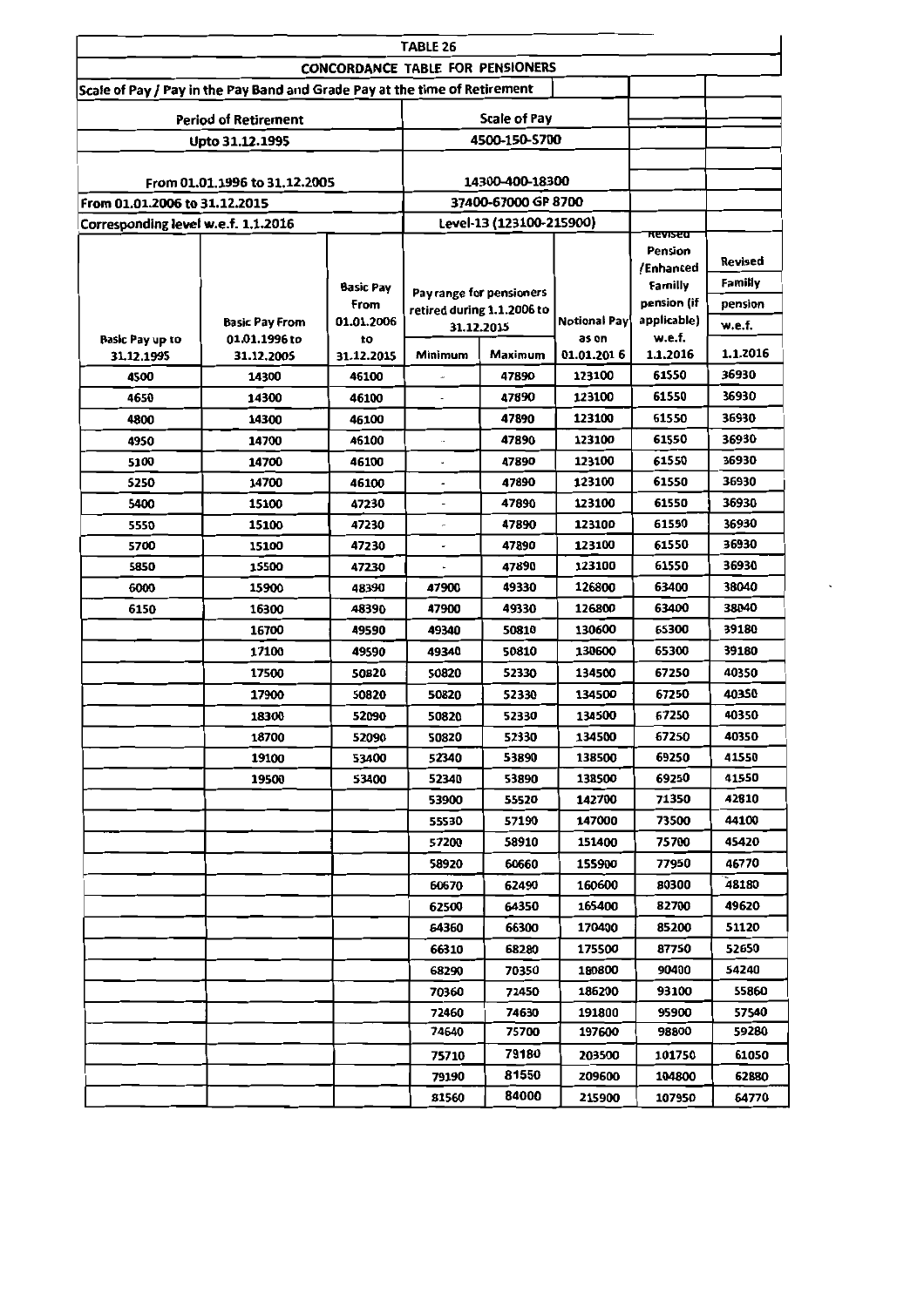**TABLE 26**

**CONCORDANCE TABLE FOR PENSIONERS**

Scale of Pay / Pay in the Pay Band and Grade Pay at the time of Retirement

| Period of Retirement | Scale of Pay |
|---|---|
| Upto 31.12.1995 | 4500-150-5700 |
| From 01.01.1996 to 31.12.2005 | 14300-400-18300 |
| From 01.01.2006 to 31.12.2015 | 37400-67000 GP 8700 |
| Corresponding level w.e.f. 1.1.2016 | Level-13 (123100-215900) |

| Basic Pay up to 31.12.1995 | Basic Pay From 01.01.1996 to 31.12.2005 | Basic Pay From 01.01.2006 to 31.12.2015 | Pay range for pensioners retired during 1.1.2006 to 31.12.2015 | | Notional Pay as on 01.01.2016 | Revised Pension /Enhanced Familly pension (if applicable) w.e.f. 1.1.2016 | Revised Familly pension w.e.f. 1.1.2016 |
|---|---|---|---|---|---|---|---|
| | | | Minimum | Maximum | | | |
| 4500 | 14300 | 46100 | - | 47890 | 123100 | 61550 | 36930 |
| 4650 | 14300 | 46100 | - | 47890 | 123100 | 61550 | 36930 |
| 4800 | 14300 | 46100 | | 47890 | 123100 | 61550 | 36930 |
| 4950 | 14700 | 46100 | - | 47890 | 123100 | 61550 | 36930 |
| 5100 | 14700 | 46100 | - | 47890 | 123100 | 61550 | 36930 |
| 5250 | 14700 | 46100 | - | 47890 | 123100 | 61550 | 36930 |
| 5400 | 15100 | 47230 | - | 47890 | 123100 | 61550 | 36930 |
| 5550 | 15100 | 47230 | - | 47890 | 123100 | 61550 | 36930 |
| 5700 | 15100 | 47230 | - | 47890 | 123100 | 61550 | 36930 |
| 5850 | 15500 | 47230 | - | 47890 | 123100 | 61550 | 36930 |
| 6000 | 15900 | 48390 | 47900 | 49330 | 126800 | 63400 | 38040 |
| 6150 | 16300 | 48390 | 47900 | 49330 | 126800 | 63400 | 38040 |
| | 16700 | 49590 | 49340 | 50810 | 130600 | 65300 | 39180 |
| | 17100 | 49590 | 49340 | 50810 | 130600 | 65300 | 39180 |
| | 17500 | 50820 | 50820 | 52330 | 134500 | 67250 | 40350 |
| | 17900 | 50820 | 50820 | 52330 | 134500 | 67250 | 40350 |
| | 18300 | 52090 | 50820 | 52330 | 134500 | 67250 | 40350 |
| | 18700 | 52090 | 50820 | 52330 | 134500 | 67250 | 40350 |
| | 19100 | 53400 | 52340 | 53890 | 138500 | 69250 | 41550 |
| | 19500 | 53400 | 52340 | 53890 | 138500 | 69250 | 41550 |
| | | | 53900 | 55520 | 142700 | 71350 | 42810 |
| | | | 55530 | 57190 | 147000 | 73500 | 44100 |
| | | | 57200 | 58910 | 151400 | 75700 | 45420 |
| | | | 58920 | 60660 | 155900 | 77950 | 46770 |
| | | | 60670 | 62490 | 160600 | 80300 | 48180 |
| | | | 62500 | 64350 | 165400 | 82700 | 49620 |
| | | | 64360 | 66300 | 170400 | 85200 | 51120 |
| | | | 66310 | 68280 | 175500 | 87750 | 52650 |
| | | | 68290 | 70350 | 180800 | 90400 | 54240 |
| | | | 70360 | 72450 | 186200 | 93100 | 55860 |
| | | | 72460 | 74630 | 191800 | 95900 | 57540 |
| | | | 74640 | 75700 | 197600 | 98800 | 59280 |
| | | | 75710 | 79180 | 203500 | 101750 | 61050 |
| | | | 79190 | 81550 | 209600 | 104800 | 62880 |
| | | | 81560 | 84000 | 215900 | 107950 | 64770 |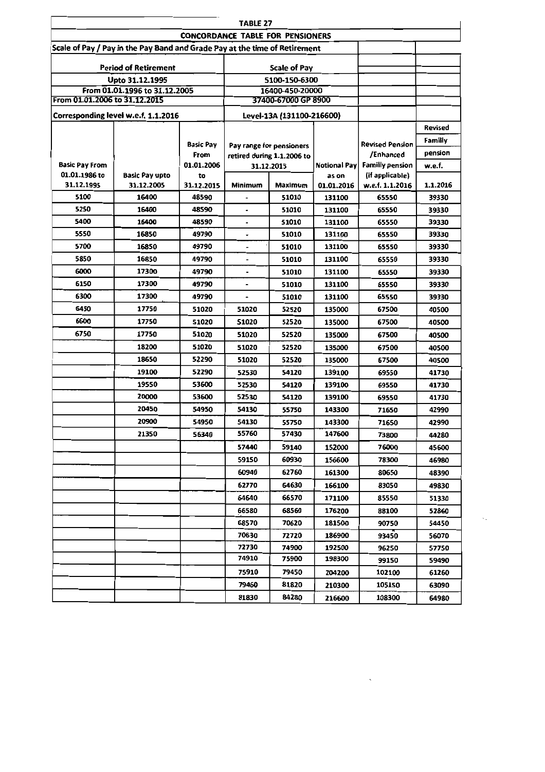**TABLE 27**

**CONCORDANCE TABLE FOR PENSIONERS**

**Scale of Pay / Pay in the Pay Band and Grade Pay at the time of Retirement**

| Period of Retirement | Scale of Pay |
|---|---|
| Upto 31.12.1995 | 5100-150-6300 |
| From 01.01.1996 to 31.12.2005 | 16400-450-20000 |
| From 01.01.2006 to 31.12.2015 | 37400-67000 GP 8900 |
| Corresponding level w.e.f. 1.1.2016 | Level-13A (131100-216600) |

| Basic Pay From 01.01.1986 to 31.12.1995 | Basic Pay upto 31.12.2005 | Basic Pay From 01.01.2006 to 31.12.2015 | Pay range for pensioners retired during 1.1.2006 to 31.12.2015 Minimum | Maximum | Notional Pay as on 01.01.2016 | Revised Pension /Enhanced Familly pension (if applicable) w.e.f. 1.1.2016 | Revised Familly pension w.e.f. 1.1.2016 |
|---|---|---|---|---|---|---|---|
| 5100 | 16400 | 48590 | - | 51010 | 131100 | 65550 | 39330 |
| 5250 | 16400 | 48590 | - | 51010 | 131100 | 65550 | 39330 |
| 5400 | 16400 | 48590 | - | 51010 | 131100 | 65550 | 39330 |
| 5550 | 16850 | 49790 | - | 51010 | 131100 | 65550 | 39330 |
| 5700 | 16850 | 49790 | - | 51010 | 131100 | 65550 | 39330 |
| 5850 | 16850 | 49790 | - | 51010 | 131100 | 65550 | 39330 |
| 6000 | 17300 | 49790 | - | 51010 | 131100 | 65550 | 39330 |
| 6150 | 17300 | 49790 | - | 51010 | 131100 | 65550 | 39330 |
| 6300 | 17300 | 49790 | - | 51010 | 131100 | 65550 | 39330 |
| 6450 | 17750 | 51020 | 51020 | 52520 | 135000 | 67500 | 40500 |
| 6600 | 17750 | 51020 | 51020 | 52520 | 135000 | 67500 | 40500 |
| 6750 | 17750 | 51020 | 51020 | 52520 | 135000 | 67500 | 40500 |
| | 18200 | 51020 | 51020 | 52520 | 135000 | 67500 | 40500 |
| | 18650 | 52290 | 51020 | 52520 | 135000 | 67500 | 40500 |
| | 19100 | 52290 | 52530 | 54120 | 139100 | 69550 | 41730 |
| | 19550 | 53600 | 52530 | 54120 | 139100 | 69550 | 41730 |
| | 20000 | 53600 | 52530 | 54120 | 139100 | 69550 | 41730 |
| | 20450 | 54950 | 54130 | 55750 | 143300 | 71650 | 42990 |
| | 20900 | 54950 | 54130 | 55750 | 143300 | 71650 | 42990 |
| | 21350 | 56340 | 55760 | 57430 | 147600 | 73800 | 44280 |
| | | | 57440 | 59140 | 152000 | 76000 | 45600 |
| | | | 59150 | 60930 | 156600 | 78300 | 46980 |
| | | | 60940 | 62760 | 161300 | 80650 | 48390 |
| | | | 62770 | 64630 | 166100 | 83050 | 49830 |
| | | | 64640 | 66570 | 171100 | 85550 | 51330 |
| | | | 66580 | 68560 | 176200 | 88100 | 52860 |
| | | | 68570 | 70620 | 181500 | 90750 | 54450 |
| | | | 70630 | 72720 | 186900 | 93450 | 56070 |
| | | | 72730 | 74900 | 192500 | 96250 | 57750 |
| | | | 74910 | 75900 | 198300 | 99150 | 59490 |
| | | | 75910 | 79450 | 204200 | 102100 | 61260 |
| | | | 79460 | 81820 | 210300 | 105150 | 63090 |
| | | | 81830 | 84280 | 216600 | 108300 | 64980 |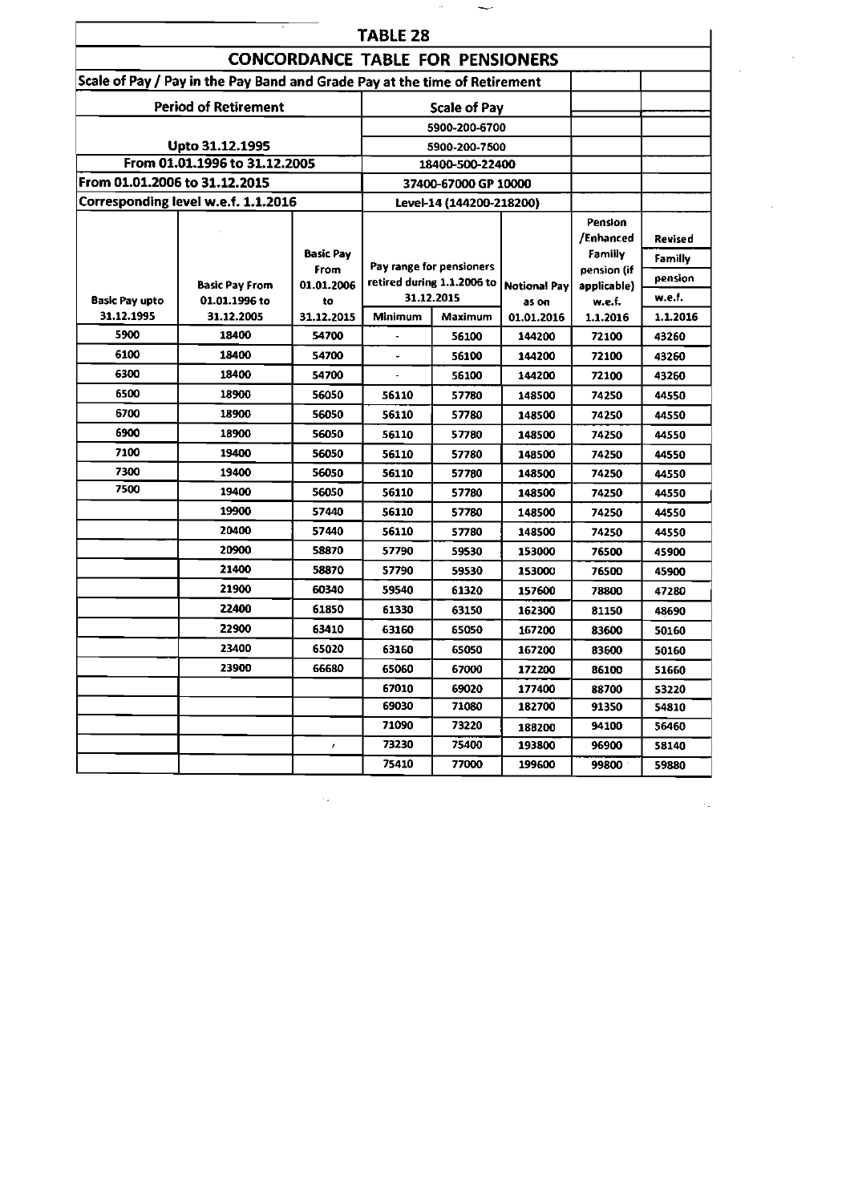## TABLE 28

## CONCORDANCE TABLE FOR PENSIONERS

| Scale of Pay / Pay in the Pay Band and Grade Pay at the time of Retirement | | | | | | | |
|---|---|---|---|---|---|---|---|
| **Period of Retirement** | | | **Scale of Pay** | | | | |
| | | | 5900-200-6700 | | | | |
| Upto 31.12.1995 | | | 5900-200-7500 | | | | |
| From 01.01.1996 to 31.12.2005 | | | 18400-500-22400 | | | | |
| From 01.01.2006 to 31.12.2015 | | | 37400-67000 GP 10000 | | | | |
| Corresponding level w.e.f. 1.1.2016 | | | Level-14 (144200-218200) | | | | |
| **Basic Pay upto 31.12.1995** | **Basic Pay From 01.01.1996 to 31.12.2005** | **Basic Pay From 01.01.2006 to 31.12.2015** | **Pay range for pensioners retired during 1.1.2006 to 31.12.2015 Minimum** | **Maximum** | **Notional Pay as on 01.01.2016** | **Pension /Enhanced Familly pension (if applicable) w.e.f. 1.1.2016** | **Revised Familly pension w.e.f. 1.1.2016** |
| 5900 | 18400 | 54700 | - | 56100 | 144200 | 72100 | 43260 |
| 6100 | 18400 | 54700 | - | 56100 | 144200 | 72100 | 43260 |
| 6300 | 18400 | 54700 | - | 56100 | 144200 | 72100 | 43260 |
| 6500 | 18900 | 56050 | 56110 | 57780 | 148500 | 74250 | 44550 |
| 6700 | 18900 | 56050 | 56110 | 57780 | 148500 | 74250 | 44550 |
| 6900 | 18900 | 56050 | 56110 | 57780 | 148500 | 74250 | 44550 |
| 7100 | 19400 | 56050 | 56110 | 57780 | 148500 | 74250 | 44550 |
| 7300 | 19400 | 56050 | 56110 | 57780 | 148500 | 74250 | 44550 |
| 7500 | 19400 | 56050 | 56110 | 57780 | 148500 | 74250 | 44550 |
| | 19900 | 57440 | 56110 | 57780 | 148500 | 74250 | 44550 |
| | 20400 | 57440 | 56110 | 57780 | 148500 | 74250 | 44550 |
| | 20900 | 58870 | 57790 | 59530 | 153000 | 76500 | 45900 |
| | 21400 | 58870 | 57790 | 59530 | 153000 | 76500 | 45900 |
| | 21900 | 60340 | 59540 | 61320 | 157600 | 78800 | 47280 |
| | 22400 | 61850 | 61330 | 63150 | 162300 | 81150 | 48690 |
| | 22900 | 63410 | 63160 | 65050 | 167200 | 83600 | 50160 |
| | 23400 | 65020 | 63160 | 65050 | 167200 | 83600 | 50160 |
| | 23900 | 66680 | 65060 | 67000 | 172200 | 86100 | 51660 |
| | | | 67010 | 69020 | 177400 | 88700 | 53220 |
| | | | 69030 | 71080 | 182700 | 91350 | 54810 |
| | | | 71090 | 73220 | 188200 | 94100 | 56460 |
| | | | 73230 | 75400 | 193800 | 96900 | 58140 |
| | | | 75410 | 77000 | 199600 | 99800 | 59880 |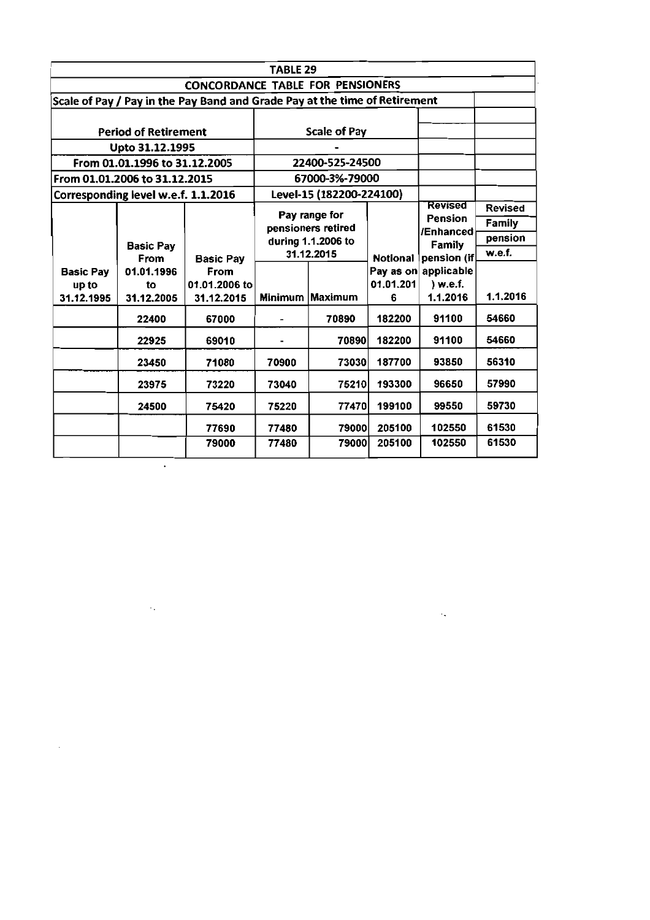## TABLE 29

## CONCORDANCE TABLE FOR PENSIONERS

Scale of Pay / Pay in the Pay Band and Grade Pay at the time of Retirement

| Period of Retirement | Scale of Pay |
|---|---|
| Upto 31.12.1995 | - |
| From 01.01.1996 to 31.12.2005 | 22400-525-24500 |
| From 01.01.2006 to 31.12.2015 | 67000-3%-79000 |
| Corresponding level w.e.f. 1.1.2016 | Level-15 (182200-224100) |

| Basic Pay up to 31.12.1995 | Basic Pay From 01.01.1996 to 31.12.2005 | Basic Pay From 01.01.2006 to 31.12.2015 | Pay range for pensioners retired during 1.1.2006 to 31.12.2015 | | Notional Pay as on 01.01.2016 | Revised Pension /Enhanced Family pension (if applicable) w.e.f. 1.1.2016 | Revised Family pension w.e.f. 1.1.2016 |
|---|---|---|---|---|---|---|---|
| | | | Minimum | Maximum | | | |
| | 22400 | 67000 | - | 70890 | 182200 | 91100 | 54660 |
| | 22925 | 69010 | - | 70890 | 182200 | 91100 | 54660 |
| | 23450 | 71080 | 70900 | 73030 | 187700 | 93850 | 56310 |
| | 23975 | 73220 | 73040 | 75210 | 193300 | 96650 | 57990 |
| | 24500 | 75420 | 75220 | 77470 | 199100 | 99550 | 59730 |
| | | 77690 | 77480 | 79000 | 205100 | 102550 | 61530 |
| | | 79000 | 77480 | 79000 | 205100 | 102550 | 61530 |